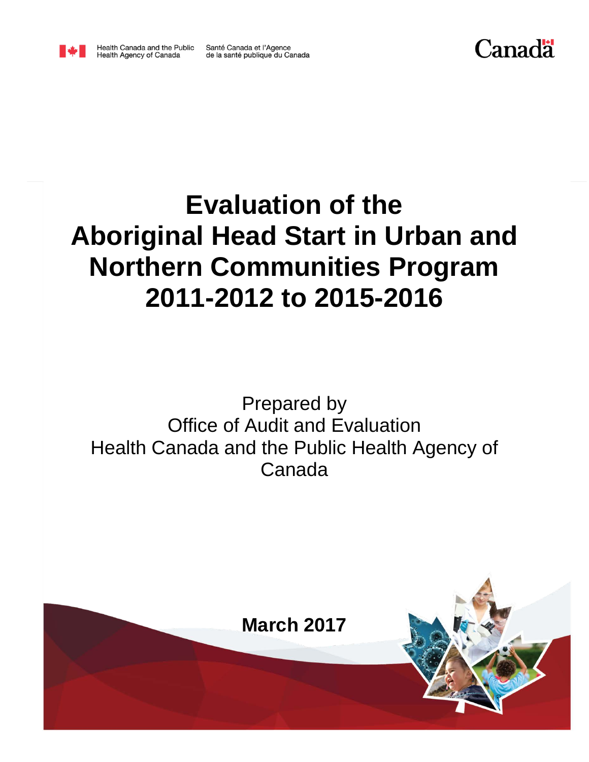Health Canada and the Public Health Agency of Canada Santé Canada et l'Agence de la santé publique du Canada

Canada

# Evaluation of the Aboriginal Head Start in Urban and Northern Communities Program 2011-2012 to 2015-2016

Prepared by
Office of Audit and Evaluation
Health Canada and the Public Health Agency of Canada

**March 2017**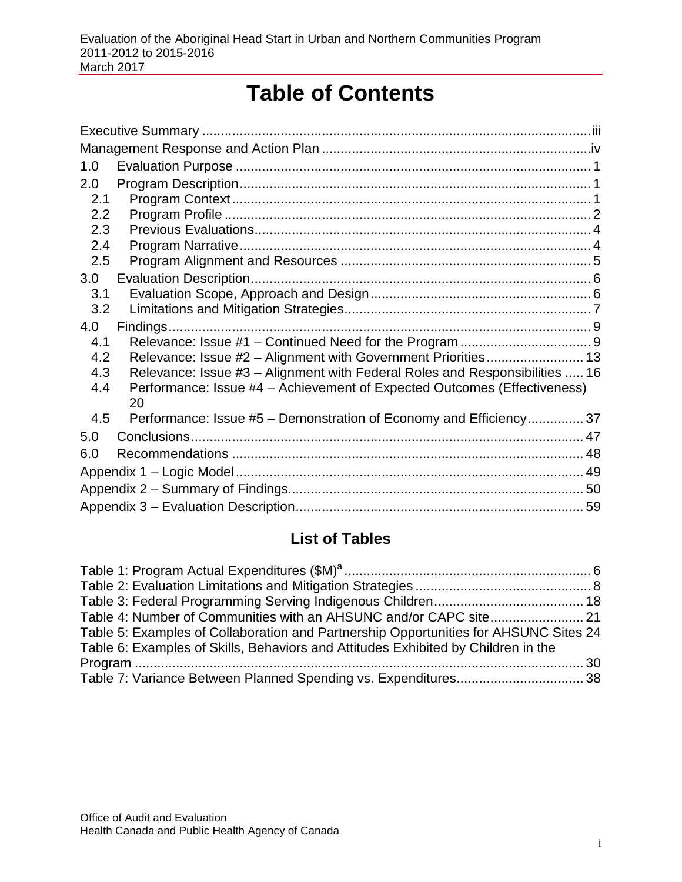# Table of Contents

Executive Summary ........................................................................................................iii
Management Response and Action Plan .......................................................................iv
1.0 Evaluation Purpose ............................................................................................... 1
2.0 Program Description............................................................................................. 1
  2.1 Program Context ............................................................................................... 1
  2.2 Program Profile ................................................................................................. 2
  2.3 Previous Evaluations.......................................................................................... 4
  2.4 Program Narrative ............................................................................................. 4
  2.5 Program Alignment and Resources .................................................................. 5
3.0 Evaluation Description.......................................................................................... 6
  3.1 Evaluation Scope, Approach and Design.......................................................... 6
  3.2 Limitations and Mitigation Strategies................................................................. 7
4.0 Findings................................................................................................................. 9
  4.1 Relevance: Issue #1 – Continued Need for the Program ................................... 9
  4.2 Relevance: Issue #2 – Alignment with Government Priorities.......................... 13
  4.3 Relevance: Issue #3 – Alignment with Federal Roles and Responsibilities ..... 16
  4.4 Performance: Issue #4 – Achievement of Expected Outcomes (Effectiveness) 20
  4.5 Performance: Issue #5 – Demonstration of Economy and Efficiency............... 37
5.0 Conclusions......................................................................................................... 47
6.0 Recommendations .............................................................................................. 48
Appendix 1 – Logic Model ............................................................................................ 49
Appendix 2 – Summary of Findings.............................................................................. 50
Appendix 3 – Evaluation Description............................................................................ 59

## List of Tables

Table 1: Program Actual Expenditures ($M)[a] .................................................................. 6
Table 2: Evaluation Limitations and Mitigation Strategies ............................................... 8
Table 3: Federal Programming Serving Indigenous Children....................................... 18
Table 4: Number of Communities with an AHSUNC and/or CAPC site......................... 21
Table 5: Examples of Collaboration and Partnership Opportunities for AHSUNC Sites 24
Table 6: Examples of Skills, Behaviors and Attitudes Exhibited by Children in the Program ........................................................................................................................ 30
Table 7: Variance Between Planned Spending vs. Expenditures.................................. 38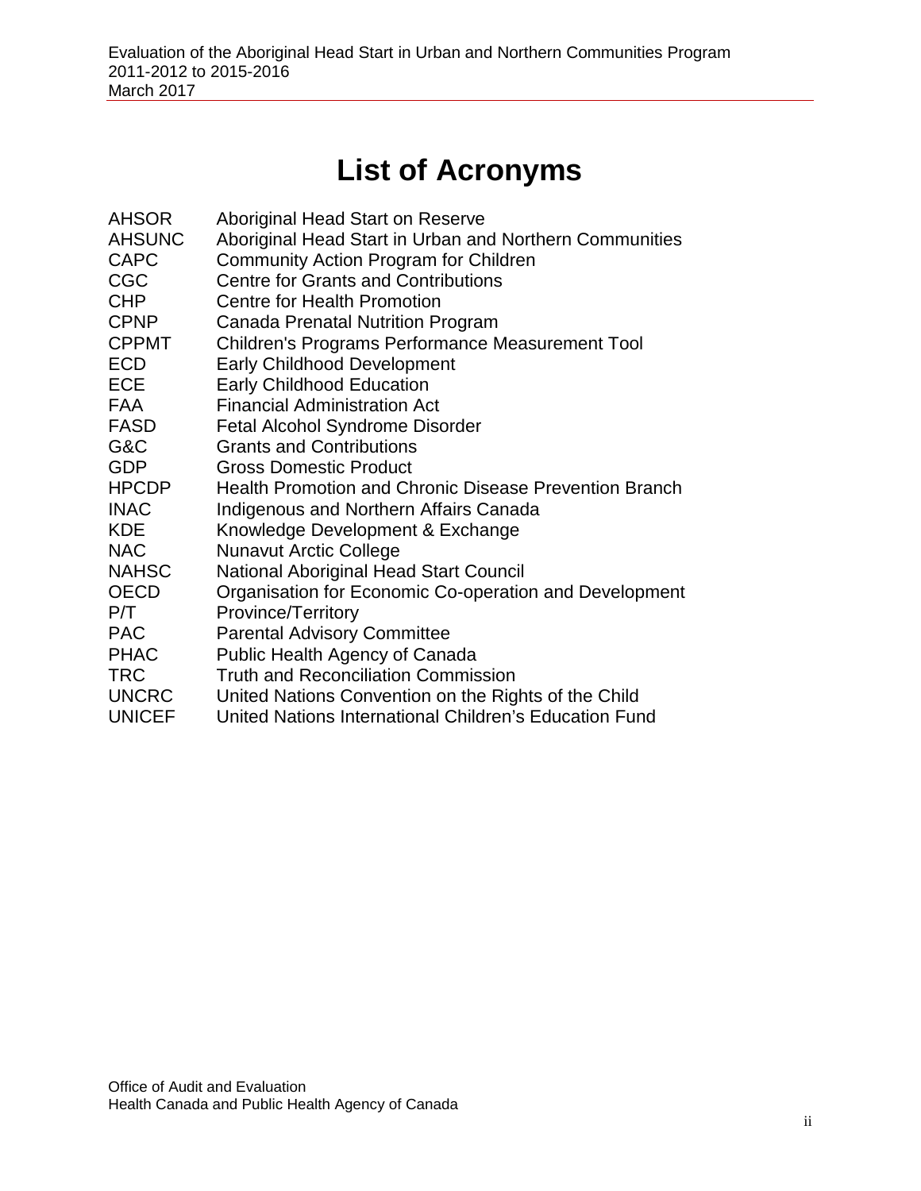# List of Acronyms

| | |
|---|---|
| AHSOR | Aboriginal Head Start on Reserve |
| AHSUNC | Aboriginal Head Start in Urban and Northern Communities |
| CAPC | Community Action Program for Children |
| CGC | Centre for Grants and Contributions |
| CHP | Centre for Health Promotion |
| CPNP | Canada Prenatal Nutrition Program |
| CPPMT | Children's Programs Performance Measurement Tool |
| ECD | Early Childhood Development |
| ECE | Early Childhood Education |
| FAA | Financial Administration Act |
| FASD | Fetal Alcohol Syndrome Disorder |
| G&C | Grants and Contributions |
| GDP | Gross Domestic Product |
| HPCDP | Health Promotion and Chronic Disease Prevention Branch |
| INAC | Indigenous and Northern Affairs Canada |
| KDE | Knowledge Development & Exchange |
| NAC | Nunavut Arctic College |
| NAHSC | National Aboriginal Head Start Council |
| OECD | Organisation for Economic Co-operation and Development |
| P/T | Province/Territory |
| PAC | Parental Advisory Committee |
| PHAC | Public Health Agency of Canada |
| TRC | Truth and Reconciliation Commission |
| UNCRC | United Nations Convention on the Rights of the Child |
| UNICEF | United Nations International Children's Education Fund |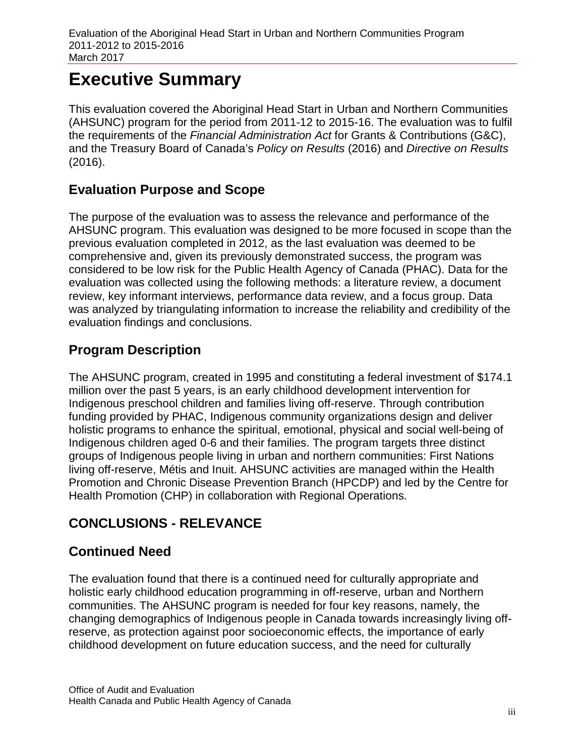# Executive Summary

This evaluation covered the Aboriginal Head Start in Urban and Northern Communities (AHSUNC) program for the period from 2011-12 to 2015-16. The evaluation was to fulfil the requirements of the *Financial Administration Act* for Grants & Contributions (G&C), and the Treasury Board of Canada's *Policy on Results* (2016) and *Directive on Results* (2016).

## Evaluation Purpose and Scope

The purpose of the evaluation was to assess the relevance and performance of the AHSUNC program. This evaluation was designed to be more focused in scope than the previous evaluation completed in 2012, as the last evaluation was deemed to be comprehensive and, given its previously demonstrated success, the program was considered to be low risk for the Public Health Agency of Canada (PHAC). Data for the evaluation was collected using the following methods: a literature review, a document review, key informant interviews, performance data review, and a focus group. Data was analyzed by triangulating information to increase the reliability and credibility of the evaluation findings and conclusions.

## Program Description

The AHSUNC program, created in 1995 and constituting a federal investment of $174.1 million over the past 5 years, is an early childhood development intervention for Indigenous preschool children and families living off-reserve. Through contribution funding provided by PHAC, Indigenous community organizations design and deliver holistic programs to enhance the spiritual, emotional, physical and social well-being of Indigenous children aged 0-6 and their families. The program targets three distinct groups of Indigenous people living in urban and northern communities: First Nations living off-reserve, Métis and Inuit. AHSUNC activities are managed within the Health Promotion and Chronic Disease Prevention Branch (HPCDP) and led by the Centre for Health Promotion (CHP) in collaboration with Regional Operations.

## CONCLUSIONS - RELEVANCE

## Continued Need

The evaluation found that there is a continued need for culturally appropriate and holistic early childhood education programming in off-reserve, urban and Northern communities. The AHSUNC program is needed for four key reasons, namely, the changing demographics of Indigenous people in Canada towards increasingly living off-reserve, as protection against poor socioeconomic effects, the importance of early childhood development on future education success, and the need for culturally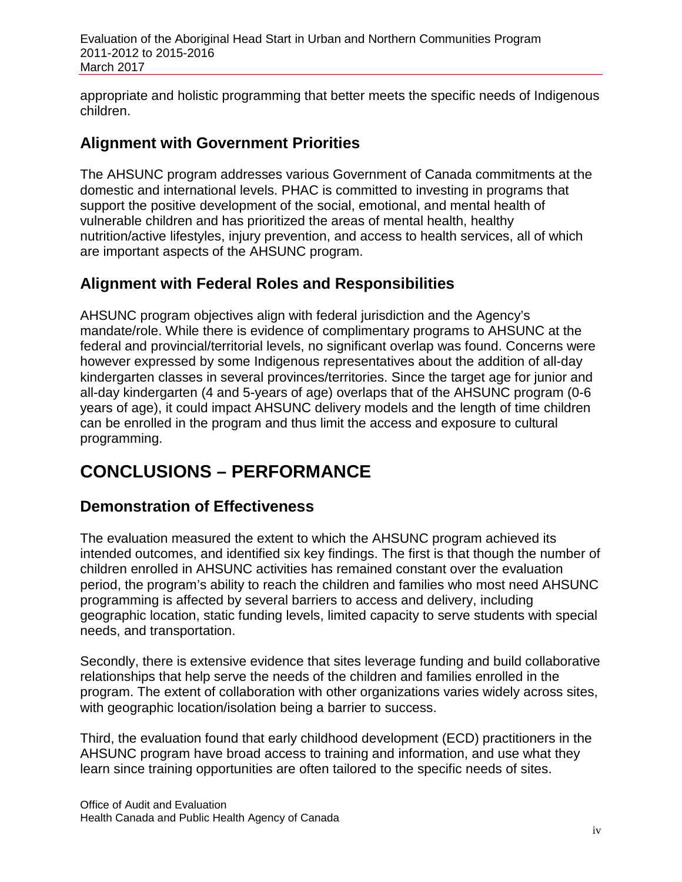appropriate and holistic programming that better meets the specific needs of Indigenous children.

## Alignment with Government Priorities

The AHSUNC program addresses various Government of Canada commitments at the domestic and international levels. PHAC is committed to investing in programs that support the positive development of the social, emotional, and mental health of vulnerable children and has prioritized the areas of mental health, healthy nutrition/active lifestyles, injury prevention, and access to health services, all of which are important aspects of the AHSUNC program.

## Alignment with Federal Roles and Responsibilities

AHSUNC program objectives align with federal jurisdiction and the Agency's mandate/role. While there is evidence of complimentary programs to AHSUNC at the federal and provincial/territorial levels, no significant overlap was found. Concerns were however expressed by some Indigenous representatives about the addition of all-day kindergarten classes in several provinces/territories. Since the target age for junior and all-day kindergarten (4 and 5-years of age) overlaps that of the AHSUNC program (0-6 years of age), it could impact AHSUNC delivery models and the length of time children can be enrolled in the program and thus limit the access and exposure to cultural programming.

# CONCLUSIONS – PERFORMANCE

## Demonstration of Effectiveness

The evaluation measured the extent to which the AHSUNC program achieved its intended outcomes, and identified six key findings. The first is that though the number of children enrolled in AHSUNC activities has remained constant over the evaluation period, the program's ability to reach the children and families who most need AHSUNC programming is affected by several barriers to access and delivery, including geographic location, static funding levels, limited capacity to serve students with special needs, and transportation.

Secondly, there is extensive evidence that sites leverage funding and build collaborative relationships that help serve the needs of the children and families enrolled in the program. The extent of collaboration with other organizations varies widely across sites, with geographic location/isolation being a barrier to success.

Third, the evaluation found that early childhood development (ECD) practitioners in the AHSUNC program have broad access to training and information, and use what they learn since training opportunities are often tailored to the specific needs of sites.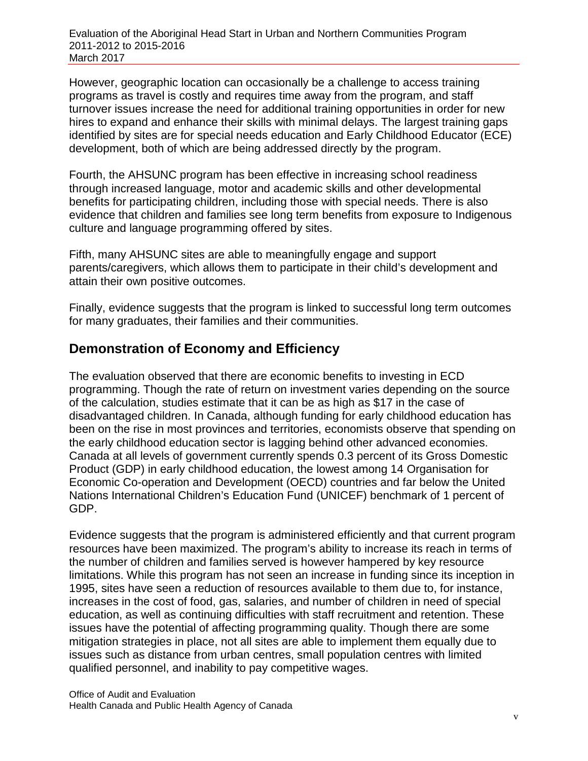However, geographic location can occasionally be a challenge to access training programs as travel is costly and requires time away from the program, and staff turnover issues increase the need for additional training opportunities in order for new hires to expand and enhance their skills with minimal delays. The largest training gaps identified by sites are for special needs education and Early Childhood Educator (ECE) development, both of which are being addressed directly by the program.

Fourth, the AHSUNC program has been effective in increasing school readiness through increased language, motor and academic skills and other developmental benefits for participating children, including those with special needs. There is also evidence that children and families see long term benefits from exposure to Indigenous culture and language programming offered by sites.

Fifth, many AHSUNC sites are able to meaningfully engage and support parents/caregivers, which allows them to participate in their child's development and attain their own positive outcomes.

Finally, evidence suggests that the program is linked to successful long term outcomes for many graduates, their families and their communities.

## Demonstration of Economy and Efficiency

The evaluation observed that there are economic benefits to investing in ECD programming. Though the rate of return on investment varies depending on the source of the calculation, studies estimate that it can be as high as $17 in the case of disadvantaged children. In Canada, although funding for early childhood education has been on the rise in most provinces and territories, economists observe that spending on the early childhood education sector is lagging behind other advanced economies. Canada at all levels of government currently spends 0.3 percent of its Gross Domestic Product (GDP) in early childhood education, the lowest among 14 Organisation for Economic Co-operation and Development (OECD) countries and far below the United Nations International Children's Education Fund (UNICEF) benchmark of 1 percent of GDP.

Evidence suggests that the program is administered efficiently and that current program resources have been maximized. The program's ability to increase its reach in terms of the number of children and families served is however hampered by key resource limitations. While this program has not seen an increase in funding since its inception in 1995, sites have seen a reduction of resources available to them due to, for instance, increases in the cost of food, gas, salaries, and number of children in need of special education, as well as continuing difficulties with staff recruitment and retention. These issues have the potential of affecting programming quality. Though there are some mitigation strategies in place, not all sites are able to implement them equally due to issues such as distance from urban centres, small population centres with limited qualified personnel, and inability to pay competitive wages.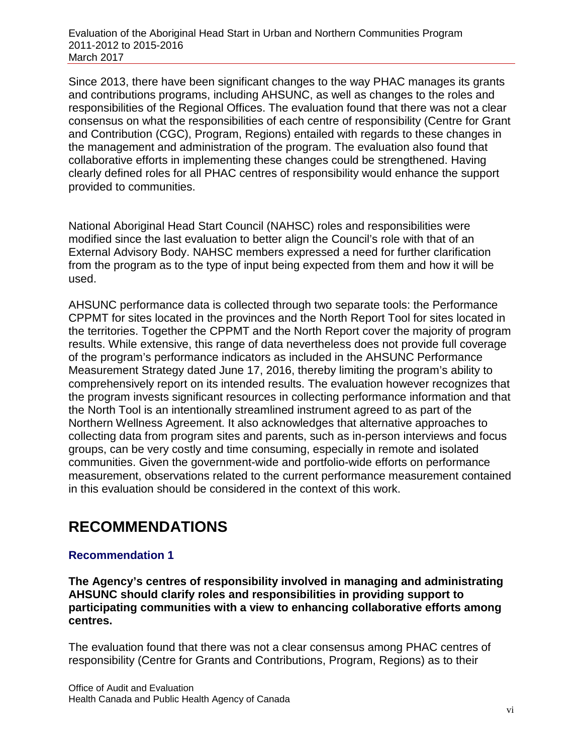Since 2013, there have been significant changes to the way PHAC manages its grants and contributions programs, including AHSUNC, as well as changes to the roles and responsibilities of the Regional Offices. The evaluation found that there was not a clear consensus on what the responsibilities of each centre of responsibility (Centre for Grant and Contribution (CGC), Program, Regions) entailed with regards to these changes in the management and administration of the program. The evaluation also found that collaborative efforts in implementing these changes could be strengthened. Having clearly defined roles for all PHAC centres of responsibility would enhance the support provided to communities.

National Aboriginal Head Start Council (NAHSC) roles and responsibilities were modified since the last evaluation to better align the Council's role with that of an External Advisory Body. NAHSC members expressed a need for further clarification from the program as to the type of input being expected from them and how it will be used.

AHSUNC performance data is collected through two separate tools: the Performance CPPMT for sites located in the provinces and the North Report Tool for sites located in the territories. Together the CPPMT and the North Report cover the majority of program results. While extensive, this range of data nevertheless does not provide full coverage of the program's performance indicators as included in the AHSUNC Performance Measurement Strategy dated June 17, 2016, thereby limiting the program's ability to comprehensively report on its intended results. The evaluation however recognizes that the program invests significant resources in collecting performance information and that the North Tool is an intentionally streamlined instrument agreed to as part of the Northern Wellness Agreement. It also acknowledges that alternative approaches to collecting data from program sites and parents, such as in-person interviews and focus groups, can be very costly and time consuming, especially in remote and isolated communities. Given the government-wide and portfolio-wide efforts on performance measurement, observations related to the current performance measurement contained in this evaluation should be considered in the context of this work.

# RECOMMENDATIONS

### Recommendation 1

**The Agency's centres of responsibility involved in managing and administrating AHSUNC should clarify roles and responsibilities in providing support to participating communities with a view to enhancing collaborative efforts among centres.**

The evaluation found that there was not a clear consensus among PHAC centres of responsibility (Centre for Grants and Contributions, Program, Regions) as to their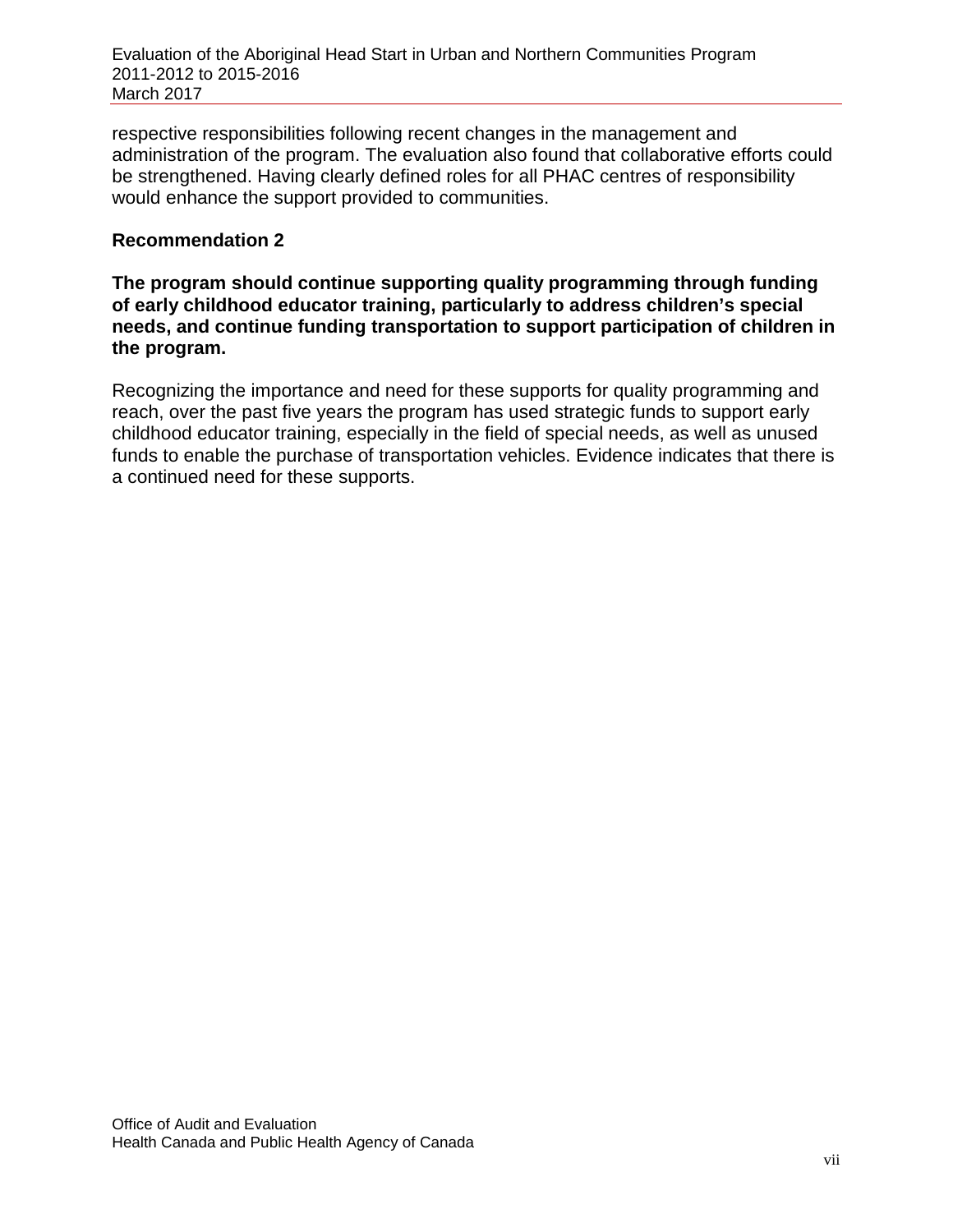respective responsibilities following recent changes in the management and administration of the program. The evaluation also found that collaborative efforts could be strengthened. Having clearly defined roles for all PHAC centres of responsibility would enhance the support provided to communities.

**Recommendation 2**

**The program should continue supporting quality programming through funding of early childhood educator training, particularly to address children's special needs, and continue funding transportation to support participation of children in the program.**

Recognizing the importance and need for these supports for quality programming and reach, over the past five years the program has used strategic funds to support early childhood educator training, especially in the field of special needs, as well as unused funds to enable the purchase of transportation vehicles. Evidence indicates that there is a continued need for these supports.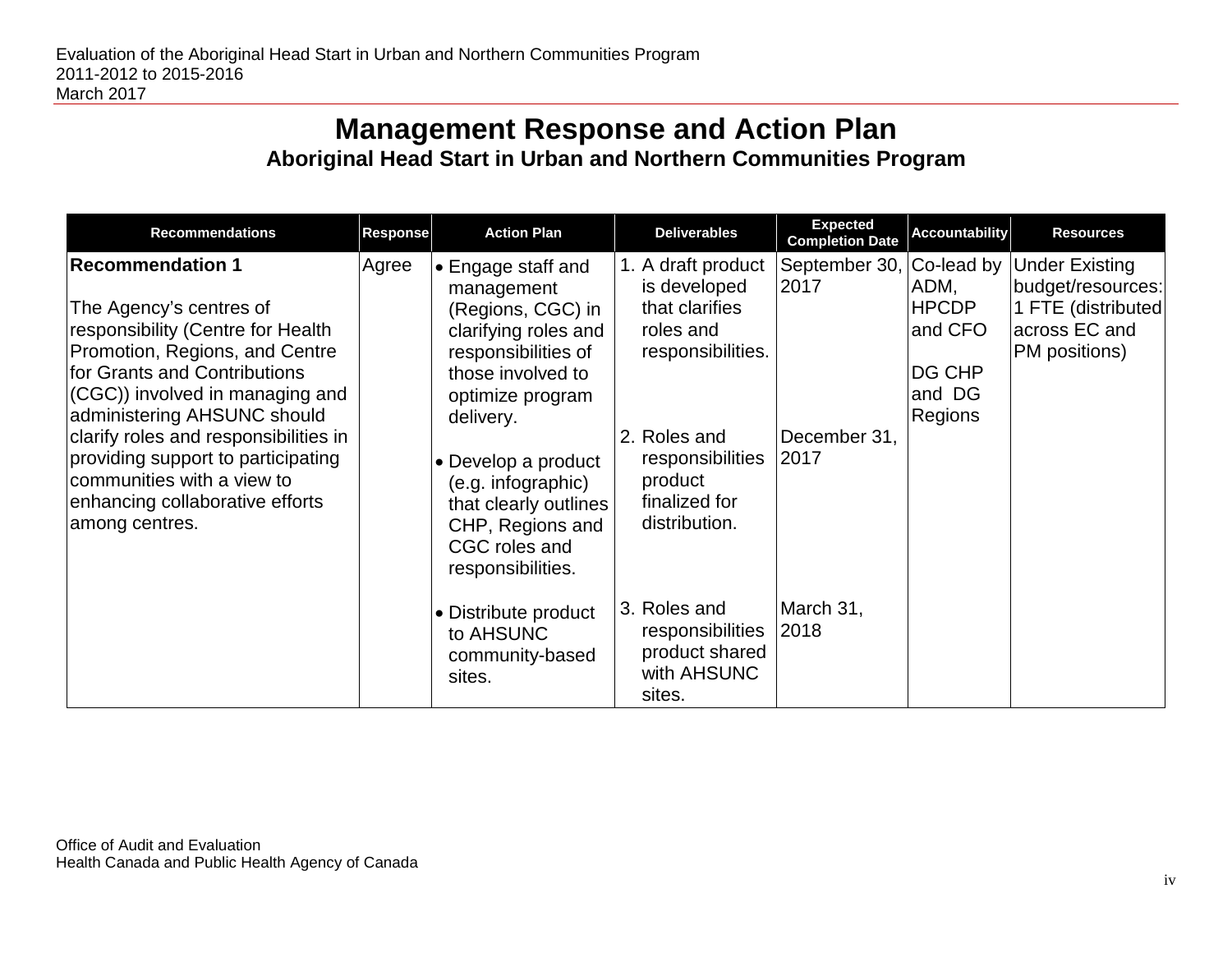# Management Response and Action Plan

## Aboriginal Head Start in Urban and Northern Communities Program

| Recommendations | Response | Action Plan | Deliverables | Expected Completion Date | Accountability | Resources |
|---|---|---|---|---|---|---|
| **Recommendation 1**<br><br>The Agency's centres of responsibility (Centre for Health Promotion, Regions, and Centre for Grants and Contributions (CGC)) involved in managing and administering AHSUNC should clarify roles and responsibilities in providing support to participating communities with a view to enhancing collaborative efforts among centres. | Agree | • Engage staff and management (Regions, CGC) in clarifying roles and responsibilities of those involved to optimize program delivery.<br><br>• Develop a product (e.g. infographic) that clearly outlines CHP, Regions and CGC roles and responsibilities.<br><br>• Distribute product to AHSUNC community-based sites. | 1. A draft product is developed that clarifies roles and responsibilities.<br><br>2. Roles and responsibilities product finalized for distribution.<br><br>3. Roles and responsibilities product shared with AHSUNC sites. | September 30, 2017<br><br>December 31, 2017<br><br>March 31, 2018 | Co-lead by ADM, HPCDP and CFO<br><br>DG CHP and DG Regions | Under Existing budget/resources: 1 FTE (distributed across EC and PM positions) |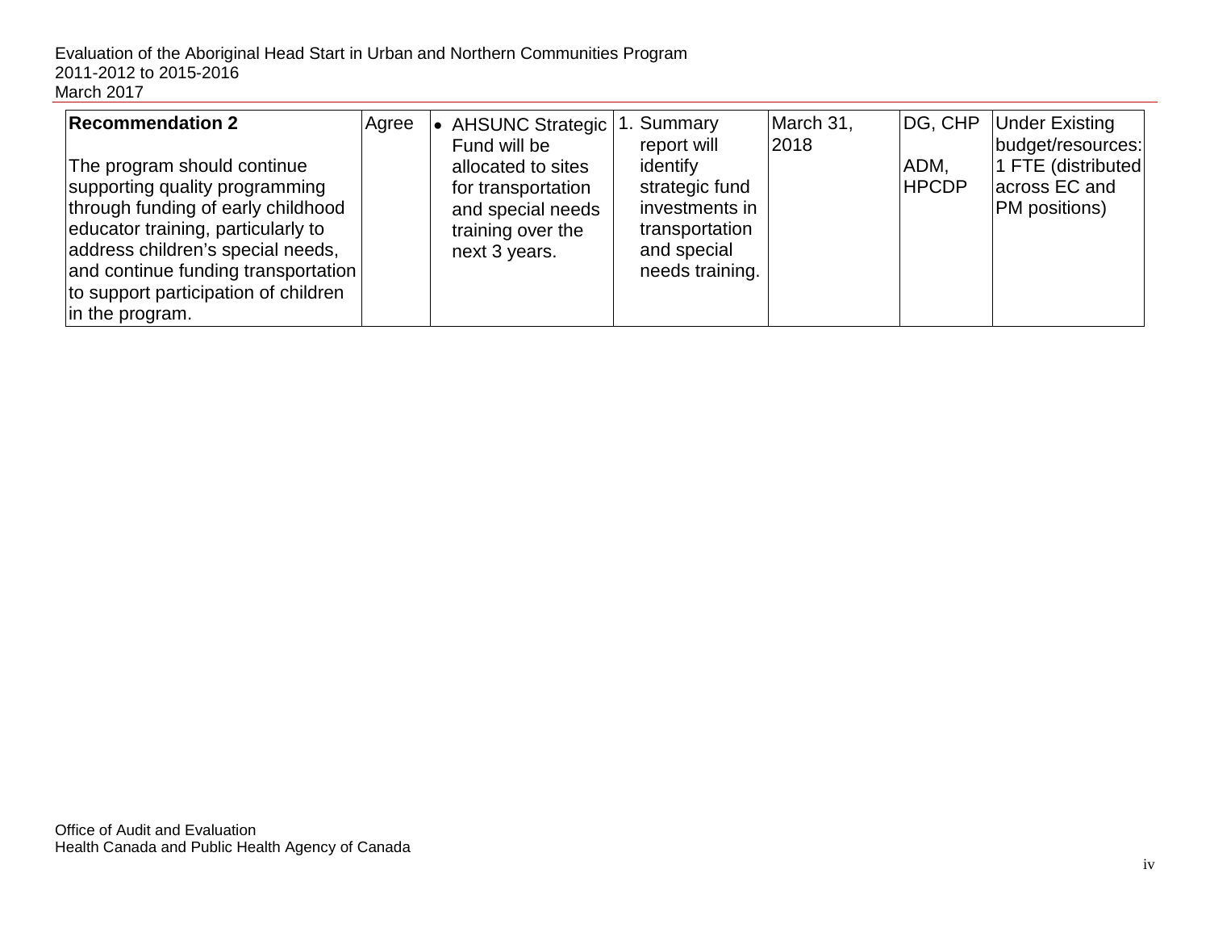| Recommendation 2<br><br>The program should continue supporting quality programming through funding of early childhood educator training, particularly to address children's special needs, and continue funding transportation to support participation of children in the program. | Agree | • AHSUNC Strategic Fund will be allocated to sites for transportation and special needs training over the next 3 years. | 1. Summary report will identify strategic fund investments in transportation and special needs training. | March 31, 2018 | DG, CHP<br><br>ADM, HPCDP | Under Existing budget/resources: 1 FTE (distributed across EC and PM positions) |
|---|---|---|---|---|---|---|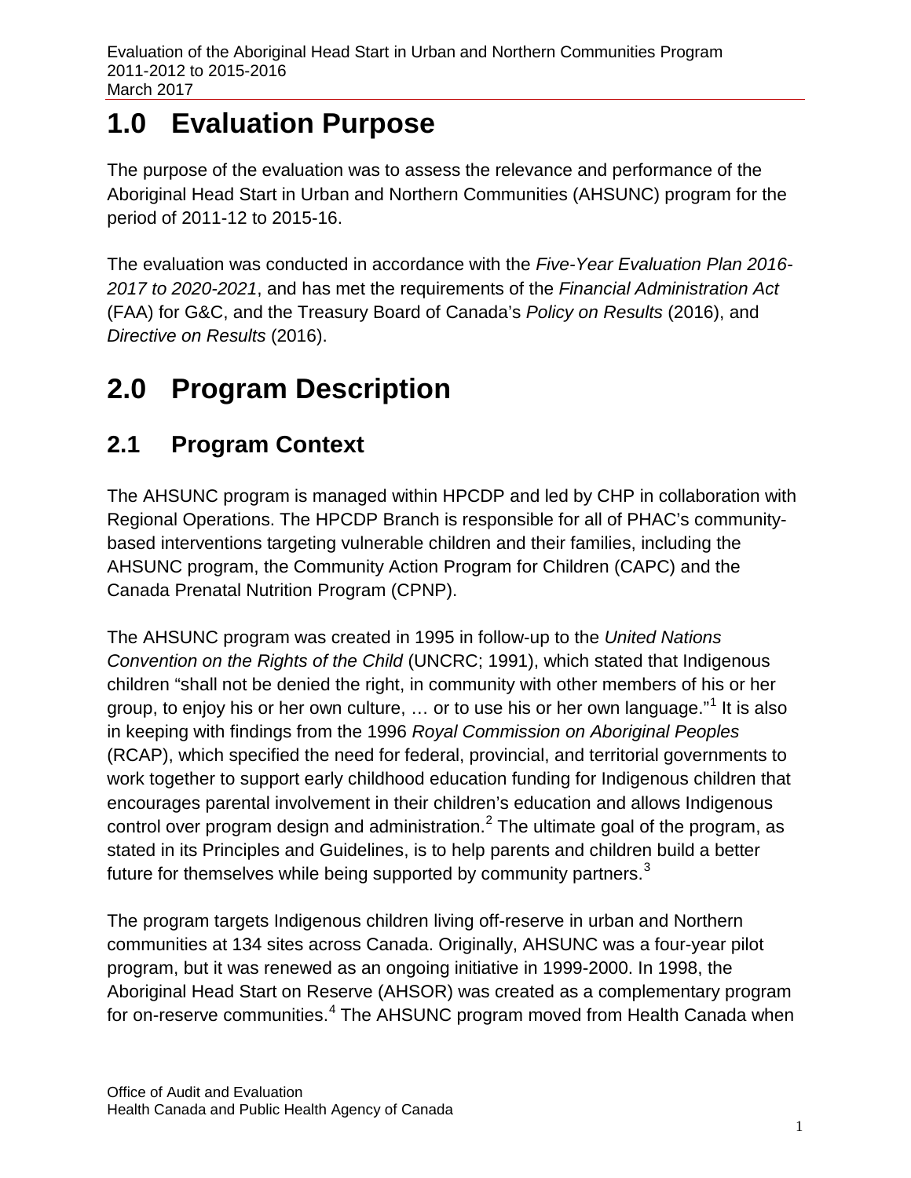# 1.0 Evaluation Purpose

The purpose of the evaluation was to assess the relevance and performance of the Aboriginal Head Start in Urban and Northern Communities (AHSUNC) program for the period of 2011-12 to 2015-16.

The evaluation was conducted in accordance with the *Five-Year Evaluation Plan 2016-2017 to 2020-2021*, and has met the requirements of the *Financial Administration Act* (FAA) for G&C, and the Treasury Board of Canada's *Policy on Results* (2016), and *Directive on Results* (2016).

# 2.0 Program Description

## 2.1 Program Context

The AHSUNC program is managed within HPCDP and led by CHP in collaboration with Regional Operations. The HPCDP Branch is responsible for all of PHAC's community-based interventions targeting vulnerable children and their families, including the AHSUNC program, the Community Action Program for Children (CAPC) and the Canada Prenatal Nutrition Program (CPNP).

The AHSUNC program was created in 1995 in follow-up to the *United Nations Convention on the Rights of the Child* (UNCRC; 1991), which stated that Indigenous children "shall not be denied the right, in community with other members of his or her group, to enjoy his or her own culture, … or to use his or her own language."[1] It is also in keeping with findings from the 1996 *Royal Commission on Aboriginal Peoples* (RCAP), which specified the need for federal, provincial, and territorial governments to work together to support early childhood education funding for Indigenous children that encourages parental involvement in their children's education and allows Indigenous control over program design and administration.[2] The ultimate goal of the program, as stated in its Principles and Guidelines, is to help parents and children build a better future for themselves while being supported by community partners.[3]

The program targets Indigenous children living off-reserve in urban and Northern communities at 134 sites across Canada. Originally, AHSUNC was a four-year pilot program, but it was renewed as an ongoing initiative in 1999-2000. In 1998, the Aboriginal Head Start on Reserve (AHSOR) was created as a complementary program for on-reserve communities.[4] The AHSUNC program moved from Health Canada when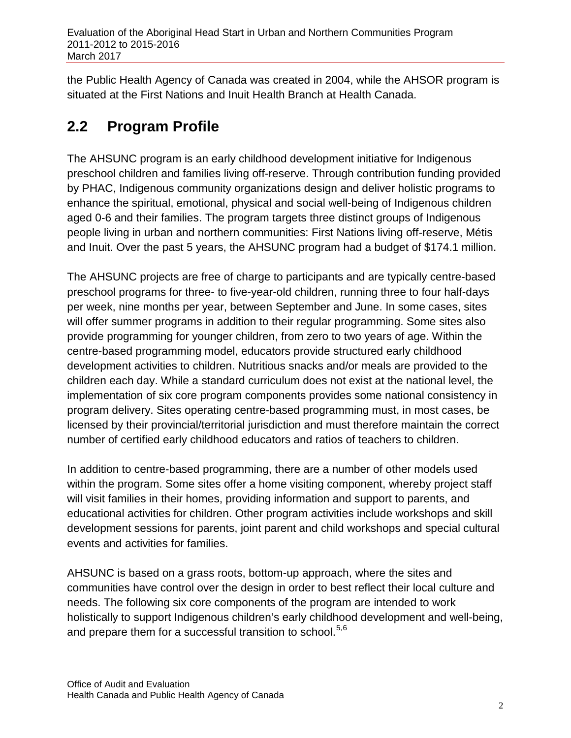the Public Health Agency of Canada was created in 2004, while the AHSOR program is situated at the First Nations and Inuit Health Branch at Health Canada.

## 2.2 Program Profile

The AHSUNC program is an early childhood development initiative for Indigenous preschool children and families living off-reserve. Through contribution funding provided by PHAC, Indigenous community organizations design and deliver holistic programs to enhance the spiritual, emotional, physical and social well-being of Indigenous children aged 0-6 and their families. The program targets three distinct groups of Indigenous people living in urban and northern communities: First Nations living off-reserve, Métis and Inuit. Over the past 5 years, the AHSUNC program had a budget of $174.1 million.

The AHSUNC projects are free of charge to participants and are typically centre-based preschool programs for three- to five-year-old children, running three to four half-days per week, nine months per year, between September and June. In some cases, sites will offer summer programs in addition to their regular programming. Some sites also provide programming for younger children, from zero to two years of age. Within the centre-based programming model, educators provide structured early childhood development activities to children. Nutritious snacks and/or meals are provided to the children each day. While a standard curriculum does not exist at the national level, the implementation of six core program components provides some national consistency in program delivery. Sites operating centre-based programming must, in most cases, be licensed by their provincial/territorial jurisdiction and must therefore maintain the correct number of certified early childhood educators and ratios of teachers to children.

In addition to centre-based programming, there are a number of other models used within the program. Some sites offer a home visiting component, whereby project staff will visit families in their homes, providing information and support to parents, and educational activities for children. Other program activities include workshops and skill development sessions for parents, joint parent and child workshops and special cultural events and activities for families.

AHSUNC is based on a grass roots, bottom-up approach, where the sites and communities have control over the design in order to best reflect their local culture and needs. The following six core components of the program are intended to work holistically to support Indigenous children's early childhood development and well-being, and prepare them for a successful transition to school.[5,6]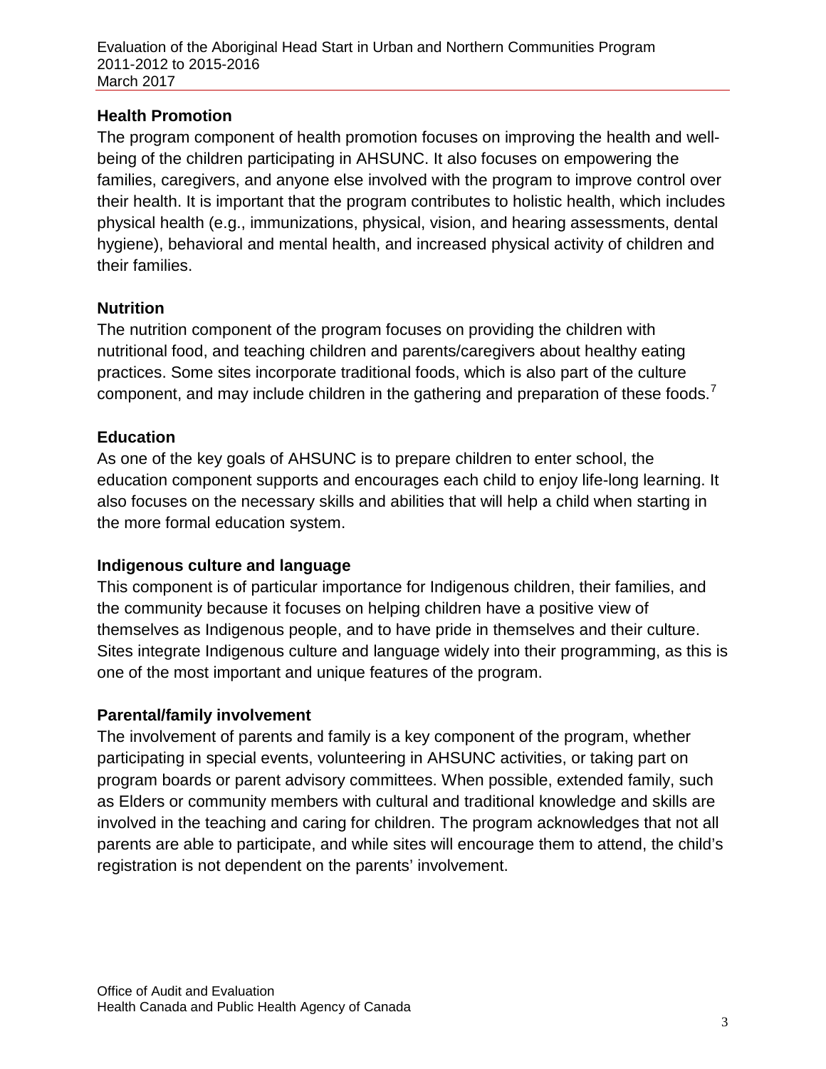### Health Promotion

The program component of health promotion focuses on improving the health and well-being of the children participating in AHSUNC. It also focuses on empowering the families, caregivers, and anyone else involved with the program to improve control over their health. It is important that the program contributes to holistic health, which includes physical health (e.g., immunizations, physical, vision, and hearing assessments, dental hygiene), behavioral and mental health, and increased physical activity of children and their families.

### Nutrition

The nutrition component of the program focuses on providing the children with nutritional food, and teaching children and parents/caregivers about healthy eating practices. Some sites incorporate traditional foods, which is also part of the culture component, and may include children in the gathering and preparation of these foods.[7]

### Education

As one of the key goals of AHSUNC is to prepare children to enter school, the education component supports and encourages each child to enjoy life-long learning. It also focuses on the necessary skills and abilities that will help a child when starting in the more formal education system.

### Indigenous culture and language

This component is of particular importance for Indigenous children, their families, and the community because it focuses on helping children have a positive view of themselves as Indigenous people, and to have pride in themselves and their culture. Sites integrate Indigenous culture and language widely into their programming, as this is one of the most important and unique features of the program.

### Parental/family involvement

The involvement of parents and family is a key component of the program, whether participating in special events, volunteering in AHSUNC activities, or taking part on program boards or parent advisory committees. When possible, extended family, such as Elders or community members with cultural and traditional knowledge and skills are involved in the teaching and caring for children. The program acknowledges that not all parents are able to participate, and while sites will encourage them to attend, the child's registration is not dependent on the parents' involvement.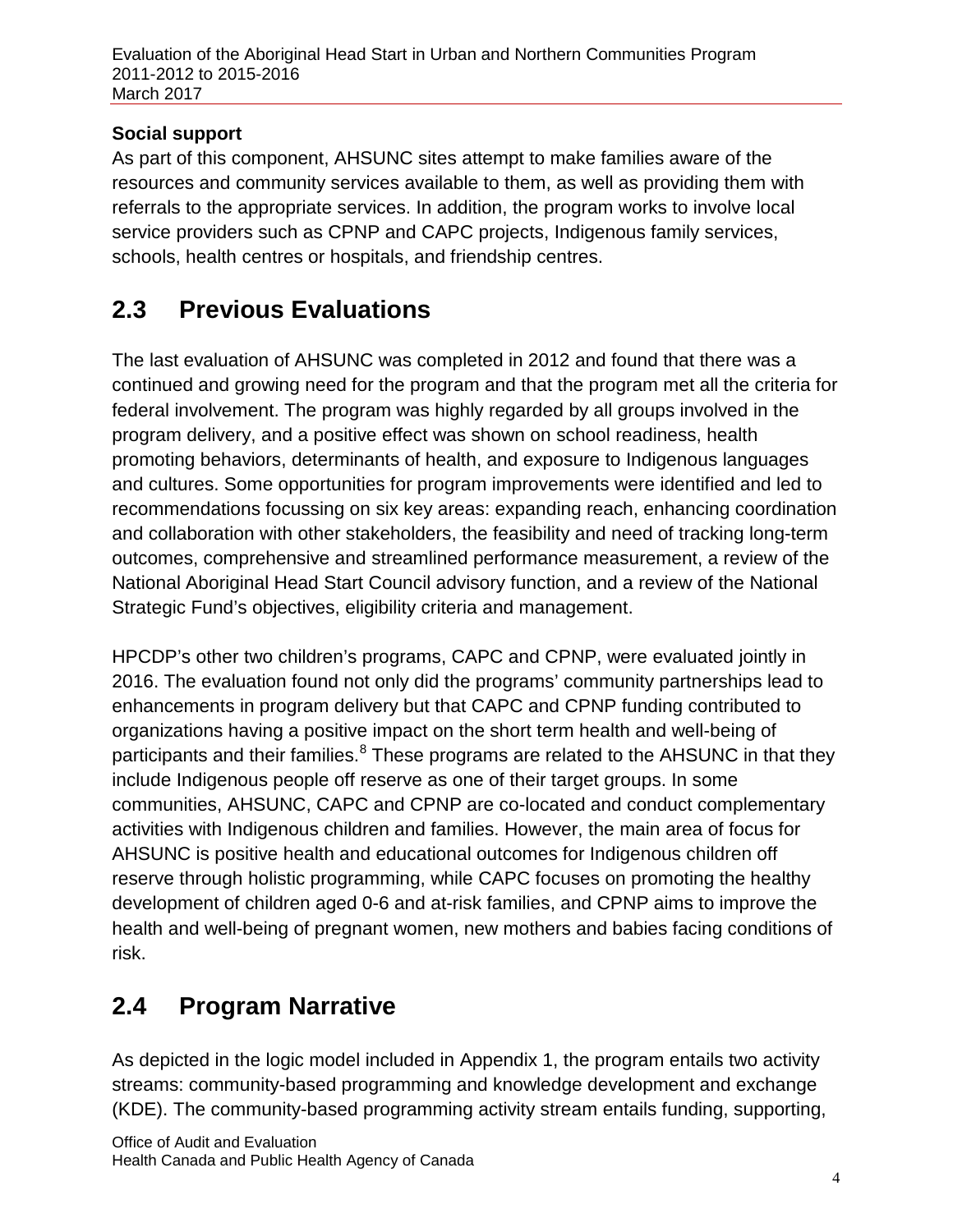**Social support**

As part of this component, AHSUNC sites attempt to make families aware of the resources and community services available to them, as well as providing them with referrals to the appropriate services. In addition, the program works to involve local service providers such as CPNP and CAPC projects, Indigenous family services, schools, health centres or hospitals, and friendship centres.

## 2.3 Previous Evaluations

The last evaluation of AHSUNC was completed in 2012 and found that there was a continued and growing need for the program and that the program met all the criteria for federal involvement. The program was highly regarded by all groups involved in the program delivery, and a positive effect was shown on school readiness, health promoting behaviors, determinants of health, and exposure to Indigenous languages and cultures. Some opportunities for program improvements were identified and led to recommendations focussing on six key areas: expanding reach, enhancing coordination and collaboration with other stakeholders, the feasibility and need of tracking long-term outcomes, comprehensive and streamlined performance measurement, a review of the National Aboriginal Head Start Council advisory function, and a review of the National Strategic Fund's objectives, eligibility criteria and management.

HPCDP's other two children's programs, CAPC and CPNP, were evaluated jointly in 2016. The evaluation found not only did the programs' community partnerships lead to enhancements in program delivery but that CAPC and CPNP funding contributed to organizations having a positive impact on the short term health and well-being of participants and their families.[8] These programs are related to the AHSUNC in that they include Indigenous people off reserve as one of their target groups. In some communities, AHSUNC, CAPC and CPNP are co-located and conduct complementary activities with Indigenous children and families. However, the main area of focus for AHSUNC is positive health and educational outcomes for Indigenous children off reserve through holistic programming, while CAPC focuses on promoting the healthy development of children aged 0-6 and at-risk families, and CPNP aims to improve the health and well-being of pregnant women, new mothers and babies facing conditions of risk.

## 2.4 Program Narrative

As depicted in the logic model included in Appendix 1, the program entails two activity streams: community-based programming and knowledge development and exchange (KDE). The community-based programming activity stream entails funding, supporting,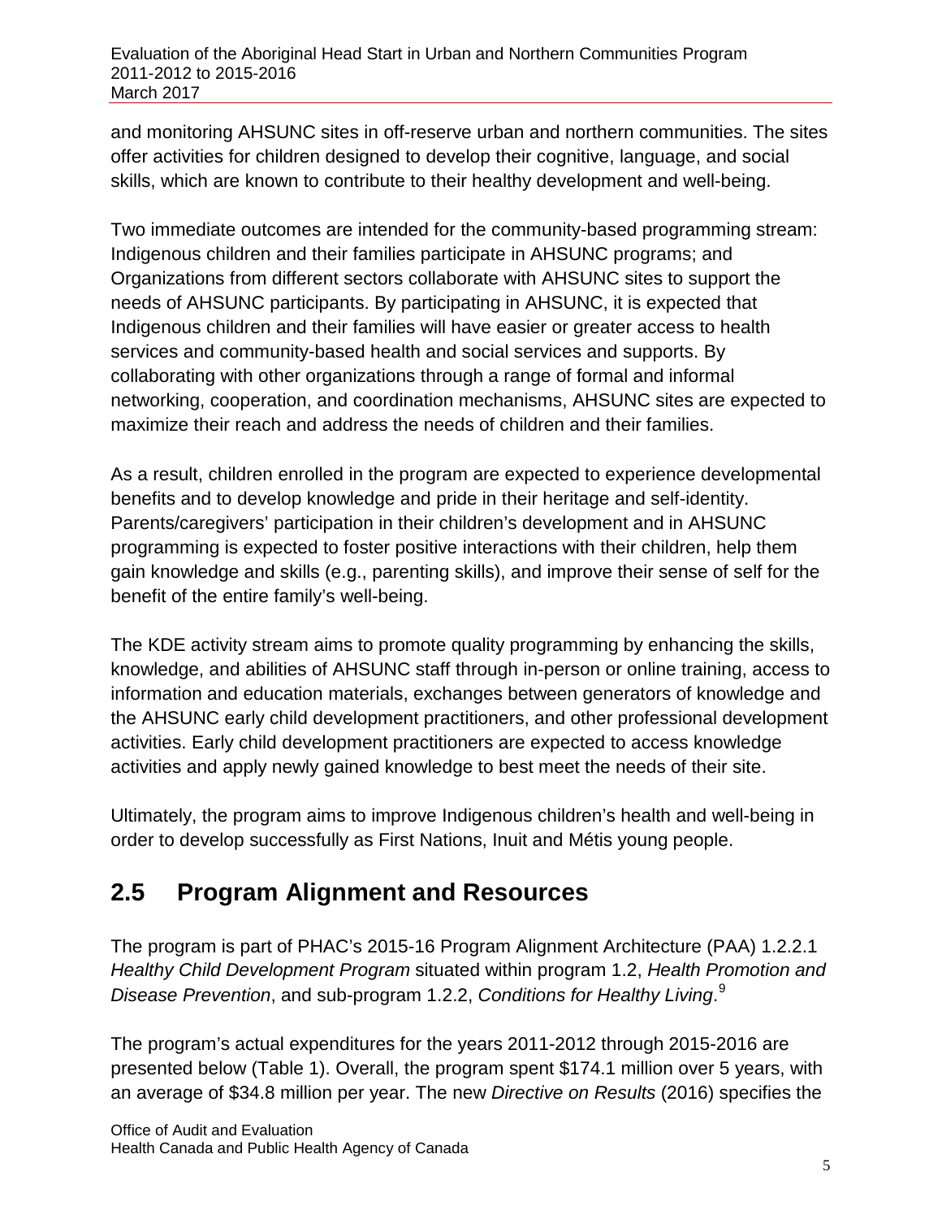and monitoring AHSUNC sites in off-reserve urban and northern communities. The sites offer activities for children designed to develop their cognitive, language, and social skills, which are known to contribute to their healthy development and well-being.

Two immediate outcomes are intended for the community-based programming stream: Indigenous children and their families participate in AHSUNC programs; and Organizations from different sectors collaborate with AHSUNC sites to support the needs of AHSUNC participants. By participating in AHSUNC, it is expected that Indigenous children and their families will have easier or greater access to health services and community-based health and social services and supports. By collaborating with other organizations through a range of formal and informal networking, cooperation, and coordination mechanisms, AHSUNC sites are expected to maximize their reach and address the needs of children and their families.

As a result, children enrolled in the program are expected to experience developmental benefits and to develop knowledge and pride in their heritage and self-identity. Parents/caregivers' participation in their children's development and in AHSUNC programming is expected to foster positive interactions with their children, help them gain knowledge and skills (e.g., parenting skills), and improve their sense of self for the benefit of the entire family's well-being.

The KDE activity stream aims to promote quality programming by enhancing the skills, knowledge, and abilities of AHSUNC staff through in-person or online training, access to information and education materials, exchanges between generators of knowledge and the AHSUNC early child development practitioners, and other professional development activities. Early child development practitioners are expected to access knowledge activities and apply newly gained knowledge to best meet the needs of their site.

Ultimately, the program aims to improve Indigenous children's health and well-being in order to develop successfully as First Nations, Inuit and Métis young people.

## 2.5 Program Alignment and Resources

The program is part of PHAC's 2015-16 Program Alignment Architecture (PAA) 1.2.2.1 *Healthy Child Development Program* situated within program 1.2, *Health Promotion and Disease Prevention*, and sub-program 1.2.2, *Conditions for Healthy Living*.[9]

The program's actual expenditures for the years 2011-2012 through 2015-2016 are presented below (Table 1). Overall, the program spent $174.1 million over 5 years, with an average of $34.8 million per year. The new *Directive on Results* (2016) specifies the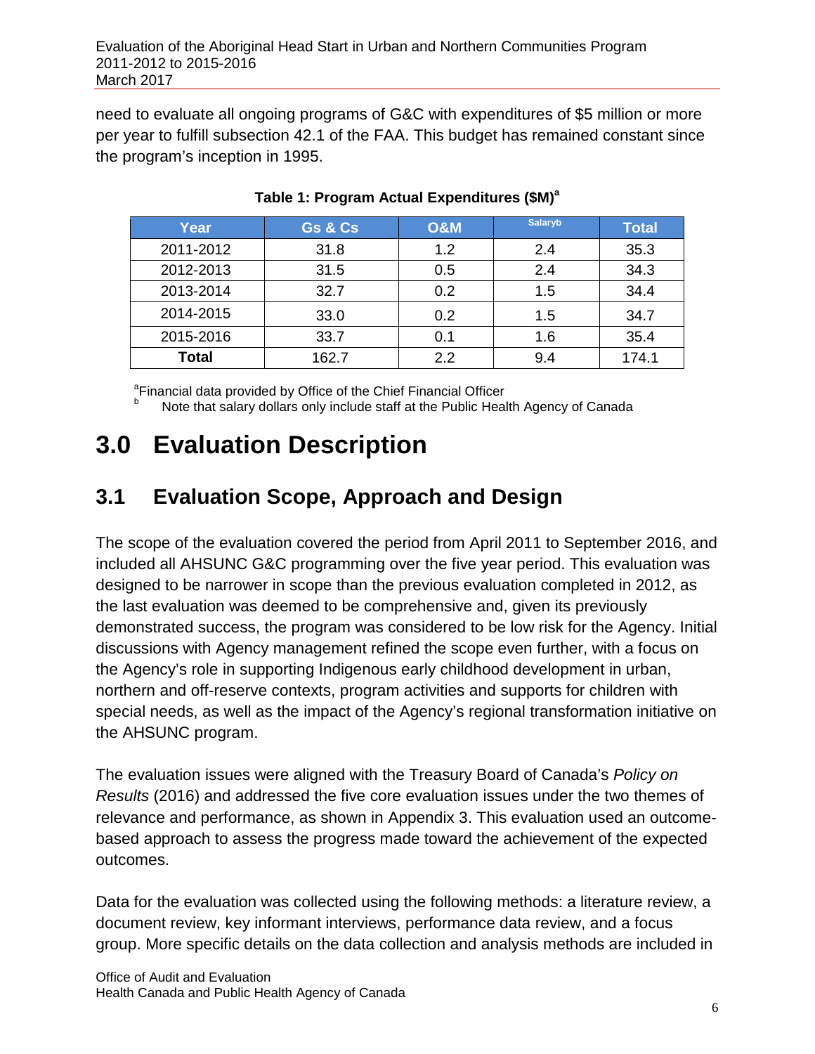need to evaluate all ongoing programs of G&C with expenditures of $5 million or more per year to fulfill subsection 42.1 of the FAA. This budget has remained constant since the program's inception in 1995.

**Table 1: Program Actual Expenditures ($M)[a]**

| Year | Gs & Cs | O&M | Salary[b] | Total |
|---|---|---|---|---|
| 2011-2012 | 31.8 | 1.2 | 2.4 | 35.3 |
| 2012-2013 | 31.5 | 0.5 | 2.4 | 34.3 |
| 2013-2014 | 32.7 | 0.2 | 1.5 | 34.4 |
| 2014-2015 | 33.0 | 0.2 | 1.5 | 34.7 |
| 2015-2016 | 33.7 | 0.1 | 1.6 | 35.4 |
| **Total** | 162.7 | 2.2 | 9.4 | 174.1 |

[a]Financial data provided by Office of the Chief Financial Officer
[b] Note that salary dollars only include staff at the Public Health Agency of Canada

# 3.0 Evaluation Description

## 3.1 Evaluation Scope, Approach and Design

The scope of the evaluation covered the period from April 2011 to September 2016, and included all AHSUNC G&C programming over the five year period. This evaluation was designed to be narrower in scope than the previous evaluation completed in 2012, as the last evaluation was deemed to be comprehensive and, given its previously demonstrated success, the program was considered to be low risk for the Agency. Initial discussions with Agency management refined the scope even further, with a focus on the Agency's role in supporting Indigenous early childhood development in urban, northern and off-reserve contexts, program activities and supports for children with special needs, as well as the impact of the Agency's regional transformation initiative on the AHSUNC program.

The evaluation issues were aligned with the Treasury Board of Canada's *Policy on Results* (2016) and addressed the five core evaluation issues under the two themes of relevance and performance, as shown in Appendix 3. This evaluation used an outcome-based approach to assess the progress made toward the achievement of the expected outcomes.

Data for the evaluation was collected using the following methods: a literature review, a document review, key informant interviews, performance data review, and a focus group. More specific details on the data collection and analysis methods are included in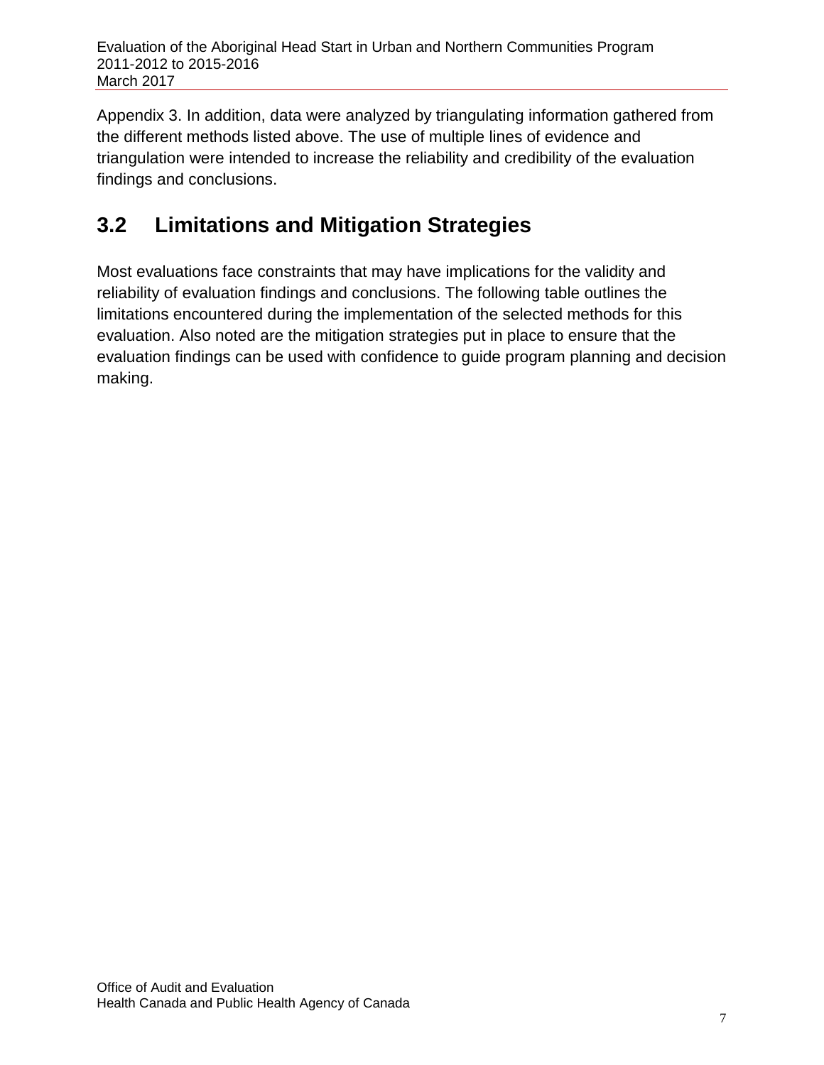Appendix 3. In addition, data were analyzed by triangulating information gathered from the different methods listed above. The use of multiple lines of evidence and triangulation were intended to increase the reliability and credibility of the evaluation findings and conclusions.

## 3.2 Limitations and Mitigation Strategies

Most evaluations face constraints that may have implications for the validity and reliability of evaluation findings and conclusions. The following table outlines the limitations encountered during the implementation of the selected methods for this evaluation. Also noted are the mitigation strategies put in place to ensure that the evaluation findings can be used with confidence to guide program planning and decision making.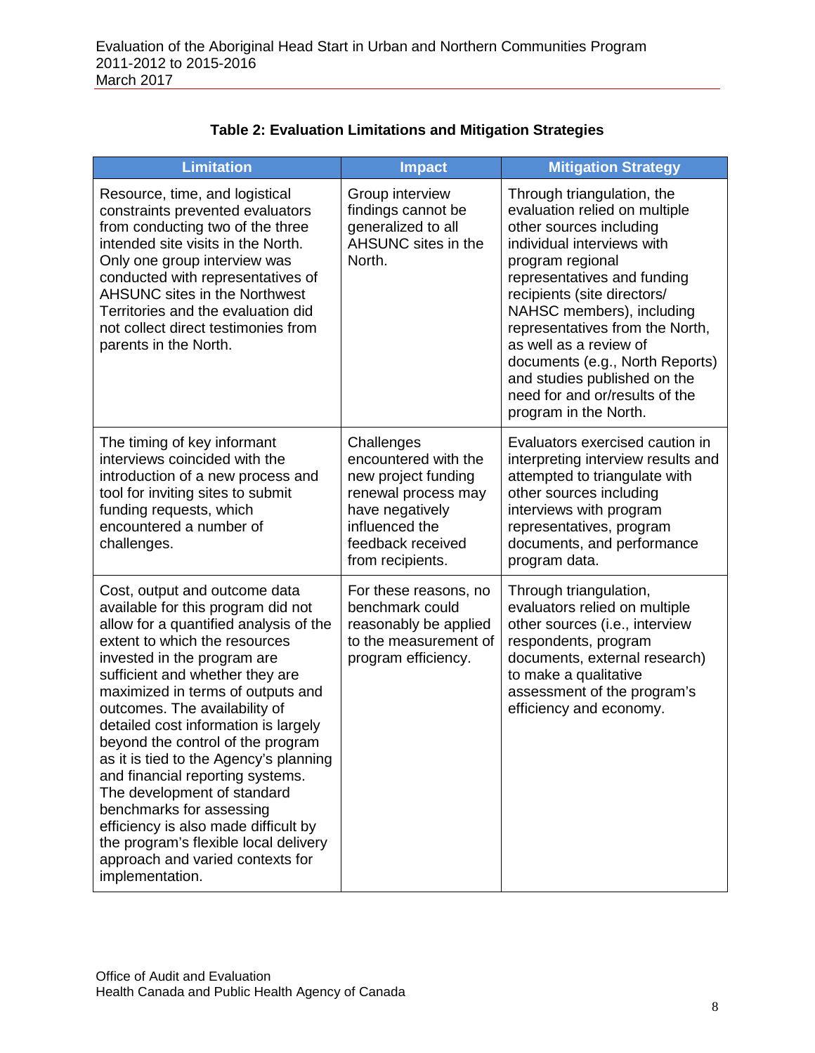**Table 2: Evaluation Limitations and Mitigation Strategies**

| Limitation | Impact | Mitigation Strategy |
|---|---|---|
| Resource, time, and logistical constraints prevented evaluators from conducting two of the three intended site visits in the North. Only one group interview was conducted with representatives of AHSUNC sites in the Northwest Territories and the evaluation did not collect direct testimonies from parents in the North. | Group interview findings cannot be generalized to all AHSUNC sites in the North. | Through triangulation, the evaluation relied on multiple other sources including individual interviews with program regional representatives and funding recipients (site directors/ NAHSC members), including representatives from the North, as well as a review of documents (e.g., North Reports) and studies published on the need for and or/results of the program in the North. |
| The timing of key informant interviews coincided with the introduction of a new process and tool for inviting sites to submit funding requests, which encountered a number of challenges. | Challenges encountered with the new project funding renewal process may have negatively influenced the feedback received from recipients. | Evaluators exercised caution in interpreting interview results and attempted to triangulate with other sources including interviews with program representatives, program documents, and performance program data. |
| Cost, output and outcome data available for this program did not allow for a quantified analysis of the extent to which the resources invested in the program are sufficient and whether they are maximized in terms of outputs and outcomes. The availability of detailed cost information is largely beyond the control of the program as it is tied to the Agency's planning and financial reporting systems. The development of standard benchmarks for assessing efficiency is also made difficult by the program's flexible local delivery approach and varied contexts for implementation. | For these reasons, no benchmark could reasonably be applied to the measurement of program efficiency. | Through triangulation, evaluators relied on multiple other sources (i.e., interview respondents, program documents, external research) to make a qualitative assessment of the program's efficiency and economy. |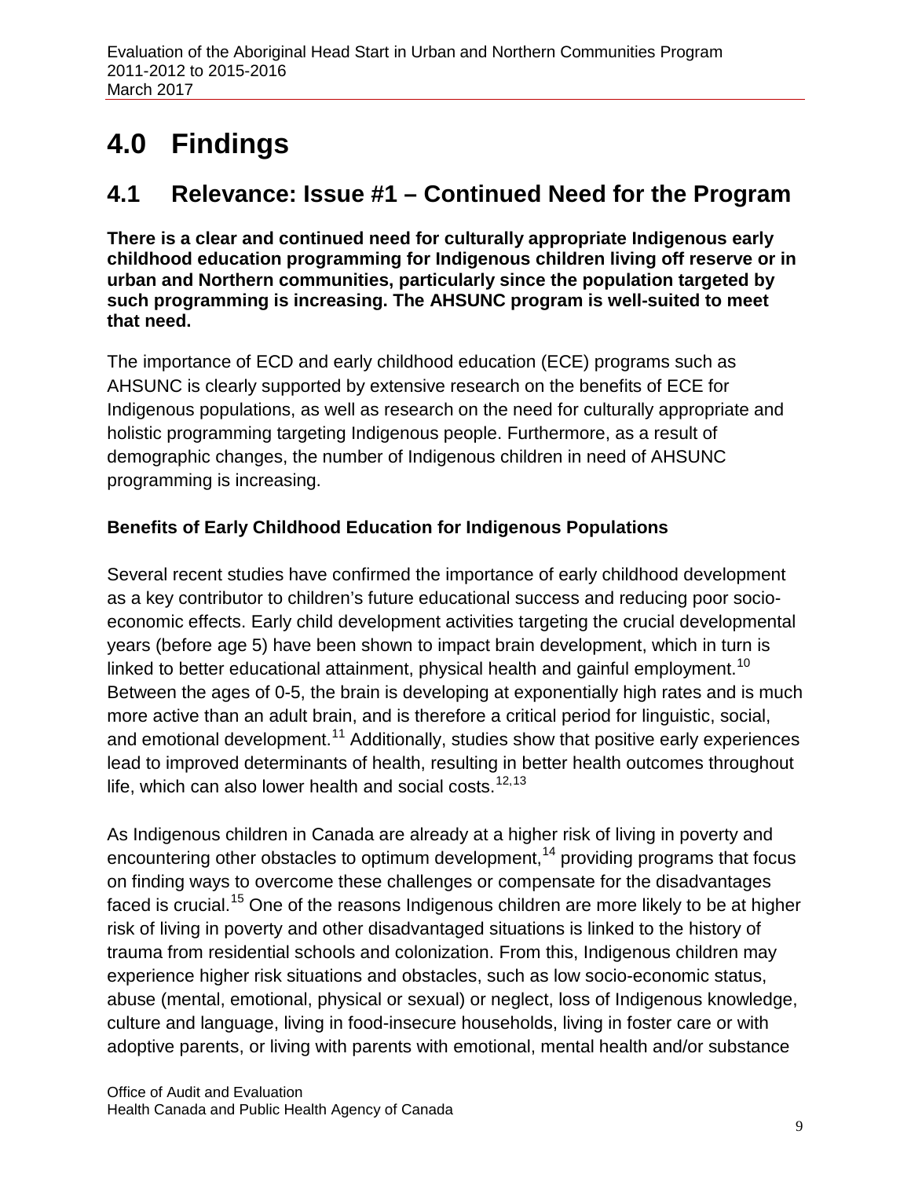# 4.0 Findings

## 4.1 Relevance: Issue #1 – Continued Need for the Program

**There is a clear and continued need for culturally appropriate Indigenous early childhood education programming for Indigenous children living off reserve or in urban and Northern communities, particularly since the population targeted by such programming is increasing. The AHSUNC program is well-suited to meet that need.**

The importance of ECD and early childhood education (ECE) programs such as AHSUNC is clearly supported by extensive research on the benefits of ECE for Indigenous populations, as well as research on the need for culturally appropriate and holistic programming targeting Indigenous people. Furthermore, as a result of demographic changes, the number of Indigenous children in need of AHSUNC programming is increasing.

### Benefits of Early Childhood Education for Indigenous Populations

Several recent studies have confirmed the importance of early childhood development as a key contributor to children's future educational success and reducing poor socio-economic effects. Early child development activities targeting the crucial developmental years (before age 5) have been shown to impact brain development, which in turn is linked to better educational attainment, physical health and gainful employment.[10] Between the ages of 0-5, the brain is developing at exponentially high rates and is much more active than an adult brain, and is therefore a critical period for linguistic, social, and emotional development.[11] Additionally, studies show that positive early experiences lead to improved determinants of health, resulting in better health outcomes throughout life, which can also lower health and social costs.[12,13]

As Indigenous children in Canada are already at a higher risk of living in poverty and encountering other obstacles to optimum development,[14] providing programs that focus on finding ways to overcome these challenges or compensate for the disadvantages faced is crucial.[15] One of the reasons Indigenous children are more likely to be at higher risk of living in poverty and other disadvantaged situations is linked to the history of trauma from residential schools and colonization. From this, Indigenous children may experience higher risk situations and obstacles, such as low socio-economic status, abuse (mental, emotional, physical or sexual) or neglect, loss of Indigenous knowledge, culture and language, living in food-insecure households, living in foster care or with adoptive parents, or living with parents with emotional, mental health and/or substance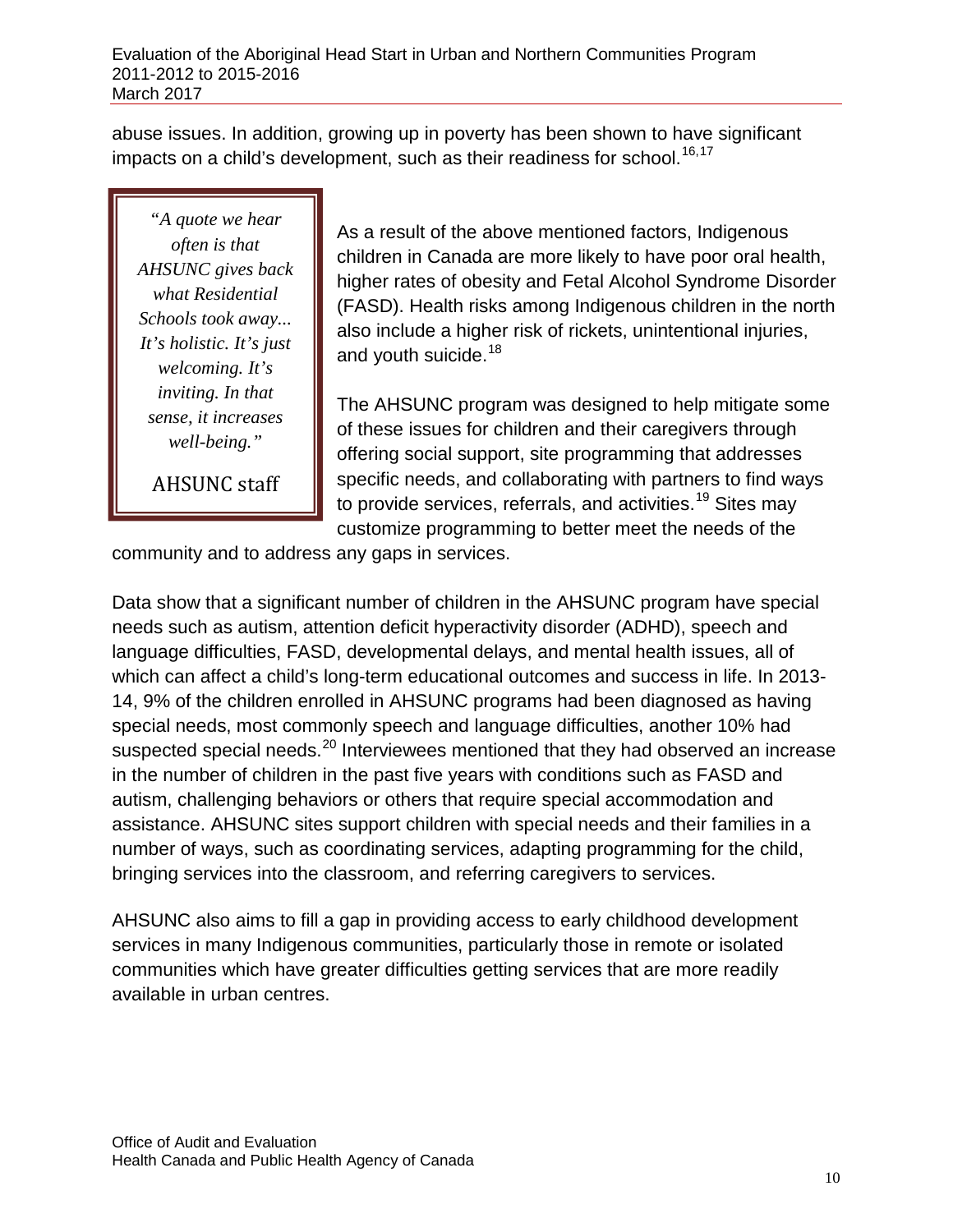abuse issues. In addition, growing up in poverty has been shown to have significant impacts on a child's development, such as their readiness for school.[16,17]

> *"A quote we hear often is that AHSUNC gives back what Residential Schools took away... It's holistic. It's just welcoming. It's inviting. In that sense, it increases well-being."*
>
> AHSUNC staff

As a result of the above mentioned factors, Indigenous children in Canada are more likely to have poor oral health, higher rates of obesity and Fetal Alcohol Syndrome Disorder (FASD). Health risks among Indigenous children in the north also include a higher risk of rickets, unintentional injuries, and youth suicide.[18]

The AHSUNC program was designed to help mitigate some of these issues for children and their caregivers through offering social support, site programming that addresses specific needs, and collaborating with partners to find ways to provide services, referrals, and activities.[19] Sites may customize programming to better meet the needs of the community and to address any gaps in services.

Data show that a significant number of children in the AHSUNC program have special needs such as autism, attention deficit hyperactivity disorder (ADHD), speech and language difficulties, FASD, developmental delays, and mental health issues, all of which can affect a child's long-term educational outcomes and success in life. In 2013-14, 9% of the children enrolled in AHSUNC programs had been diagnosed as having special needs, most commonly speech and language difficulties, another 10% had suspected special needs.[20] Interviewees mentioned that they had observed an increase in the number of children in the past five years with conditions such as FASD and autism, challenging behaviors or others that require special accommodation and assistance. AHSUNC sites support children with special needs and their families in a number of ways, such as coordinating services, adapting programming for the child, bringing services into the classroom, and referring caregivers to services.

AHSUNC also aims to fill a gap in providing access to early childhood development services in many Indigenous communities, particularly those in remote or isolated communities which have greater difficulties getting services that are more readily available in urban centres.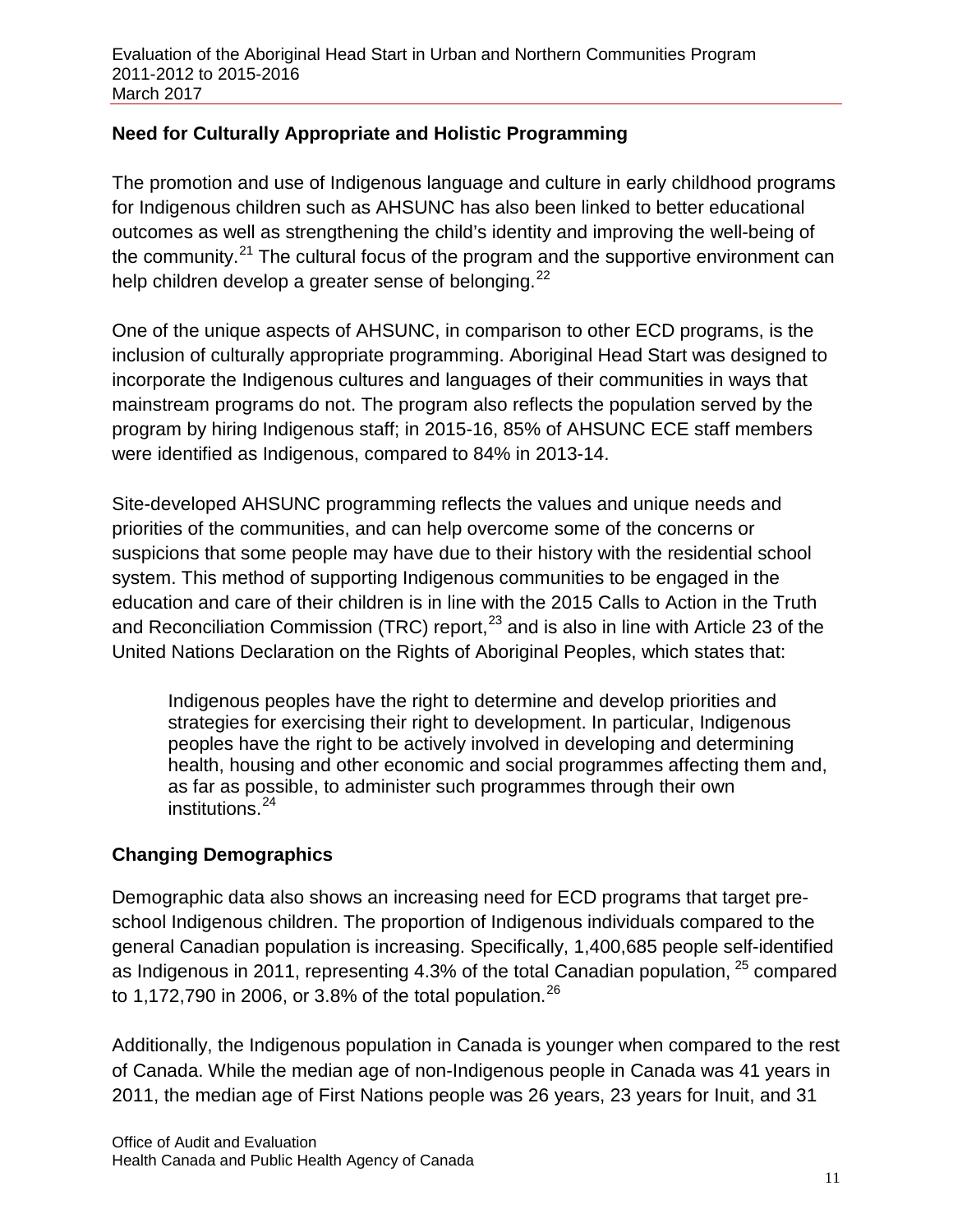### Need for Culturally Appropriate and Holistic Programming

The promotion and use of Indigenous language and culture in early childhood programs for Indigenous children such as AHSUNC has also been linked to better educational outcomes as well as strengthening the child's identity and improving the well-being of the community.[21] The cultural focus of the program and the supportive environment can help children develop a greater sense of belonging.[22]

One of the unique aspects of AHSUNC, in comparison to other ECD programs, is the inclusion of culturally appropriate programming. Aboriginal Head Start was designed to incorporate the Indigenous cultures and languages of their communities in ways that mainstream programs do not. The program also reflects the population served by the program by hiring Indigenous staff; in 2015-16, 85% of AHSUNC ECE staff members were identified as Indigenous, compared to 84% in 2013-14.

Site-developed AHSUNC programming reflects the values and unique needs and priorities of the communities, and can help overcome some of the concerns or suspicions that some people may have due to their history with the residential school system. This method of supporting Indigenous communities to be engaged in the education and care of their children is in line with the 2015 Calls to Action in the Truth and Reconciliation Commission (TRC) report,[23] and is also in line with Article 23 of the United Nations Declaration on the Rights of Aboriginal Peoples, which states that:

> Indigenous peoples have the right to determine and develop priorities and strategies for exercising their right to development. In particular, Indigenous peoples have the right to be actively involved in developing and determining health, housing and other economic and social programmes affecting them and, as far as possible, to administer such programmes through their own institutions.[24]

### Changing Demographics

Demographic data also shows an increasing need for ECD programs that target pre-school Indigenous children. The proportion of Indigenous individuals compared to the general Canadian population is increasing. Specifically, 1,400,685 people self-identified as Indigenous in 2011, representing 4.3% of the total Canadian population,[25] compared to 1,172,790 in 2006, or 3.8% of the total population.[26]

Additionally, the Indigenous population in Canada is younger when compared to the rest of Canada. While the median age of non-Indigenous people in Canada was 41 years in 2011, the median age of First Nations people was 26 years, 23 years for Inuit, and 31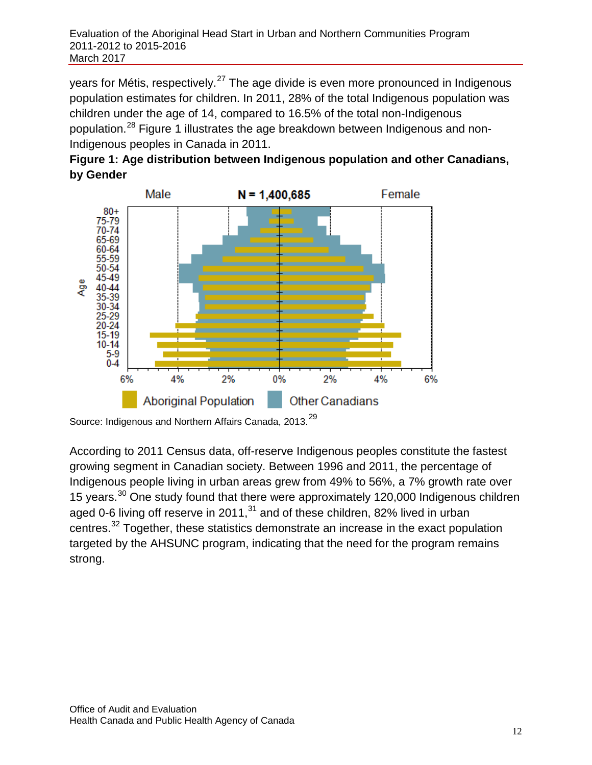years for Métis, respectively.[27] The age divide is even more pronounced in Indigenous population estimates for children. In 2011, 28% of the total Indigenous population was children under the age of 14, compared to 16.5% of the total non-Indigenous population.[28] Figure 1 illustrates the age breakdown between Indigenous and non-Indigenous peoples in Canada in 2011.

**Figure 1: Age distribution between Indigenous population and other Canadians, by Gender**

Source: Indigenous and Northern Affairs Canada, 2013.[29]

According to 2011 Census data, off-reserve Indigenous peoples constitute the fastest growing segment in Canadian society. Between 1996 and 2011, the percentage of Indigenous people living in urban areas grew from 49% to 56%, a 7% growth rate over 15 years.[30] One study found that there were approximately 120,000 Indigenous children aged 0-6 living off reserve in 2011,[31] and of these children, 82% lived in urban centres.[32] Together, these statistics demonstrate an increase in the exact population targeted by the AHSUNC program, indicating that the need for the program remains strong.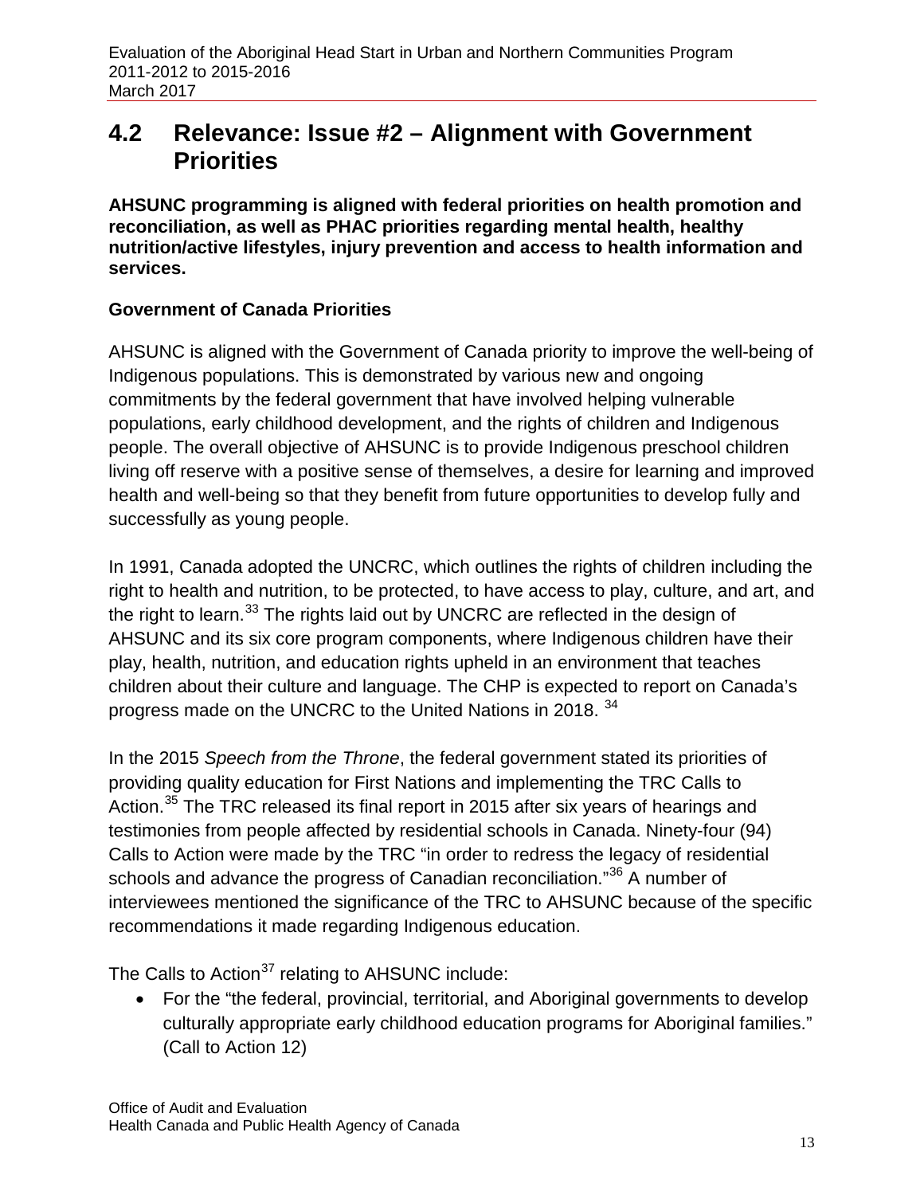## 4.2 Relevance: Issue #2 – Alignment with Government Priorities

**AHSUNC programming is aligned with federal priorities on health promotion and reconciliation, as well as PHAC priorities regarding mental health, healthy nutrition/active lifestyles, injury prevention and access to health information and services.**

### Government of Canada Priorities

AHSUNC is aligned with the Government of Canada priority to improve the well-being of Indigenous populations. This is demonstrated by various new and ongoing commitments by the federal government that have involved helping vulnerable populations, early childhood development, and the rights of children and Indigenous people. The overall objective of AHSUNC is to provide Indigenous preschool children living off reserve with a positive sense of themselves, a desire for learning and improved health and well-being so that they benefit from future opportunities to develop fully and successfully as young people.

In 1991, Canada adopted the UNCRC, which outlines the rights of children including the right to health and nutrition, to be protected, to have access to play, culture, and art, and the right to learn.[33] The rights laid out by UNCRC are reflected in the design of AHSUNC and its six core program components, where Indigenous children have their play, health, nutrition, and education rights upheld in an environment that teaches children about their culture and language. The CHP is expected to report on Canada's progress made on the UNCRC to the United Nations in 2018. [34]

In the 2015 *Speech from the Throne*, the federal government stated its priorities of providing quality education for First Nations and implementing the TRC Calls to Action.[35] The TRC released its final report in 2015 after six years of hearings and testimonies from people affected by residential schools in Canada. Ninety-four (94) Calls to Action were made by the TRC "in order to redress the legacy of residential schools and advance the progress of Canadian reconciliation."[36] A number of interviewees mentioned the significance of the TRC to AHSUNC because of the specific recommendations it made regarding Indigenous education.

The Calls to Action[37] relating to AHSUNC include:

- For the "the federal, provincial, territorial, and Aboriginal governments to develop culturally appropriate early childhood education programs for Aboriginal families." (Call to Action 12)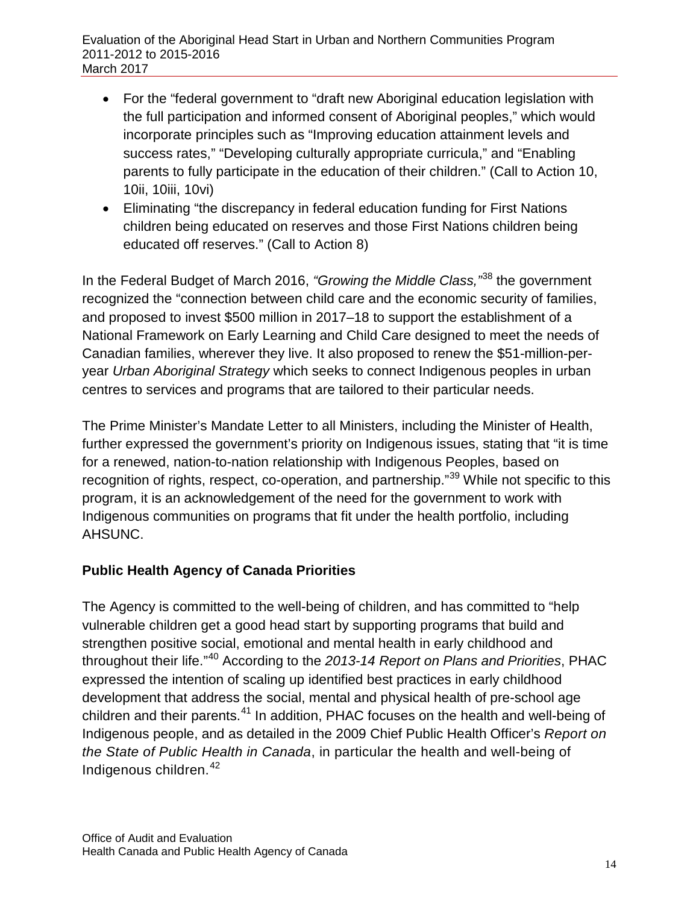- For the "federal government to "draft new Aboriginal education legislation with the full participation and informed consent of Aboriginal peoples," which would incorporate principles such as "Improving education attainment levels and success rates," "Developing culturally appropriate curricula," and "Enabling parents to fully participate in the education of their children." (Call to Action 10, 10ii, 10iii, 10vi)
- Eliminating "the discrepancy in federal education funding for First Nations children being educated on reserves and those First Nations children being educated off reserves." (Call to Action 8)

In the Federal Budget of March 2016, *"Growing the Middle Class,"*[38] the government recognized the "connection between child care and the economic security of families, and proposed to invest $500 million in 2017–18 to support the establishment of a National Framework on Early Learning and Child Care designed to meet the needs of Canadian families, wherever they live. It also proposed to renew the $51-million-per-year *Urban Aboriginal Strategy* which seeks to connect Indigenous peoples in urban centres to services and programs that are tailored to their particular needs.

The Prime Minister's Mandate Letter to all Ministers, including the Minister of Health, further expressed the government's priority on Indigenous issues, stating that "it is time for a renewed, nation-to-nation relationship with Indigenous Peoples, based on recognition of rights, respect, co-operation, and partnership."[39] While not specific to this program, it is an acknowledgement of the need for the government to work with Indigenous communities on programs that fit under the health portfolio, including AHSUNC.

### Public Health Agency of Canada Priorities

The Agency is committed to the well-being of children, and has committed to "help vulnerable children get a good head start by supporting programs that build and strengthen positive social, emotional and mental health in early childhood and throughout their life."[40] According to the *2013-14 Report on Plans and Priorities*, PHAC expressed the intention of scaling up identified best practices in early childhood development that address the social, mental and physical health of pre-school age children and their parents.[41] In addition, PHAC focuses on the health and well-being of Indigenous people, and as detailed in the 2009 Chief Public Health Officer's *Report on the State of Public Health in Canada*, in particular the health and well-being of Indigenous children.[42]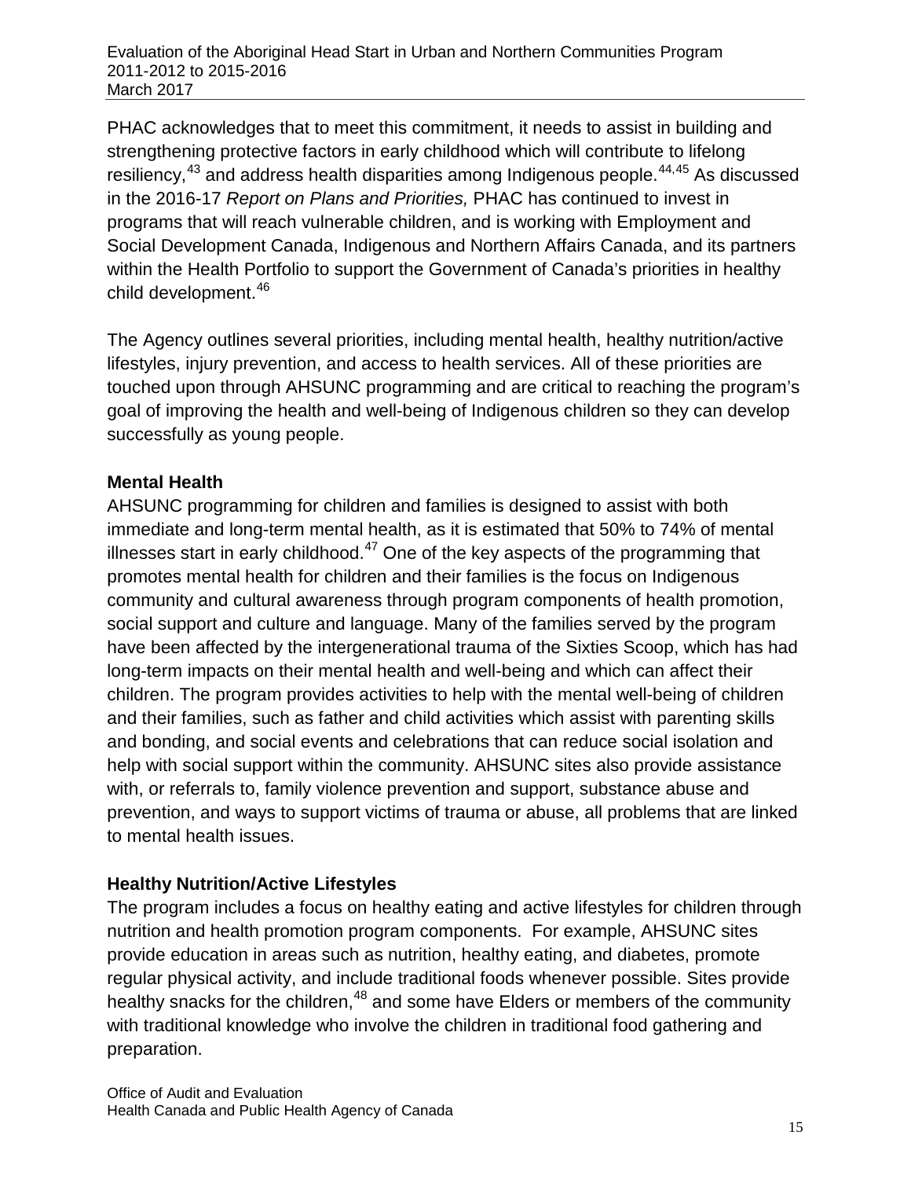PHAC acknowledges that to meet this commitment, it needs to assist in building and strengthening protective factors in early childhood which will contribute to lifelong resiliency,[43] and address health disparities among Indigenous people.[44,45] As discussed in the 2016-17 *Report on Plans and Priorities,* PHAC has continued to invest in programs that will reach vulnerable children, and is working with Employment and Social Development Canada, Indigenous and Northern Affairs Canada, and its partners within the Health Portfolio to support the Government of Canada's priorities in healthy child development.[46]

The Agency outlines several priorities, including mental health, healthy nutrition/active lifestyles, injury prevention, and access to health services. All of these priorities are touched upon through AHSUNC programming and are critical to reaching the program's goal of improving the health and well-being of Indigenous children so they can develop successfully as young people.

**Mental Health**

AHSUNC programming for children and families is designed to assist with both immediate and long-term mental health, as it is estimated that 50% to 74% of mental illnesses start in early childhood.[47] One of the key aspects of the programming that promotes mental health for children and their families is the focus on Indigenous community and cultural awareness through program components of health promotion, social support and culture and language. Many of the families served by the program have been affected by the intergenerational trauma of the Sixties Scoop, which has had long-term impacts on their mental health and well-being and which can affect their children. The program provides activities to help with the mental well-being of children and their families, such as father and child activities which assist with parenting skills and bonding, and social events and celebrations that can reduce social isolation and help with social support within the community. AHSUNC sites also provide assistance with, or referrals to, family violence prevention and support, substance abuse and prevention, and ways to support victims of trauma or abuse, all problems that are linked to mental health issues.

**Healthy Nutrition/Active Lifestyles**

The program includes a focus on healthy eating and active lifestyles for children through nutrition and health promotion program components. For example, AHSUNC sites provide education in areas such as nutrition, healthy eating, and diabetes, promote regular physical activity, and include traditional foods whenever possible. Sites provide healthy snacks for the children,[48] and some have Elders or members of the community with traditional knowledge who involve the children in traditional food gathering and preparation.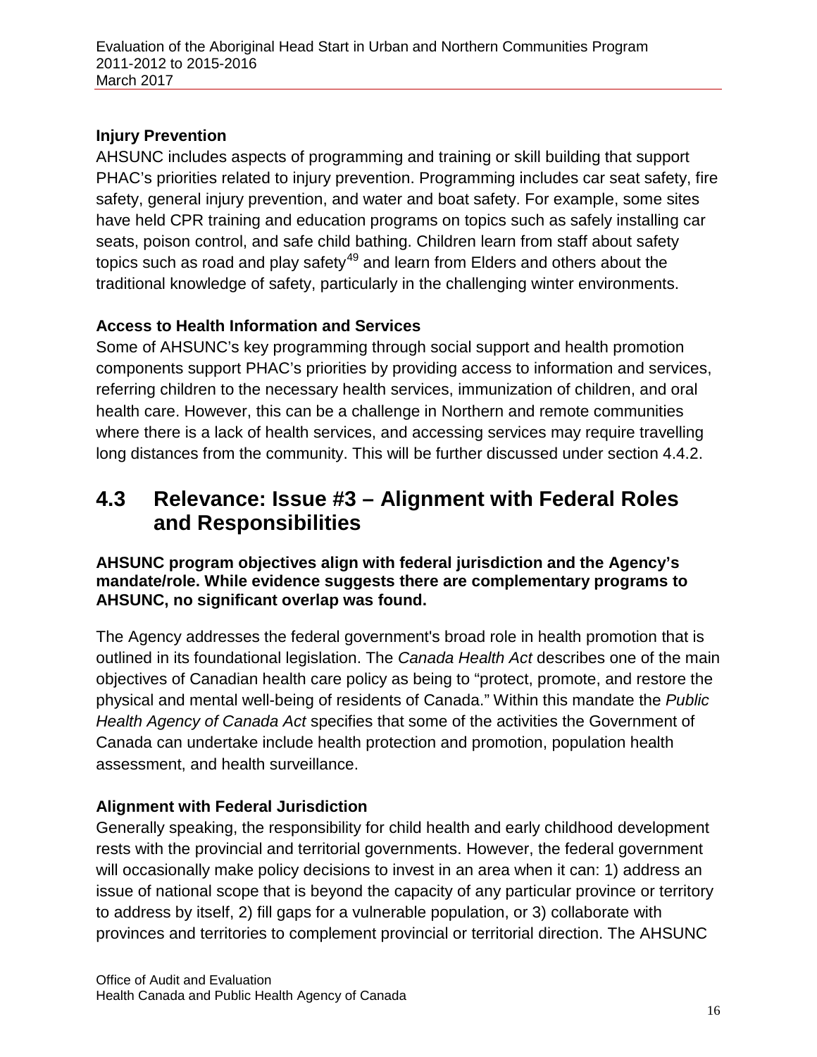**Injury Prevention**

AHSUNC includes aspects of programming and training or skill building that support PHAC's priorities related to injury prevention. Programming includes car seat safety, fire safety, general injury prevention, and water and boat safety. For example, some sites have held CPR training and education programs on topics such as safely installing car seats, poison control, and safe child bathing. Children learn from staff about safety topics such as road and play safety[49] and learn from Elders and others about the traditional knowledge of safety, particularly in the challenging winter environments.

**Access to Health Information and Services**

Some of AHSUNC's key programming through social support and health promotion components support PHAC's priorities by providing access to information and services, referring children to the necessary health services, immunization of children, and oral health care. However, this can be a challenge in Northern and remote communities where there is a lack of health services, and accessing services may require travelling long distances from the community. This will be further discussed under section 4.4.2.

## 4.3 Relevance: Issue #3 – Alignment with Federal Roles and Responsibilities

**AHSUNC program objectives align with federal jurisdiction and the Agency's mandate/role. While evidence suggests there are complementary programs to AHSUNC, no significant overlap was found.**

The Agency addresses the federal government's broad role in health promotion that is outlined in its foundational legislation. The *Canada Health Act* describes one of the main objectives of Canadian health care policy as being to "protect, promote, and restore the physical and mental well-being of residents of Canada." Within this mandate the *Public Health Agency of Canada Act* specifies that some of the activities the Government of Canada can undertake include health protection and promotion, population health assessment, and health surveillance.

**Alignment with Federal Jurisdiction**

Generally speaking, the responsibility for child health and early childhood development rests with the provincial and territorial governments. However, the federal government will occasionally make policy decisions to invest in an area when it can: 1) address an issue of national scope that is beyond the capacity of any particular province or territory to address by itself, 2) fill gaps for a vulnerable population, or 3) collaborate with provinces and territories to complement provincial or territorial direction. The AHSUNC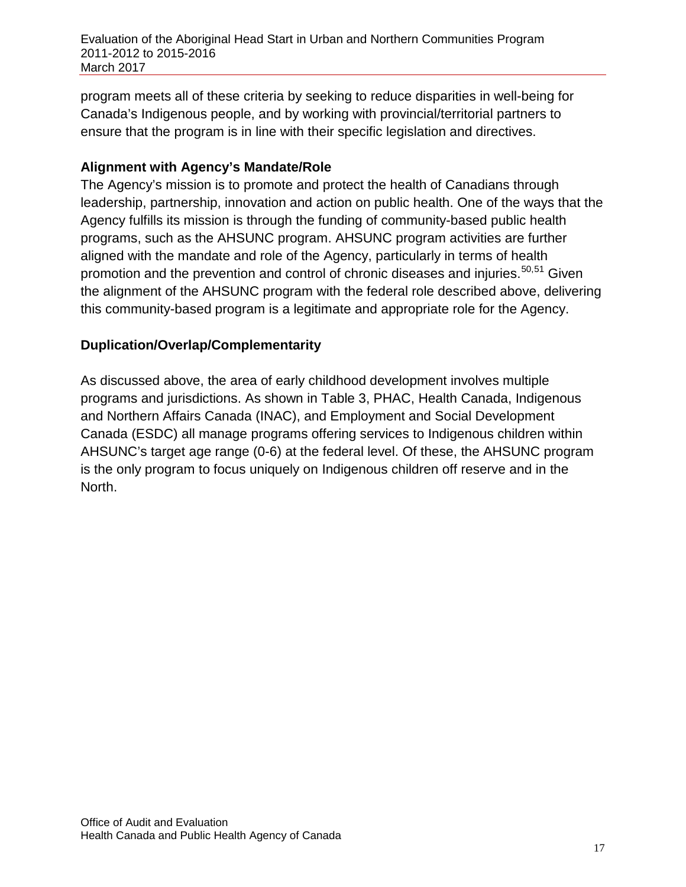program meets all of these criteria by seeking to reduce disparities in well-being for Canada's Indigenous people, and by working with provincial/territorial partners to ensure that the program is in line with their specific legislation and directives.

### Alignment with Agency's Mandate/Role

The Agency's mission is to promote and protect the health of Canadians through leadership, partnership, innovation and action on public health. One of the ways that the Agency fulfills its mission is through the funding of community-based public health programs, such as the AHSUNC program. AHSUNC program activities are further aligned with the mandate and role of the Agency, particularly in terms of health promotion and the prevention and control of chronic diseases and injuries.[50,51] Given the alignment of the AHSUNC program with the federal role described above, delivering this community-based program is a legitimate and appropriate role for the Agency.

### Duplication/Overlap/Complementarity

As discussed above, the area of early childhood development involves multiple programs and jurisdictions. As shown in Table 3, PHAC, Health Canada, Indigenous and Northern Affairs Canada (INAC), and Employment and Social Development Canada (ESDC) all manage programs offering services to Indigenous children within AHSUNC's target age range (0-6) at the federal level. Of these, the AHSUNC program is the only program to focus uniquely on Indigenous children off reserve and in the North.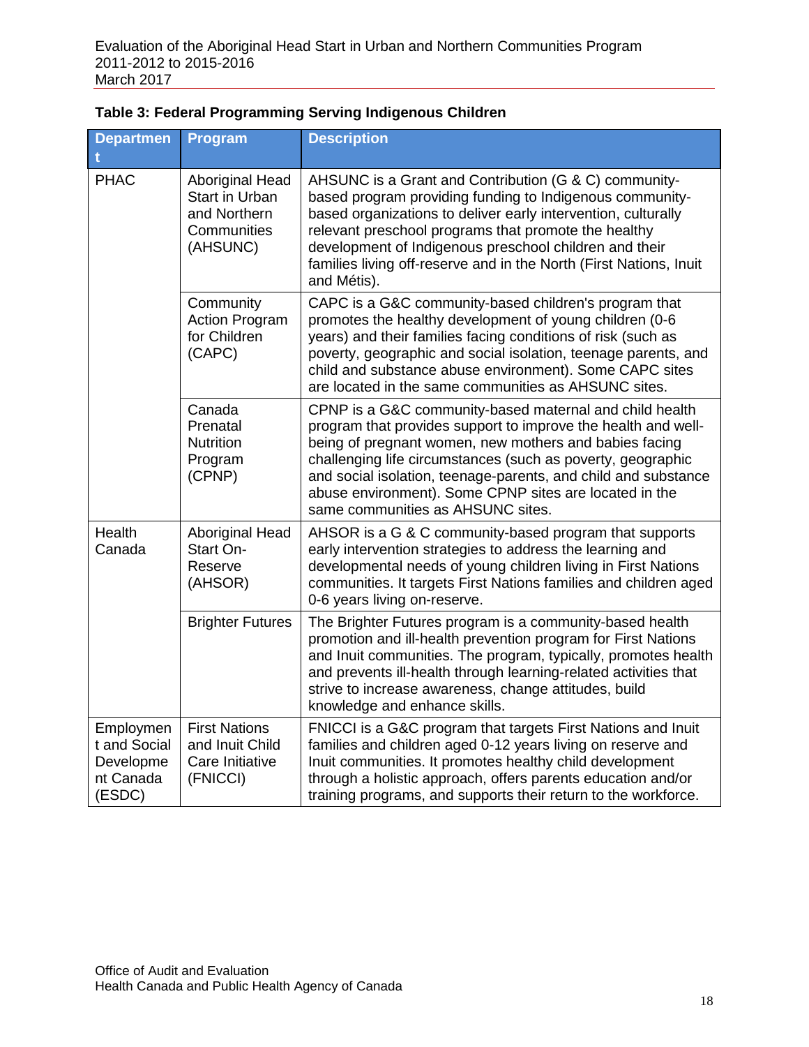**Table 3: Federal Programming Serving Indigenous Children**

| Department | Program | Description |
|---|---|---|
| PHAC | Aboriginal Head Start in Urban and Northern Communities (AHSUNC) | AHSUNC is a Grant and Contribution (G & C) community-based program providing funding to Indigenous community-based organizations to deliver early intervention, culturally relevant preschool programs that promote the healthy development of Indigenous preschool children and their families living off-reserve and in the North (First Nations, Inuit and Métis). |
| | Community Action Program for Children (CAPC) | CAPC is a G&C community-based children's program that promotes the healthy development of young children (0-6 years) and their families facing conditions of risk (such as poverty, geographic and social isolation, teenage parents, and child and substance abuse environment). Some CAPC sites are located in the same communities as AHSUNC sites. |
| | Canada Prenatal Nutrition Program (CPNP) | CPNP is a G&C community-based maternal and child health program that provides support to improve the health and well-being of pregnant women, new mothers and babies facing challenging life circumstances (such as poverty, geographic and social isolation, teenage-parents, and child and substance abuse environment). Some CPNP sites are located in the same communities as AHSUNC sites. |
| Health Canada | Aboriginal Head Start On-Reserve (AHSOR) | AHSOR is a G & C community-based program that supports early intervention strategies to address the learning and developmental needs of young children living in First Nations communities. It targets First Nations families and children aged 0-6 years living on-reserve. |
| | Brighter Futures | The Brighter Futures program is a community-based health promotion and ill-health prevention program for First Nations and Inuit communities. The program, typically, promotes health and prevents ill-health through learning-related activities that strive to increase awareness, change attitudes, build knowledge and enhance skills. |
| Employment and Social Development Canada (ESDC) | First Nations and Inuit Child Care Initiative (FNICCI) | FNICCI is a G&C program that targets First Nations and Inuit families and children aged 0-12 years living on reserve and Inuit communities. It promotes healthy child development through a holistic approach, offers parents education and/or training programs, and supports their return to the workforce. |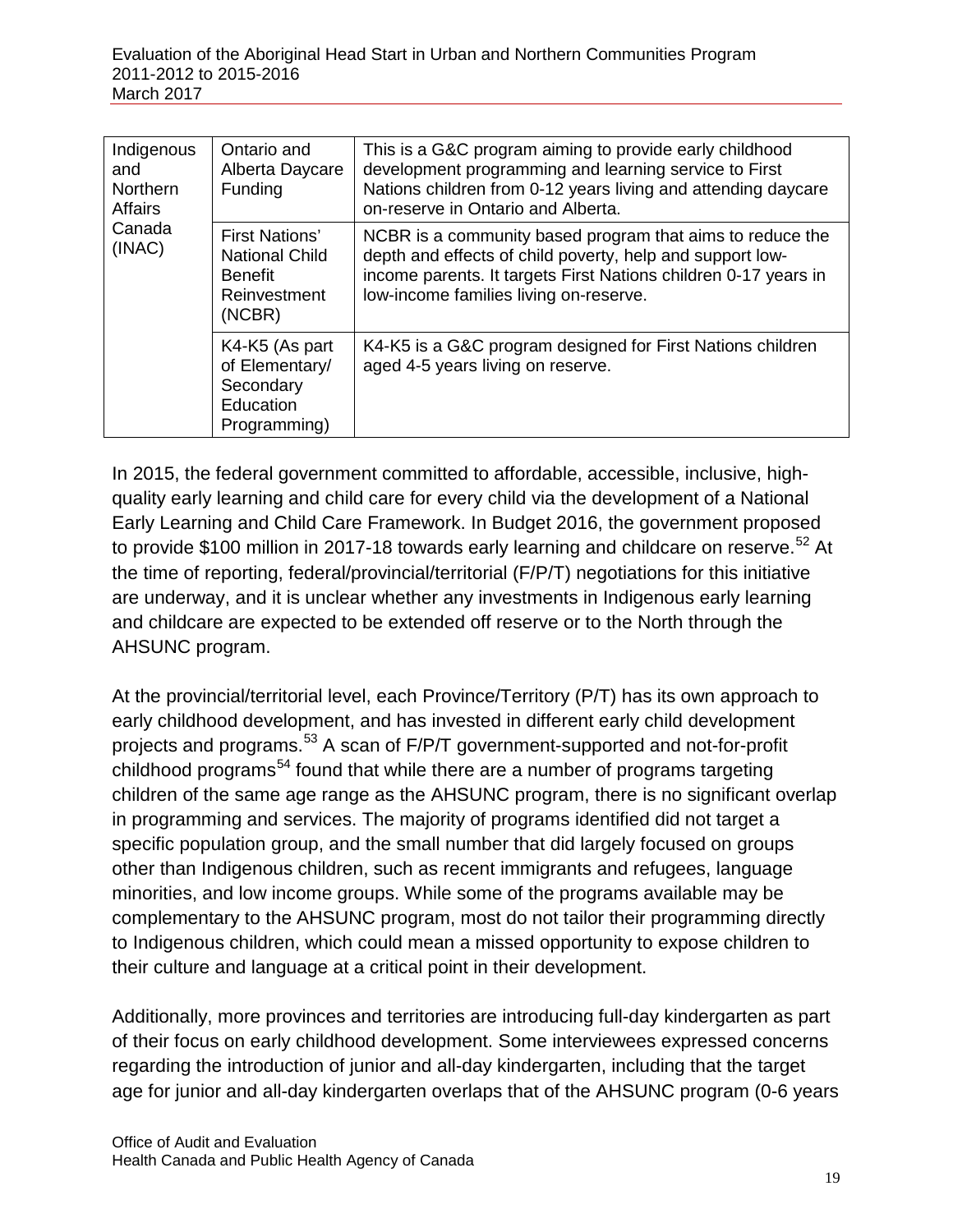| Indigenous and Northern Affairs Canada (INAC) | Ontario and Alberta Daycare Funding | This is a G&C program aiming to provide early childhood development programming and learning service to First Nations children from 0-12 years living and attending daycare on-reserve in Ontario and Alberta. |
|---|---|---|
| | First Nations' National Child Benefit Reinvestment (NCBR) | NCBR is a community based program that aims to reduce the depth and effects of child poverty, help and support low-income parents. It targets First Nations children 0-17 years in low-income families living on-reserve. |
| | K4-K5 (As part of Elementary/ Secondary Education Programming) | K4-K5 is a G&C program designed for First Nations children aged 4-5 years living on reserve. |

In 2015, the federal government committed to affordable, accessible, inclusive, high-quality early learning and child care for every child via the development of a National Early Learning and Child Care Framework. In Budget 2016, the government proposed to provide $100 million in 2017-18 towards early learning and childcare on reserve.[52] At the time of reporting, federal/provincial/territorial (F/P/T) negotiations for this initiative are underway, and it is unclear whether any investments in Indigenous early learning and childcare are expected to be extended off reserve or to the North through the AHSUNC program.

At the provincial/territorial level, each Province/Territory (P/T) has its own approach to early childhood development, and has invested in different early child development projects and programs.[53] A scan of F/P/T government-supported and not-for-profit childhood programs[54] found that while there are a number of programs targeting children of the same age range as the AHSUNC program, there is no significant overlap in programming and services. The majority of programs identified did not target a specific population group, and the small number that did largely focused on groups other than Indigenous children, such as recent immigrants and refugees, language minorities, and low income groups. While some of the programs available may be complementary to the AHSUNC program, most do not tailor their programming directly to Indigenous children, which could mean a missed opportunity to expose children to their culture and language at a critical point in their development.

Additionally, more provinces and territories are introducing full-day kindergarten as part of their focus on early childhood development. Some interviewees expressed concerns regarding the introduction of junior and all-day kindergarten, including that the target age for junior and all-day kindergarten overlaps that of the AHSUNC program (0-6 years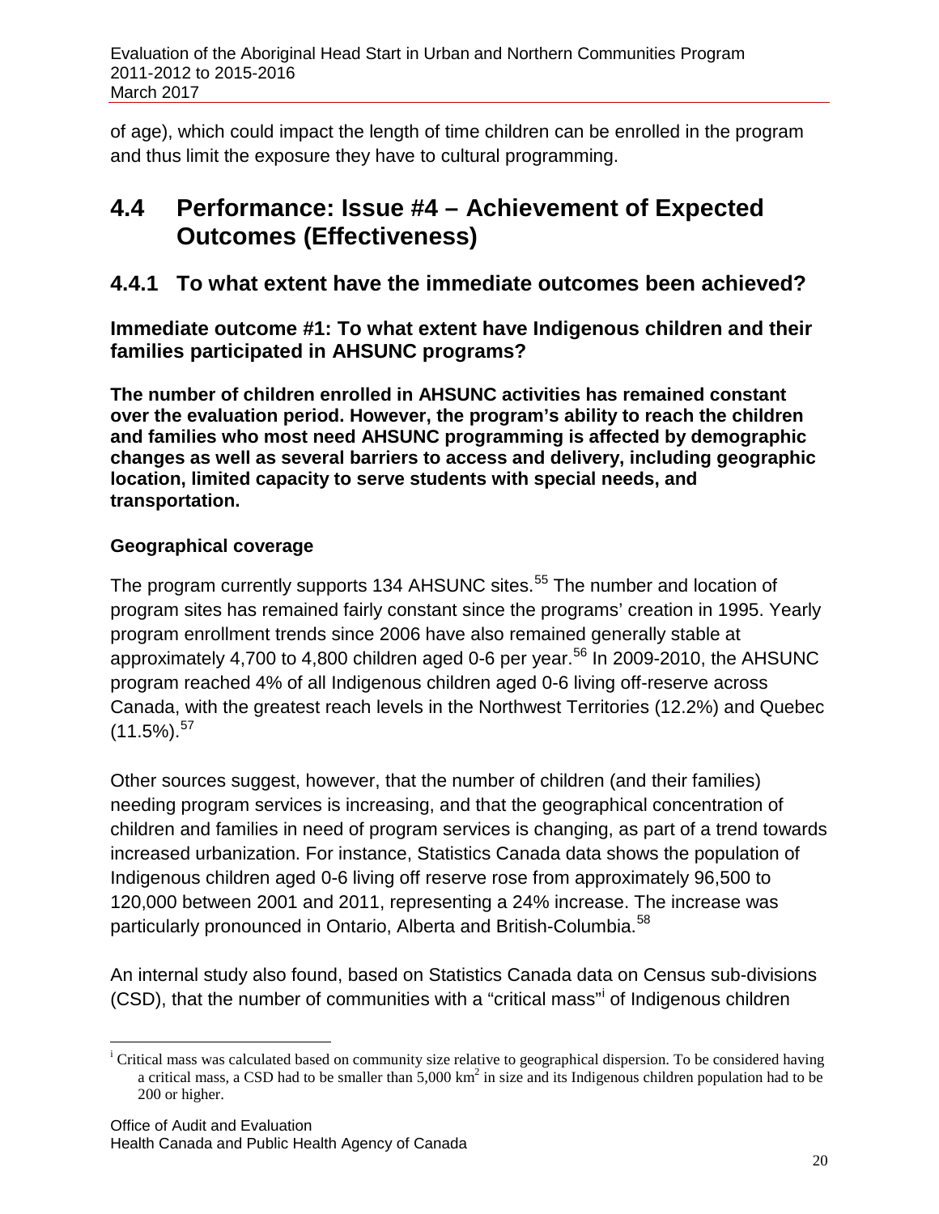of age), which could impact the length of time children can be enrolled in the program and thus limit the exposure they have to cultural programming.

## 4.4 Performance: Issue #4 – Achievement of Expected Outcomes (Effectiveness)

### 4.4.1 To what extent have the immediate outcomes been achieved?

**Immediate outcome #1: To what extent have Indigenous children and their families participated in AHSUNC programs?**

**The number of children enrolled in AHSUNC activities has remained constant over the evaluation period. However, the program's ability to reach the children and families who most need AHSUNC programming is affected by demographic changes as well as several barriers to access and delivery, including geographic location, limited capacity to serve students with special needs, and transportation.**

**Geographical coverage**

The program currently supports 134 AHSUNC sites.[55] The number and location of program sites has remained fairly constant since the programs' creation in 1995. Yearly program enrollment trends since 2006 have also remained generally stable at approximately 4,700 to 4,800 children aged 0-6 per year.[56] In 2009-2010, the AHSUNC program reached 4% of all Indigenous children aged 0-6 living off-reserve across Canada, with the greatest reach levels in the Northwest Territories (12.2%) and Quebec (11.5%).[57]

Other sources suggest, however, that the number of children (and their families) needing program services is increasing, and that the geographical concentration of children and families in need of program services is changing, as part of a trend towards increased urbanization. For instance, Statistics Canada data shows the population of Indigenous children aged 0-6 living off reserve rose from approximately 96,500 to 120,000 between 2001 and 2011, representing a 24% increase. The increase was particularly pronounced in Ontario, Alberta and British-Columbia.[58]

An internal study also found, based on Statistics Canada data on Census sub-divisions (CSD), that the number of communities with a "critical mass"[i] of Indigenous children

[i] Critical mass was calculated based on community size relative to geographical dispersion. To be considered having a critical mass, a CSD had to be smaller than 5,000 km$^2$ in size and its Indigenous children population had to be 200 or higher.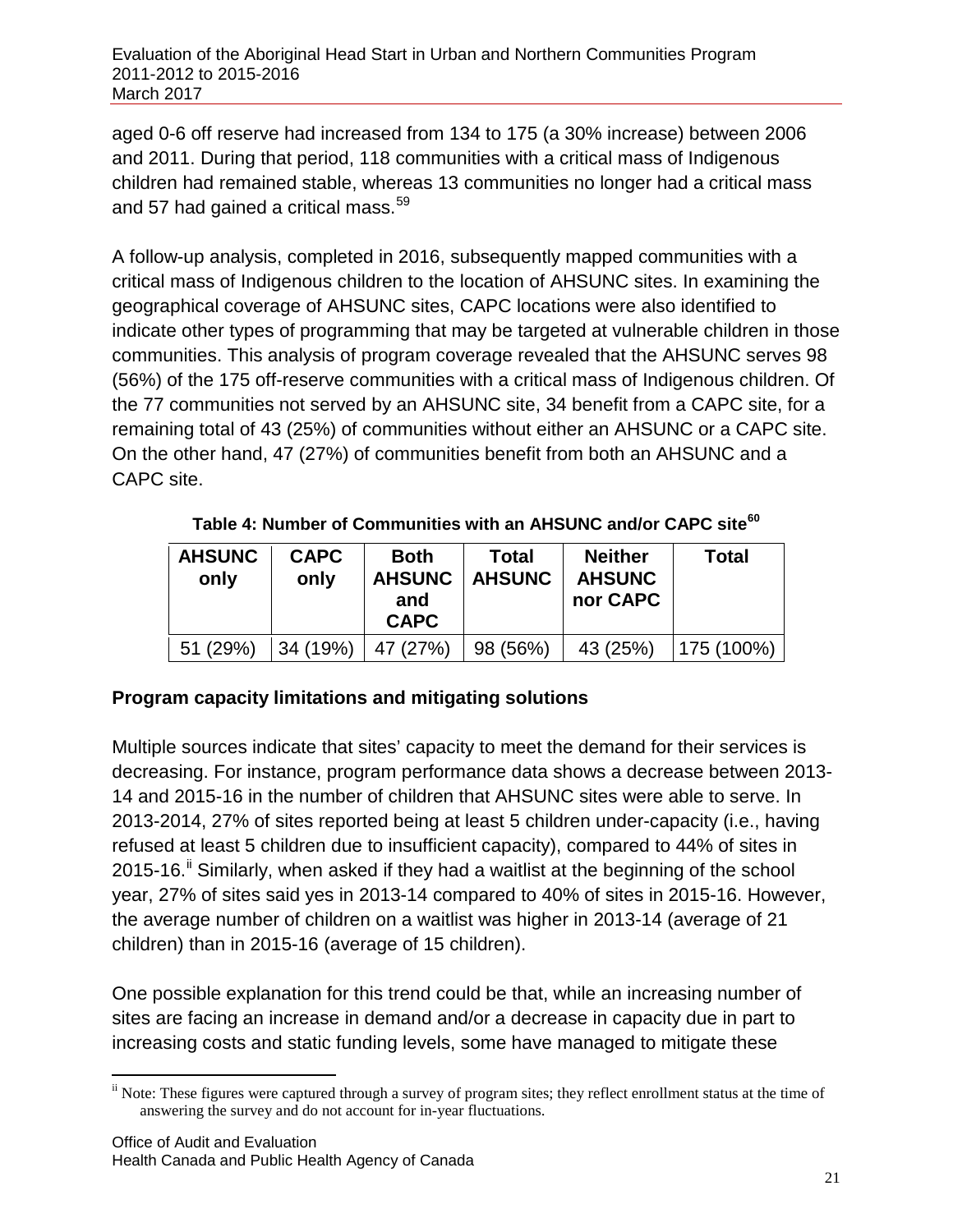aged 0-6 off reserve had increased from 134 to 175 (a 30% increase) between 2006 and 2011. During that period, 118 communities with a critical mass of Indigenous children had remained stable, whereas 13 communities no longer had a critical mass and 57 had gained a critical mass.[59]

A follow-up analysis, completed in 2016, subsequently mapped communities with a critical mass of Indigenous children to the location of AHSUNC sites. In examining the geographical coverage of AHSUNC sites, CAPC locations were also identified to indicate other types of programming that may be targeted at vulnerable children in those communities. This analysis of program coverage revealed that the AHSUNC serves 98 (56%) of the 175 off-reserve communities with a critical mass of Indigenous children. Of the 77 communities not served by an AHSUNC site, 34 benefit from a CAPC site, for a remaining total of 43 (25%) of communities without either an AHSUNC or a CAPC site. On the other hand, 47 (27%) of communities benefit from both an AHSUNC and a CAPC site.

**Table 4: Number of Communities with an AHSUNC and/or CAPC site[60]**

| AHSUNC only | CAPC only | Both AHSUNC and CAPC | Total AHSUNC | Neither AHSUNC nor CAPC | Total |
|---|---|---|---|---|---|
| 51 (29%) | 34 (19%) | 47 (27%) | 98 (56%) | 43 (25%) | 175 (100%) |

## Program capacity limitations and mitigating solutions

Multiple sources indicate that sites' capacity to meet the demand for their services is decreasing. For instance, program performance data shows a decrease between 2013-14 and 2015-16 in the number of children that AHSUNC sites were able to serve. In 2013-2014, 27% of sites reported being at least 5 children under-capacity (i.e., having refused at least 5 children due to insufficient capacity), compared to 44% of sites in 2015-16.[ii] Similarly, when asked if they had a waitlist at the beginning of the school year, 27% of sites said yes in 2013-14 compared to 40% of sites in 2015-16. However, the average number of children on a waitlist was higher in 2013-14 (average of 21 children) than in 2015-16 (average of 15 children).

One possible explanation for this trend could be that, while an increasing number of sites are facing an increase in demand and/or a decrease in capacity due in part to increasing costs and static funding levels, some have managed to mitigate these

[ii] Note: These figures were captured through a survey of program sites; they reflect enrollment status at the time of answering the survey and do not account for in-year fluctuations.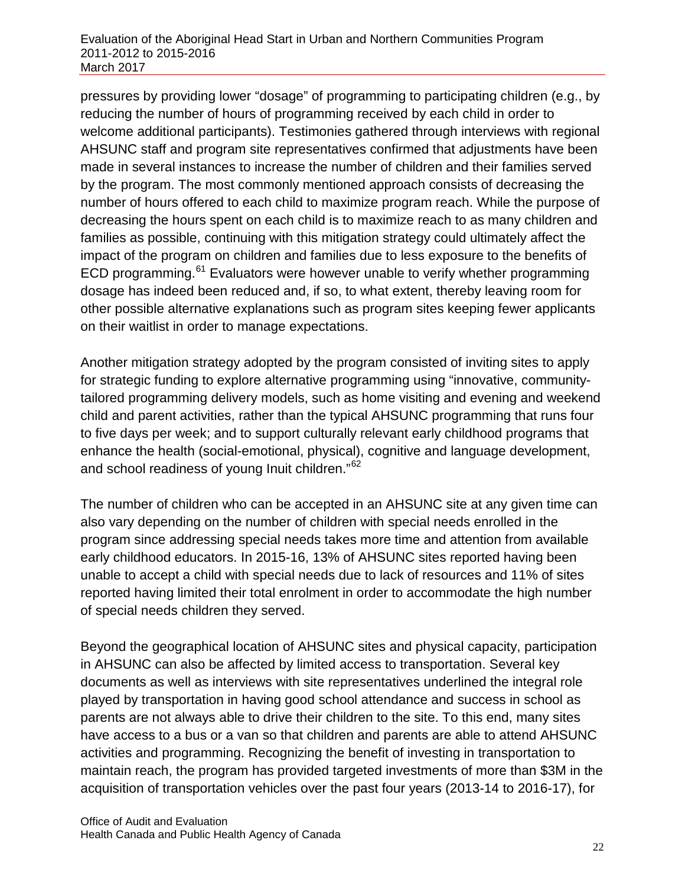pressures by providing lower "dosage" of programming to participating children (e.g., by reducing the number of hours of programming received by each child in order to welcome additional participants). Testimonies gathered through interviews with regional AHSUNC staff and program site representatives confirmed that adjustments have been made in several instances to increase the number of children and their families served by the program. The most commonly mentioned approach consists of decreasing the number of hours offered to each child to maximize program reach. While the purpose of decreasing the hours spent on each child is to maximize reach to as many children and families as possible, continuing with this mitigation strategy could ultimately affect the impact of the program on children and families due to less exposure to the benefits of ECD programming.[61] Evaluators were however unable to verify whether programming dosage has indeed been reduced and, if so, to what extent, thereby leaving room for other possible alternative explanations such as program sites keeping fewer applicants on their waitlist in order to manage expectations.

Another mitigation strategy adopted by the program consisted of inviting sites to apply for strategic funding to explore alternative programming using "innovative, community-tailored programming delivery models, such as home visiting and evening and weekend child and parent activities, rather than the typical AHSUNC programming that runs four to five days per week; and to support culturally relevant early childhood programs that enhance the health (social-emotional, physical), cognitive and language development, and school readiness of young Inuit children."[62]

The number of children who can be accepted in an AHSUNC site at any given time can also vary depending on the number of children with special needs enrolled in the program since addressing special needs takes more time and attention from available early childhood educators. In 2015-16, 13% of AHSUNC sites reported having been unable to accept a child with special needs due to lack of resources and 11% of sites reported having limited their total enrolment in order to accommodate the high number of special needs children they served.

Beyond the geographical location of AHSUNC sites and physical capacity, participation in AHSUNC can also be affected by limited access to transportation. Several key documents as well as interviews with site representatives underlined the integral role played by transportation in having good school attendance and success in school as parents are not always able to drive their children to the site. To this end, many sites have access to a bus or a van so that children and parents are able to attend AHSUNC activities and programming. Recognizing the benefit of investing in transportation to maintain reach, the program has provided targeted investments of more than $3M in the acquisition of transportation vehicles over the past four years (2013-14 to 2016-17), for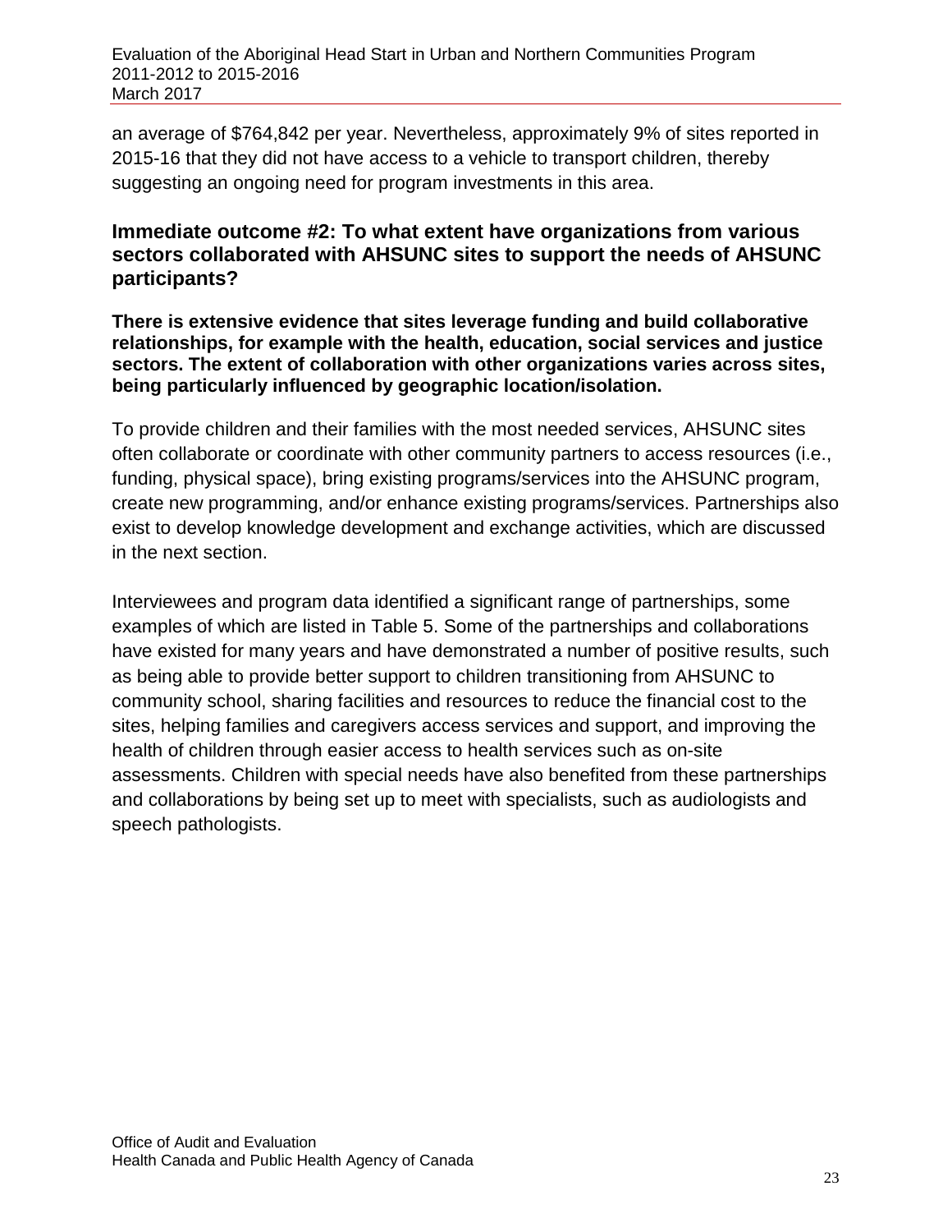an average of $764,842 per year. Nevertheless, approximately 9% of sites reported in 2015-16 that they did not have access to a vehicle to transport children, thereby suggesting an ongoing need for program investments in this area.

### Immediate outcome #2: To what extent have organizations from various sectors collaborated with AHSUNC sites to support the needs of AHSUNC participants?

**There is extensive evidence that sites leverage funding and build collaborative relationships, for example with the health, education, social services and justice sectors. The extent of collaboration with other organizations varies across sites, being particularly influenced by geographic location/isolation.**

To provide children and their families with the most needed services, AHSUNC sites often collaborate or coordinate with other community partners to access resources (i.e., funding, physical space), bring existing programs/services into the AHSUNC program, create new programming, and/or enhance existing programs/services. Partnerships also exist to develop knowledge development and exchange activities, which are discussed in the next section.

Interviewees and program data identified a significant range of partnerships, some examples of which are listed in Table 5. Some of the partnerships and collaborations have existed for many years and have demonstrated a number of positive results, such as being able to provide better support to children transitioning from AHSUNC to community school, sharing facilities and resources to reduce the financial cost to the sites, helping families and caregivers access services and support, and improving the health of children through easier access to health services such as on-site assessments. Children with special needs have also benefited from these partnerships and collaborations by being set up to meet with specialists, such as audiologists and speech pathologists.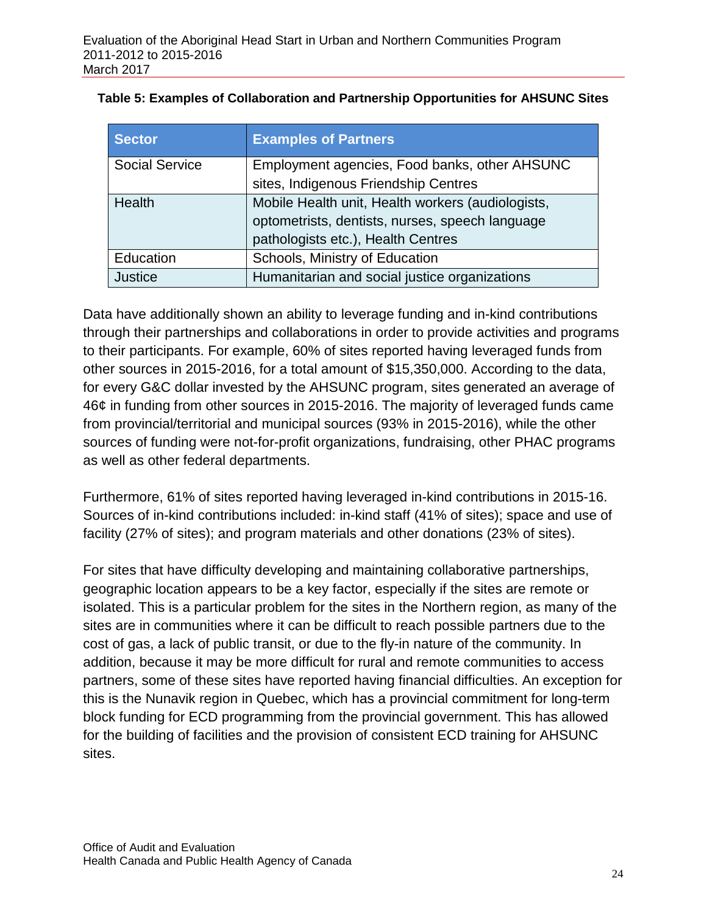**Table 5: Examples of Collaboration and Partnership Opportunities for AHSUNC Sites**

| Sector | Examples of Partners |
|---|---|
| Social Service | Employment agencies, Food banks, other AHSUNC sites, Indigenous Friendship Centres |
| Health | Mobile Health unit, Health workers (audiologists, optometrists, dentists, nurses, speech language pathologists etc.), Health Centres |
| Education | Schools, Ministry of Education |
| Justice | Humanitarian and social justice organizations |

Data have additionally shown an ability to leverage funding and in-kind contributions through their partnerships and collaborations in order to provide activities and programs to their participants. For example, 60% of sites reported having leveraged funds from other sources in 2015-2016, for a total amount of $15,350,000. According to the data, for every G&C dollar invested by the AHSUNC program, sites generated an average of 46¢ in funding from other sources in 2015-2016. The majority of leveraged funds came from provincial/territorial and municipal sources (93% in 2015-2016), while the other sources of funding were not-for-profit organizations, fundraising, other PHAC programs as well as other federal departments.

Furthermore, 61% of sites reported having leveraged in-kind contributions in 2015-16. Sources of in-kind contributions included: in-kind staff (41% of sites); space and use of facility (27% of sites); and program materials and other donations (23% of sites).

For sites that have difficulty developing and maintaining collaborative partnerships, geographic location appears to be a key factor, especially if the sites are remote or isolated. This is a particular problem for the sites in the Northern region, as many of the sites are in communities where it can be difficult to reach possible partners due to the cost of gas, a lack of public transit, or due to the fly-in nature of the community. In addition, because it may be more difficult for rural and remote communities to access partners, some of these sites have reported having financial difficulties. An exception for this is the Nunavik region in Quebec, which has a provincial commitment for long-term block funding for ECD programming from the provincial government. This has allowed for the building of facilities and the provision of consistent ECD training for AHSUNC sites.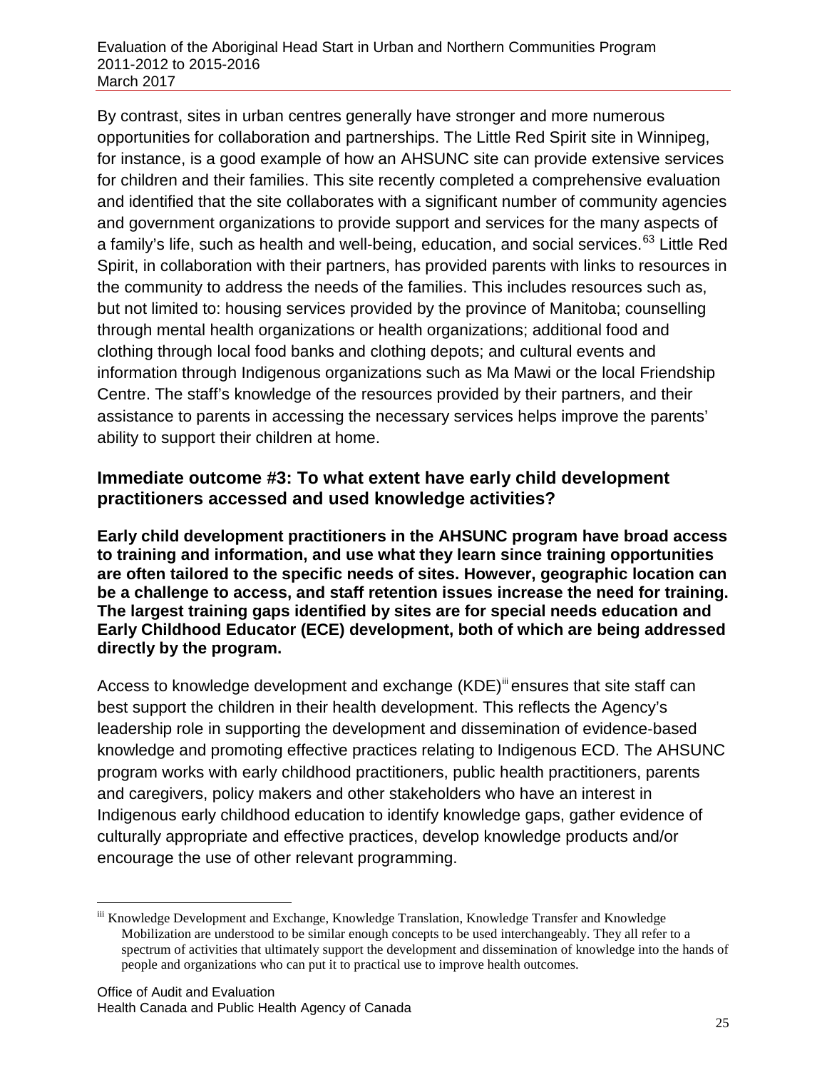By contrast, sites in urban centres generally have stronger and more numerous opportunities for collaboration and partnerships. The Little Red Spirit site in Winnipeg, for instance, is a good example of how an AHSUNC site can provide extensive services for children and their families. This site recently completed a comprehensive evaluation and identified that the site collaborates with a significant number of community agencies and government organizations to provide support and services for the many aspects of a family's life, such as health and well-being, education, and social services.[63] Little Red Spirit, in collaboration with their partners, has provided parents with links to resources in the community to address the needs of the families. This includes resources such as, but not limited to: housing services provided by the province of Manitoba; counselling through mental health organizations or health organizations; additional food and clothing through local food banks and clothing depots; and cultural events and information through Indigenous organizations such as Ma Mawi or the local Friendship Centre. The staff's knowledge of the resources provided by their partners, and their assistance to parents in accessing the necessary services helps improve the parents' ability to support their children at home.

### Immediate outcome #3: To what extent have early child development practitioners accessed and used knowledge activities?

**Early child development practitioners in the AHSUNC program have broad access to training and information, and use what they learn since training opportunities are often tailored to the specific needs of sites. However, geographic location can be a challenge to access, and staff retention issues increase the need for training. The largest training gaps identified by sites are for special needs education and Early Childhood Educator (ECE) development, both of which are being addressed directly by the program.**

Access to knowledge development and exchange (KDE)[iii] ensures that site staff can best support the children in their health development. This reflects the Agency's leadership role in supporting the development and dissemination of evidence-based knowledge and promoting effective practices relating to Indigenous ECD. The AHSUNC program works with early childhood practitioners, public health practitioners, parents and caregivers, policy makers and other stakeholders who have an interest in Indigenous early childhood education to identify knowledge gaps, gather evidence of culturally appropriate and effective practices, develop knowledge products and/or encourage the use of other relevant programming.

---

[iii] Knowledge Development and Exchange, Knowledge Translation, Knowledge Transfer and Knowledge Mobilization are understood to be similar enough concepts to be used interchangeably. They all refer to a spectrum of activities that ultimately support the development and dissemination of knowledge into the hands of people and organizations who can put it to practical use to improve health outcomes.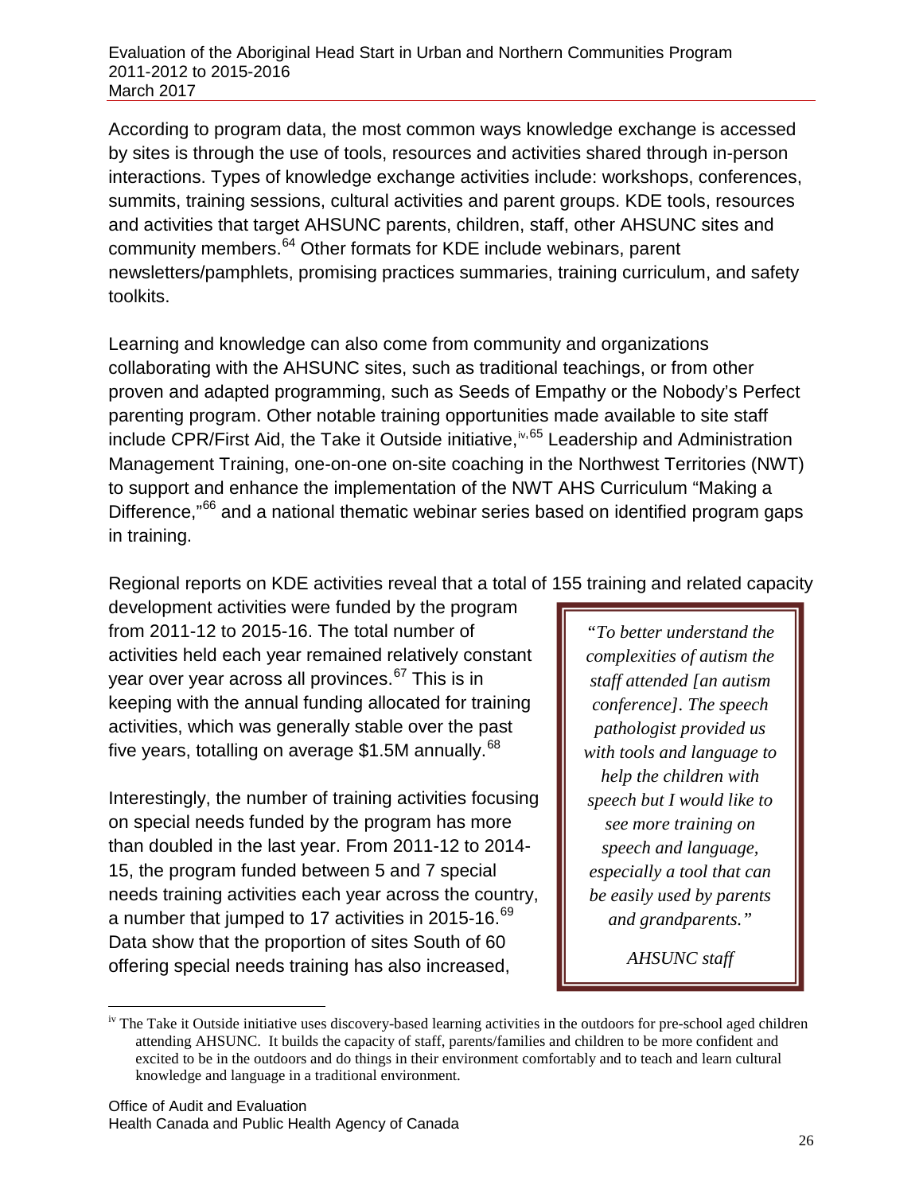According to program data, the most common ways knowledge exchange is accessed by sites is through the use of tools, resources and activities shared through in-person interactions. Types of knowledge exchange activities include: workshops, conferences, summits, training sessions, cultural activities and parent groups. KDE tools, resources and activities that target AHSUNC parents, children, staff, other AHSUNC sites and community members.[64] Other formats for KDE include webinars, parent newsletters/pamphlets, promising practices summaries, training curriculum, and safety toolkits.

Learning and knowledge can also come from community and organizations collaborating with the AHSUNC sites, such as traditional teachings, or from other proven and adapted programming, such as Seeds of Empathy or the Nobody's Perfect parenting program. Other notable training opportunities made available to site staff include CPR/First Aid, the Take it Outside initiative,[iv,65] Leadership and Administration Management Training, one-on-one on-site coaching in the Northwest Territories (NWT) to support and enhance the implementation of the NWT AHS Curriculum "Making a Difference,"[66] and a national thematic webinar series based on identified program gaps in training.

Regional reports on KDE activities reveal that a total of 155 training and related capacity development activities were funded by the program from 2011-12 to 2015-16. The total number of activities held each year remained relatively constant year over year across all provinces.[67] This is in keeping with the annual funding allocated for training activities, which was generally stable over the past five years, totalling on average \$1.5M annually.[68]

> *"To better understand the complexities of autism the staff attended [an autism conference]. The speech pathologist provided us with tools and language to help the children with speech but I would like to see more training on speech and language, especially a tool that can be easily used by parents and grandparents."*
>
> *AHSUNC staff*

Interestingly, the number of training activities focusing on special needs funded by the program has more than doubled in the last year. From 2011-12 to 2014-15, the program funded between 5 and 7 special needs training activities each year across the country, a number that jumped to 17 activities in 2015-16.[69] Data show that the proportion of sites South of 60 offering special needs training has also increased,

---

[iv] The Take it Outside initiative uses discovery-based learning activities in the outdoors for pre-school aged children attending AHSUNC. It builds the capacity of staff, parents/families and children to be more confident and excited to be in the outdoors and do things in their environment comfortably and to teach and learn cultural knowledge and language in a traditional environment.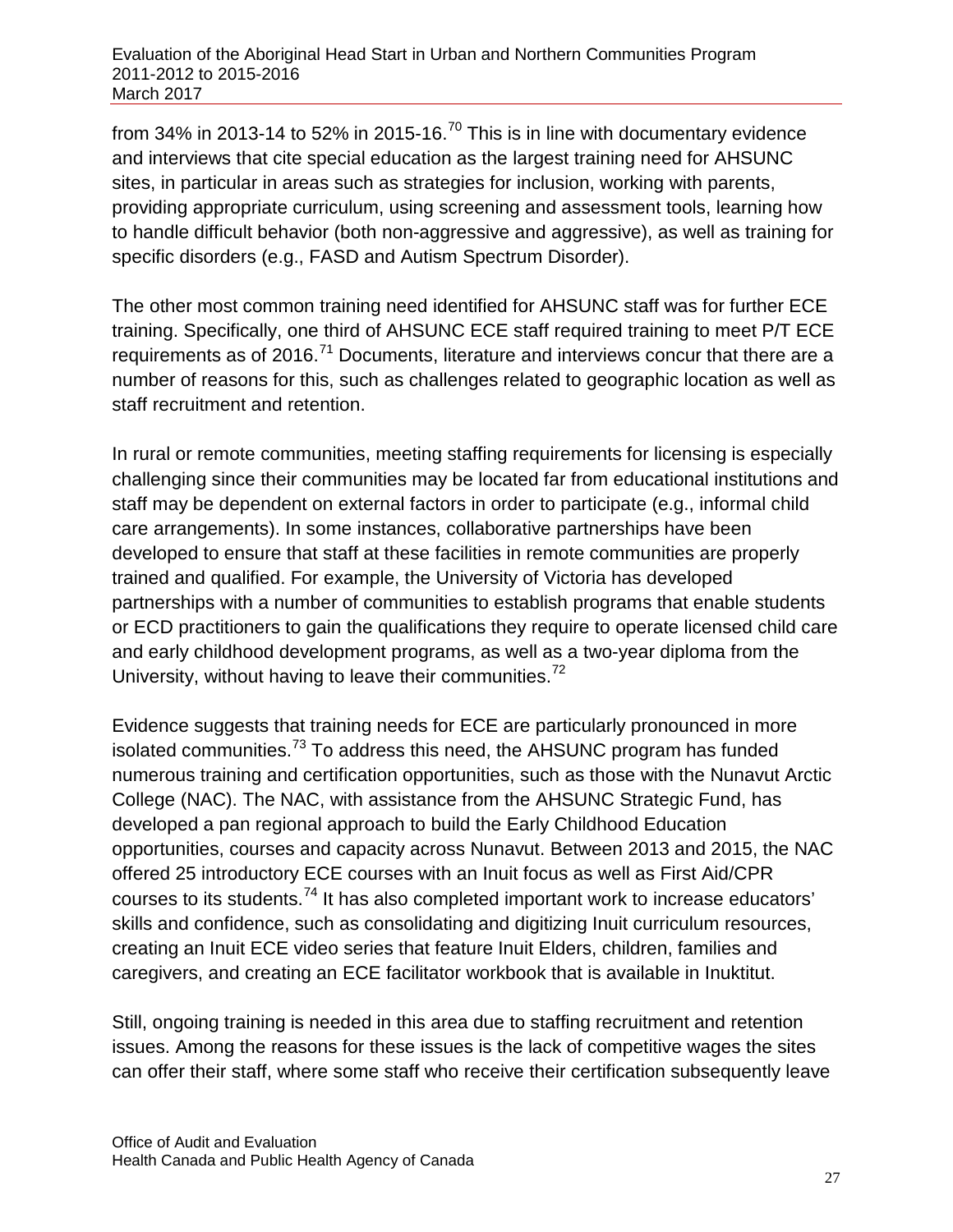from 34% in 2013-14 to 52% in 2015-16.[70] This is in line with documentary evidence and interviews that cite special education as the largest training need for AHSUNC sites, in particular in areas such as strategies for inclusion, working with parents, providing appropriate curriculum, using screening and assessment tools, learning how to handle difficult behavior (both non-aggressive and aggressive), as well as training for specific disorders (e.g., FASD and Autism Spectrum Disorder).

The other most common training need identified for AHSUNC staff was for further ECE training. Specifically, one third of AHSUNC ECE staff required training to meet P/T ECE requirements as of 2016.[71] Documents, literature and interviews concur that there are a number of reasons for this, such as challenges related to geographic location as well as staff recruitment and retention.

In rural or remote communities, meeting staffing requirements for licensing is especially challenging since their communities may be located far from educational institutions and staff may be dependent on external factors in order to participate (e.g., informal child care arrangements). In some instances, collaborative partnerships have been developed to ensure that staff at these facilities in remote communities are properly trained and qualified. For example, the University of Victoria has developed partnerships with a number of communities to establish programs that enable students or ECD practitioners to gain the qualifications they require to operate licensed child care and early childhood development programs, as well as a two-year diploma from the University, without having to leave their communities.[72]

Evidence suggests that training needs for ECE are particularly pronounced in more isolated communities.[73] To address this need, the AHSUNC program has funded numerous training and certification opportunities, such as those with the Nunavut Arctic College (NAC). The NAC, with assistance from the AHSUNC Strategic Fund, has developed a pan regional approach to build the Early Childhood Education opportunities, courses and capacity across Nunavut. Between 2013 and 2015, the NAC offered 25 introductory ECE courses with an Inuit focus as well as First Aid/CPR courses to its students.[74] It has also completed important work to increase educators' skills and confidence, such as consolidating and digitizing Inuit curriculum resources, creating an Inuit ECE video series that feature Inuit Elders, children, families and caregivers, and creating an ECE facilitator workbook that is available in Inuktitut.

Still, ongoing training is needed in this area due to staffing recruitment and retention issues. Among the reasons for these issues is the lack of competitive wages the sites can offer their staff, where some staff who receive their certification subsequently leave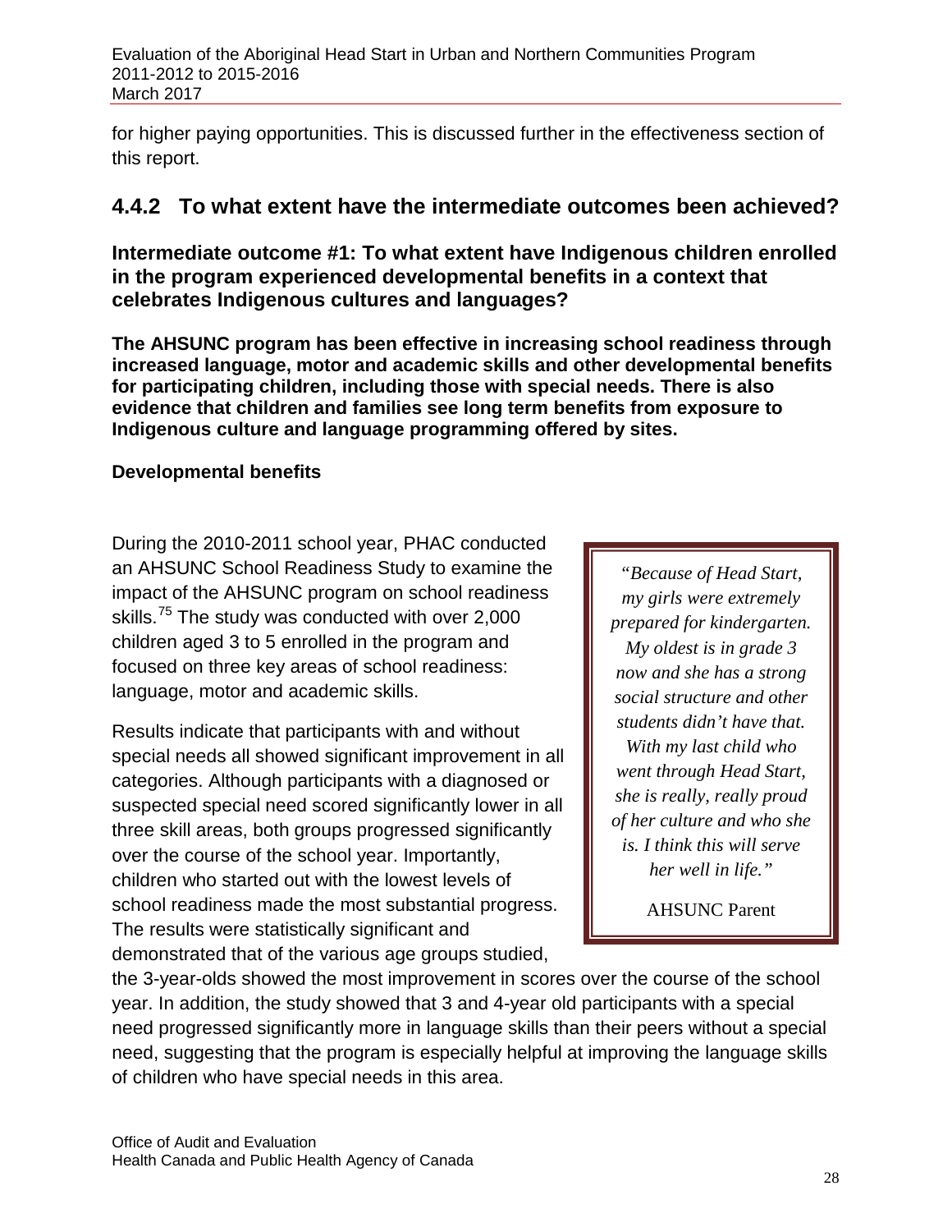for higher paying opportunities. This is discussed further in the effectiveness section of this report.

## 4.4.2 To what extent have the intermediate outcomes been achieved?

### Intermediate outcome #1: To what extent have Indigenous children enrolled in the program experienced developmental benefits in a context that celebrates Indigenous cultures and languages?

**The AHSUNC program has been effective in increasing school readiness through increased language, motor and academic skills and other developmental benefits for participating children, including those with special needs. There is also evidence that children and families see long term benefits from exposure to Indigenous culture and language programming offered by sites.**

**Developmental benefits**

During the 2010-2011 school year, PHAC conducted an AHSUNC School Readiness Study to examine the impact of the AHSUNC program on school readiness skills.[75] The study was conducted with over 2,000 children aged 3 to 5 enrolled in the program and focused on three key areas of school readiness: language, motor and academic skills.

> *"Because of Head Start, my girls were extremely prepared for kindergarten. My oldest is in grade 3 now and she has a strong social structure and other students didn't have that. With my last child who went through Head Start, she is really, really proud of her culture and who she is. I think this will serve her well in life."*
>
> AHSUNC Parent

Results indicate that participants with and without special needs all showed significant improvement in all categories. Although participants with a diagnosed or suspected special need scored significantly lower in all three skill areas, both groups progressed significantly over the course of the school year. Importantly, children who started out with the lowest levels of school readiness made the most substantial progress. The results were statistically significant and demonstrated that of the various age groups studied, the 3-year-olds showed the most improvement in scores over the course of the school year. In addition, the study showed that 3 and 4-year old participants with a special need progressed significantly more in language skills than their peers without a special need, suggesting that the program is especially helpful at improving the language skills of children who have special needs in this area.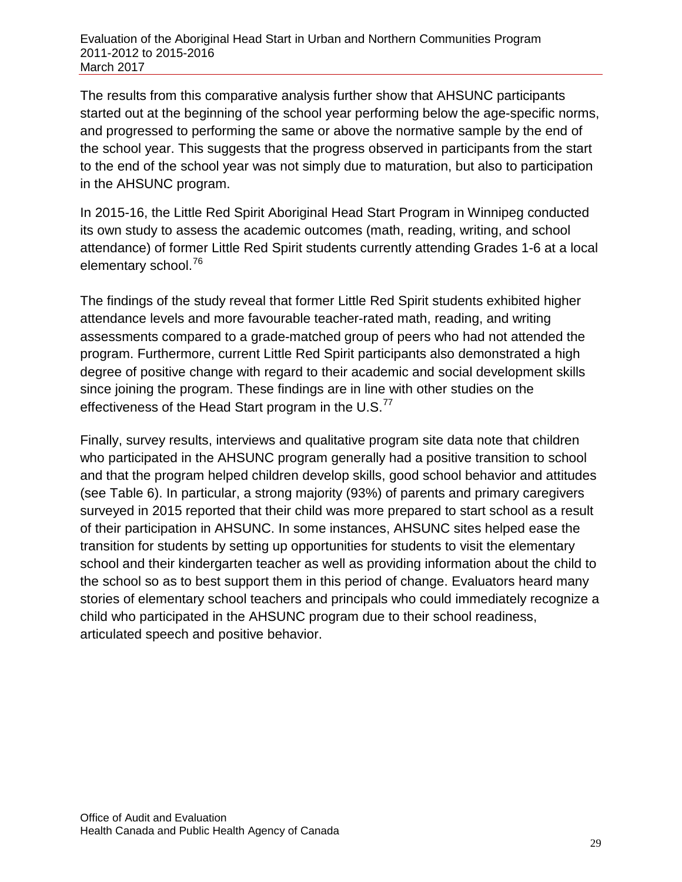The results from this comparative analysis further show that AHSUNC participants started out at the beginning of the school year performing below the age-specific norms, and progressed to performing the same or above the normative sample by the end of the school year. This suggests that the progress observed in participants from the start to the end of the school year was not simply due to maturation, but also to participation in the AHSUNC program.

In 2015-16, the Little Red Spirit Aboriginal Head Start Program in Winnipeg conducted its own study to assess the academic outcomes (math, reading, writing, and school attendance) of former Little Red Spirit students currently attending Grades 1-6 at a local elementary school.[76]

The findings of the study reveal that former Little Red Spirit students exhibited higher attendance levels and more favourable teacher-rated math, reading, and writing assessments compared to a grade-matched group of peers who had not attended the program. Furthermore, current Little Red Spirit participants also demonstrated a high degree of positive change with regard to their academic and social development skills since joining the program. These findings are in line with other studies on the effectiveness of the Head Start program in the U.S.[77]

Finally, survey results, interviews and qualitative program site data note that children who participated in the AHSUNC program generally had a positive transition to school and that the program helped children develop skills, good school behavior and attitudes (see Table 6). In particular, a strong majority (93%) of parents and primary caregivers surveyed in 2015 reported that their child was more prepared to start school as a result of their participation in AHSUNC. In some instances, AHSUNC sites helped ease the transition for students by setting up opportunities for students to visit the elementary school and their kindergarten teacher as well as providing information about the child to the school so as to best support them in this period of change. Evaluators heard many stories of elementary school teachers and principals who could immediately recognize a child who participated in the AHSUNC program due to their school readiness, articulated speech and positive behavior.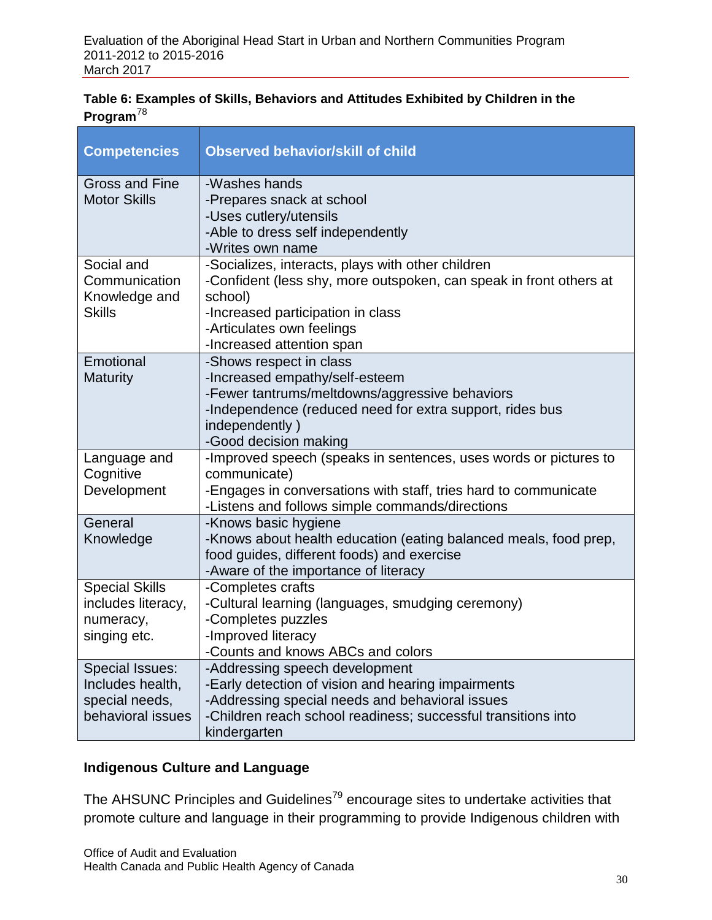**Table 6: Examples of Skills, Behaviors and Attitudes Exhibited by Children in the Program**[78]

| Competencies | Observed behavior/skill of child |
|---|---|
| Gross and Fine Motor Skills | -Washes hands<br>-Prepares snack at school<br>-Uses cutlery/utensils<br>-Able to dress self independently<br>-Writes own name |
| Social and Communication Knowledge and Skills | -Socializes, interacts, plays with other children<br>-Confident (less shy, more outspoken, can speak in front others at school)<br>-Increased participation in class<br>-Articulates own feelings<br>-Increased attention span |
| Emotional Maturity | -Shows respect in class<br>-Increased empathy/self-esteem<br>-Fewer tantrums/meltdowns/aggressive behaviors<br>-Independence (reduced need for extra support, rides bus independently )<br>-Good decision making |
| Language and Cognitive Development | -Improved speech (speaks in sentences, uses words or pictures to communicate)<br>-Engages in conversations with staff, tries hard to communicate<br>-Listens and follows simple commands/directions |
| General Knowledge | -Knows basic hygiene<br>-Knows about health education (eating balanced meals, food prep, food guides, different foods) and exercise<br>-Aware of the importance of literacy |
| Special Skills includes literacy, numeracy, singing etc. | -Completes crafts<br>-Cultural learning (languages, smudging ceremony)<br>-Completes puzzles<br>-Improved literacy<br>-Counts and knows ABCs and colors |
| Special Issues: Includes health, special needs, behavioral issues | -Addressing speech development<br>-Early detection of vision and hearing impairments<br>-Addressing special needs and behavioral issues<br>-Children reach school readiness; successful transitions into kindergarten |

### Indigenous Culture and Language

The AHSUNC Principles and Guidelines[79] encourage sites to undertake activities that promote culture and language in their programming to provide Indigenous children with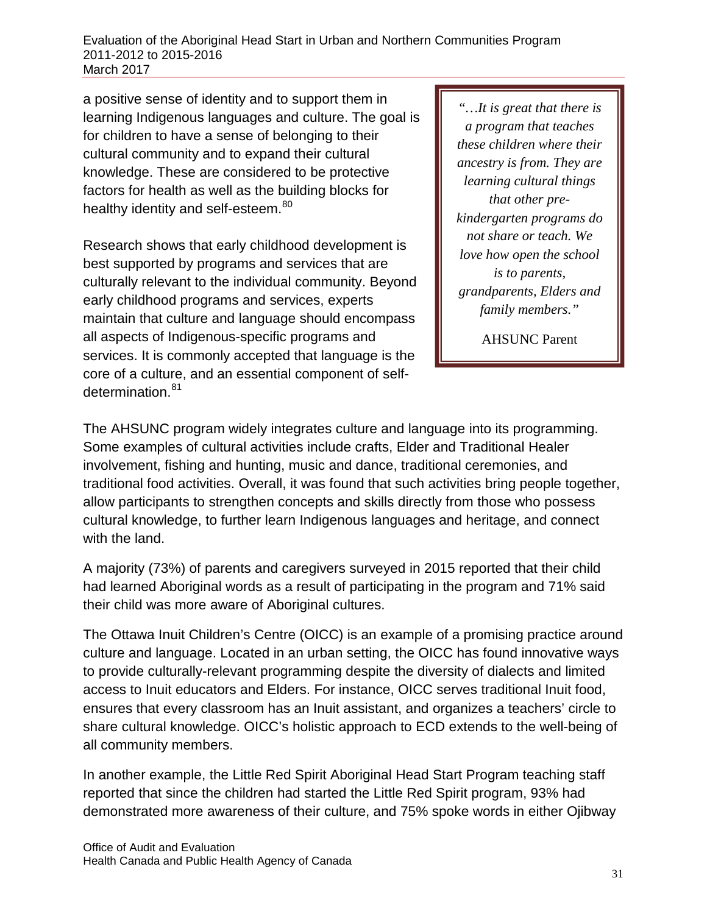a positive sense of identity and to support them in learning Indigenous languages and culture. The goal is for children to have a sense of belonging to their cultural community and to expand their cultural knowledge. These are considered to be protective factors for health as well as the building blocks for healthy identity and self-esteem.[80]

Research shows that early childhood development is best supported by programs and services that are culturally relevant to the individual community. Beyond early childhood programs and services, experts maintain that culture and language should encompass all aspects of Indigenous-specific programs and services. It is commonly accepted that language is the core of a culture, and an essential component of self-determination.[81]

> *"…It is great that there is a program that teaches these children where their ancestry is from. They are learning cultural things that other pre-kindergarten programs do not share or teach. We love how open the school is to parents, grandparents, Elders and family members."*
>
> AHSUNC Parent

The AHSUNC program widely integrates culture and language into its programming. Some examples of cultural activities include crafts, Elder and Traditional Healer involvement, fishing and hunting, music and dance, traditional ceremonies, and traditional food activities. Overall, it was found that such activities bring people together, allow participants to strengthen concepts and skills directly from those who possess cultural knowledge, to further learn Indigenous languages and heritage, and connect with the land.

A majority (73%) of parents and caregivers surveyed in 2015 reported that their child had learned Aboriginal words as a result of participating in the program and 71% said their child was more aware of Aboriginal cultures.

The Ottawa Inuit Children's Centre (OICC) is an example of a promising practice around culture and language. Located in an urban setting, the OICC has found innovative ways to provide culturally-relevant programming despite the diversity of dialects and limited access to Inuit educators and Elders. For instance, OICC serves traditional Inuit food, ensures that every classroom has an Inuit assistant, and organizes a teachers' circle to share cultural knowledge. OICC's holistic approach to ECD extends to the well-being of all community members.

In another example, the Little Red Spirit Aboriginal Head Start Program teaching staff reported that since the children had started the Little Red Spirit program, 93% had demonstrated more awareness of their culture, and 75% spoke words in either Ojibway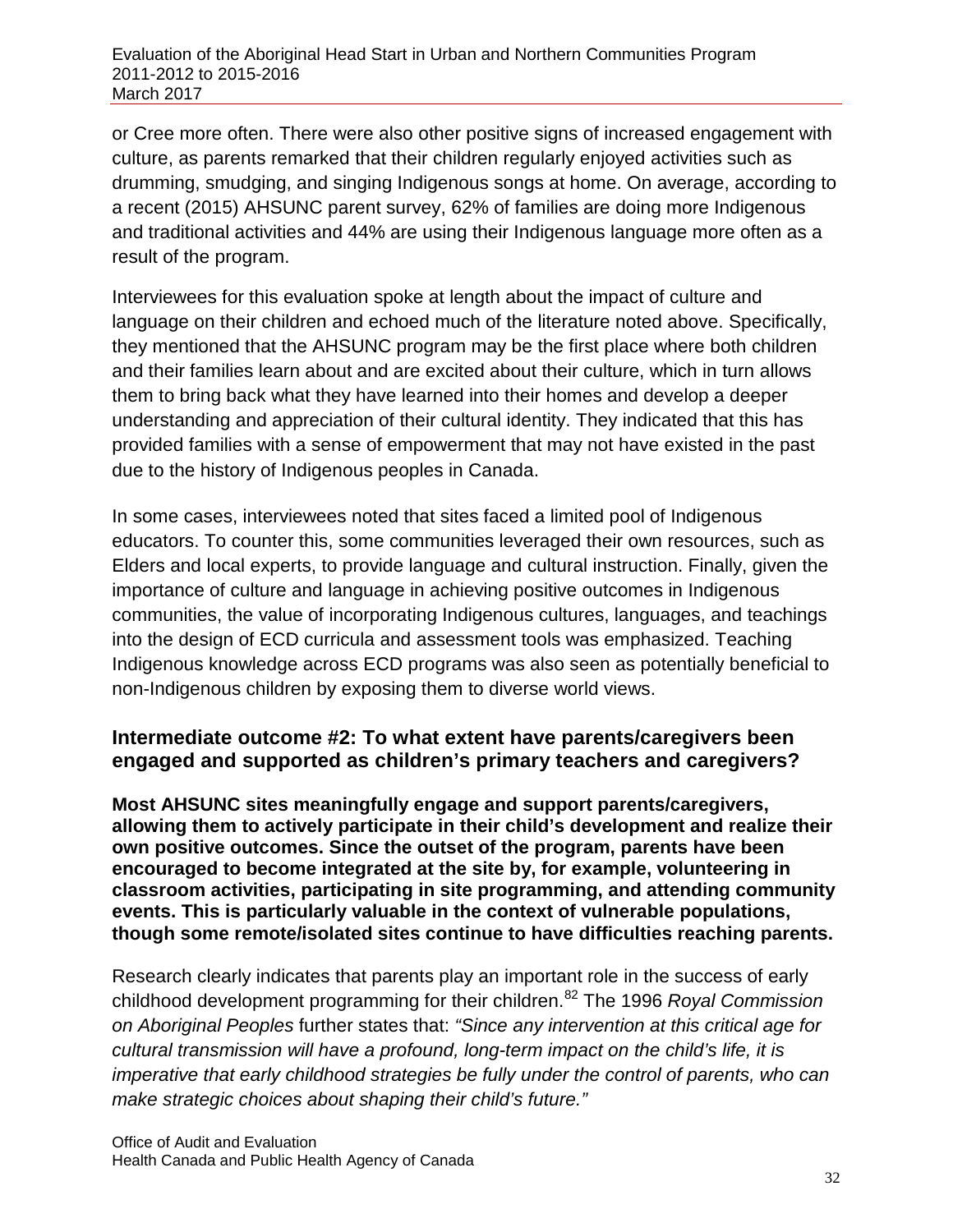or Cree more often. There were also other positive signs of increased engagement with culture, as parents remarked that their children regularly enjoyed activities such as drumming, smudging, and singing Indigenous songs at home. On average, according to a recent (2015) AHSUNC parent survey, 62% of families are doing more Indigenous and traditional activities and 44% are using their Indigenous language more often as a result of the program.

Interviewees for this evaluation spoke at length about the impact of culture and language on their children and echoed much of the literature noted above. Specifically, they mentioned that the AHSUNC program may be the first place where both children and their families learn about and are excited about their culture, which in turn allows them to bring back what they have learned into their homes and develop a deeper understanding and appreciation of their cultural identity. They indicated that this has provided families with a sense of empowerment that may not have existed in the past due to the history of Indigenous peoples in Canada.

In some cases, interviewees noted that sites faced a limited pool of Indigenous educators. To counter this, some communities leveraged their own resources, such as Elders and local experts, to provide language and cultural instruction. Finally, given the importance of culture and language in achieving positive outcomes in Indigenous communities, the value of incorporating Indigenous cultures, languages, and teachings into the design of ECD curricula and assessment tools was emphasized. Teaching Indigenous knowledge across ECD programs was also seen as potentially beneficial to non-Indigenous children by exposing them to diverse world views.

### Intermediate outcome #2: To what extent have parents/caregivers been engaged and supported as children's primary teachers and caregivers?

**Most AHSUNC sites meaningfully engage and support parents/caregivers, allowing them to actively participate in their child's development and realize their own positive outcomes. Since the outset of the program, parents have been encouraged to become integrated at the site by, for example, volunteering in classroom activities, participating in site programming, and attending community events. This is particularly valuable in the context of vulnerable populations, though some remote/isolated sites continue to have difficulties reaching parents.**

Research clearly indicates that parents play an important role in the success of early childhood development programming for their children.[82] The 1996 *Royal Commission on Aboriginal Peoples* further states that: *"Since any intervention at this critical age for cultural transmission will have a profound, long-term impact on the child's life, it is imperative that early childhood strategies be fully under the control of parents, who can make strategic choices about shaping their child's future."*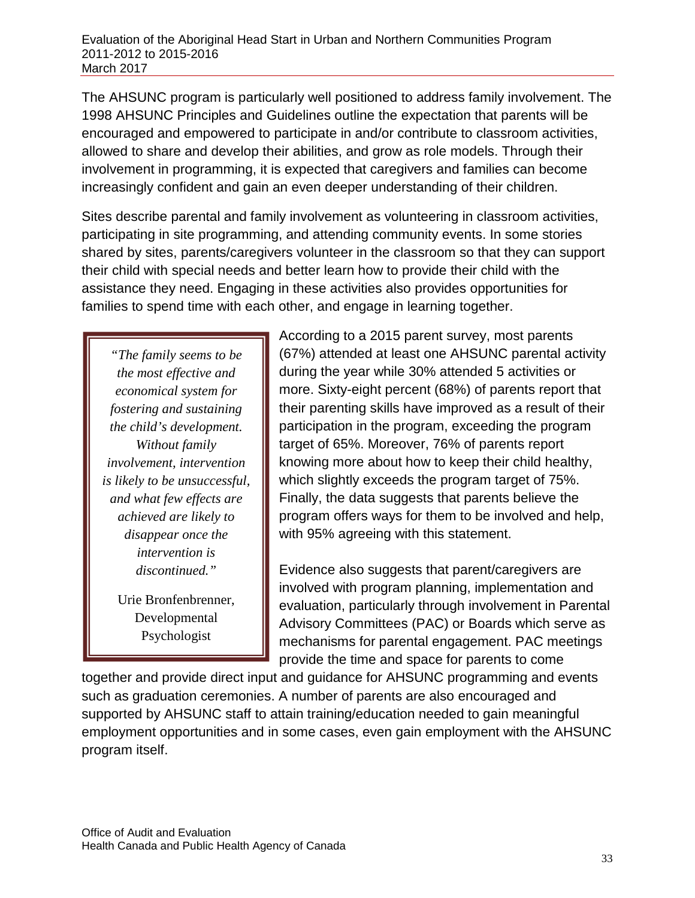The AHSUNC program is particularly well positioned to address family involvement. The 1998 AHSUNC Principles and Guidelines outline the expectation that parents will be encouraged and empowered to participate in and/or contribute to classroom activities, allowed to share and develop their abilities, and grow as role models. Through their involvement in programming, it is expected that caregivers and families can become increasingly confident and gain an even deeper understanding of their children.

Sites describe parental and family involvement as volunteering in classroom activities, participating in site programming, and attending community events. In some stories shared by sites, parents/caregivers volunteer in the classroom so that they can support their child with special needs and better learn how to provide their child with the assistance they need. Engaging in these activities also provides opportunities for families to spend time with each other, and engage in learning together.

> *"The family seems to be the most effective and economical system for fostering and sustaining the child's development. Without family involvement, intervention is likely to be unsuccessful, and what few effects are achieved are likely to disappear once the intervention is discontinued."*
>
> Urie Bronfenbrenner, Developmental Psychologist

According to a 2015 parent survey, most parents (67%) attended at least one AHSUNC parental activity during the year while 30% attended 5 activities or more. Sixty-eight percent (68%) of parents report that their parenting skills have improved as a result of their participation in the program, exceeding the program target of 65%. Moreover, 76% of parents report knowing more about how to keep their child healthy, which slightly exceeds the program target of 75%. Finally, the data suggests that parents believe the program offers ways for them to be involved and help, with 95% agreeing with this statement.

Evidence also suggests that parent/caregivers are involved with program planning, implementation and evaluation, particularly through involvement in Parental Advisory Committees (PAC) or Boards which serve as mechanisms for parental engagement. PAC meetings provide the time and space for parents to come together and provide direct input and guidance for AHSUNC programming and events such as graduation ceremonies. A number of parents are also encouraged and supported by AHSUNC staff to attain training/education needed to gain meaningful employment opportunities and in some cases, even gain employment with the AHSUNC program itself.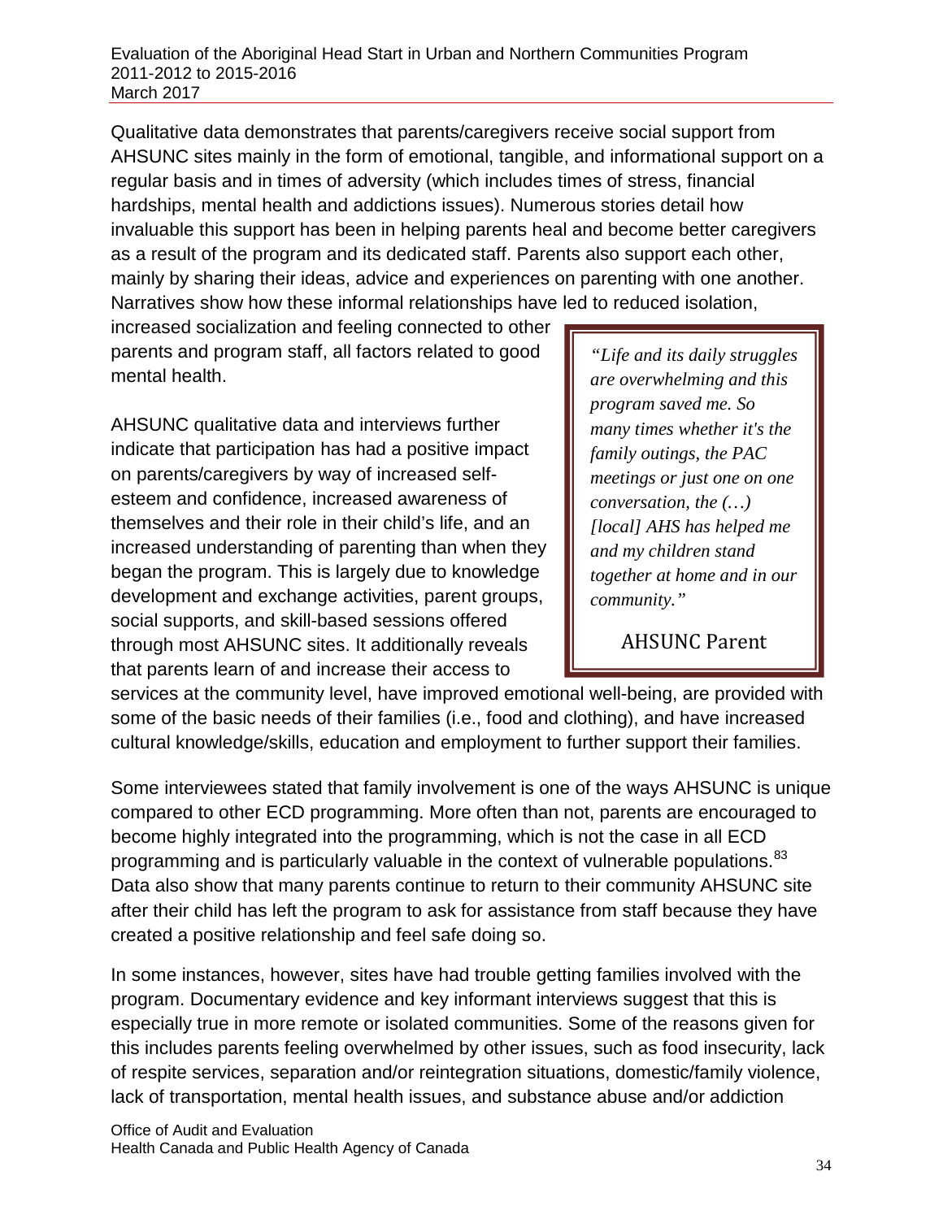Qualitative data demonstrates that parents/caregivers receive social support from AHSUNC sites mainly in the form of emotional, tangible, and informational support on a regular basis and in times of adversity (which includes times of stress, financial hardships, mental health and addictions issues). Numerous stories detail how invaluable this support has been in helping parents heal and become better caregivers as a result of the program and its dedicated staff. Parents also support each other, mainly by sharing their ideas, advice and experiences on parenting with one another. Narratives show how these informal relationships have led to reduced isolation, increased socialization and feeling connected to other parents and program staff, all factors related to good mental health.

> *"Life and its daily struggles are overwhelming and this program saved me. So many times whether it's the family outings, the PAC meetings or just one on one conversation, the (…) [local] AHS has helped me and my children stand together at home and in our community."*
>
> AHSUNC Parent

AHSUNC qualitative data and interviews further indicate that participation has had a positive impact on parents/caregivers by way of increased self-esteem and confidence, increased awareness of themselves and their role in their child's life, and an increased understanding of parenting than when they began the program. This is largely due to knowledge development and exchange activities, parent groups, social supports, and skill-based sessions offered through most AHSUNC sites. It additionally reveals that parents learn of and increase their access to services at the community level, have improved emotional well-being, are provided with some of the basic needs of their families (i.e., food and clothing), and have increased cultural knowledge/skills, education and employment to further support their families.

Some interviewees stated that family involvement is one of the ways AHSUNC is unique compared to other ECD programming. More often than not, parents are encouraged to become highly integrated into the programming, which is not the case in all ECD programming and is particularly valuable in the context of vulnerable populations.[83] Data also show that many parents continue to return to their community AHSUNC site after their child has left the program to ask for assistance from staff because they have created a positive relationship and feel safe doing so.

In some instances, however, sites have had trouble getting families involved with the program. Documentary evidence and key informant interviews suggest that this is especially true in more remote or isolated communities. Some of the reasons given for this includes parents feeling overwhelmed by other issues, such as food insecurity, lack of respite services, separation and/or reintegration situations, domestic/family violence, lack of transportation, mental health issues, and substance abuse and/or addiction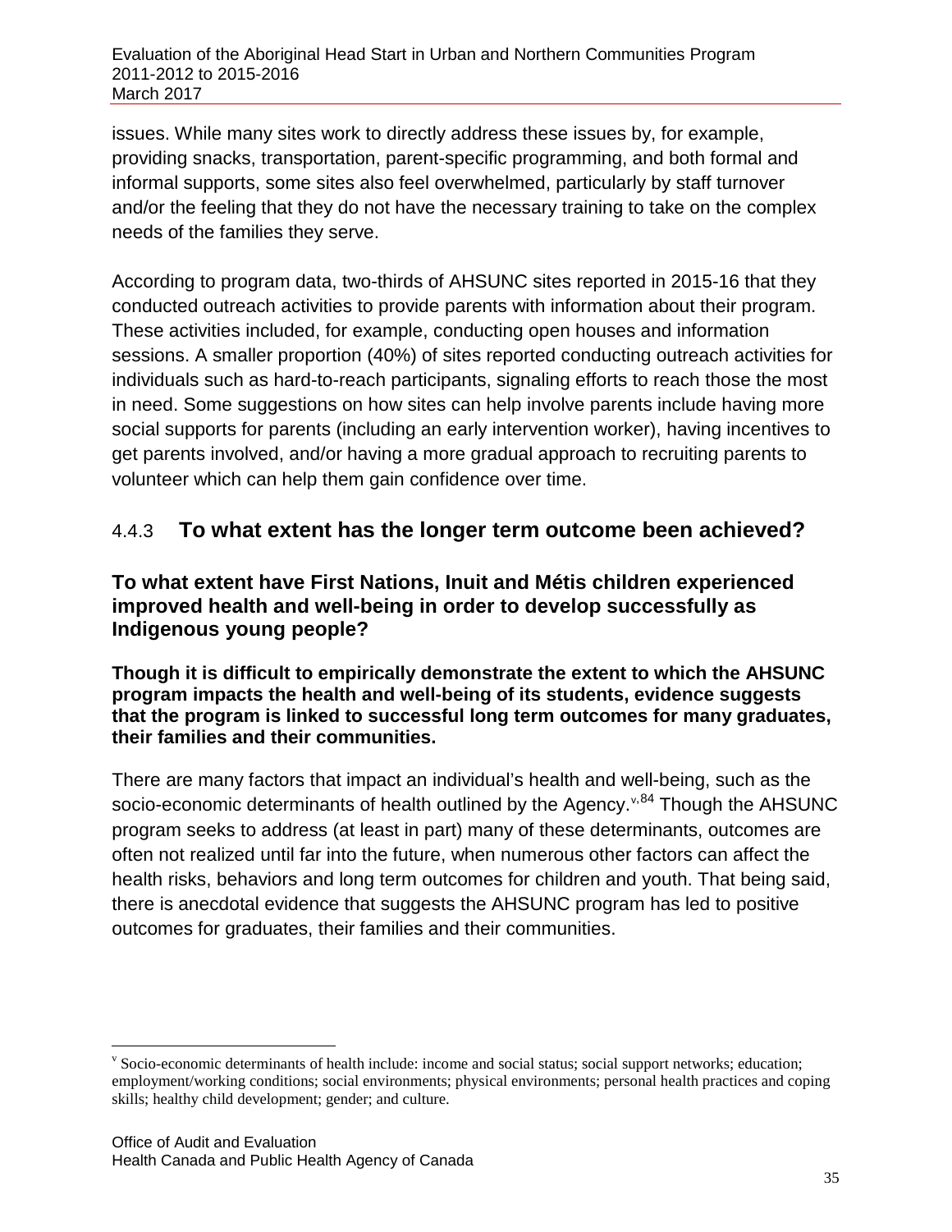issues. While many sites work to directly address these issues by, for example, providing snacks, transportation, parent-specific programming, and both formal and informal supports, some sites also feel overwhelmed, particularly by staff turnover and/or the feeling that they do not have the necessary training to take on the complex needs of the families they serve.

According to program data, two-thirds of AHSUNC sites reported in 2015-16 that they conducted outreach activities to provide parents with information about their program. These activities included, for example, conducting open houses and information sessions. A smaller proportion (40%) of sites reported conducting outreach activities for individuals such as hard-to-reach participants, signaling efforts to reach those the most in need. Some suggestions on how sites can help involve parents include having more social supports for parents (including an early intervention worker), having incentives to get parents involved, and/or having a more gradual approach to recruiting parents to volunteer which can help them gain confidence over time.

### 4.4.3 To what extent has the longer term outcome been achieved?

#### To what extent have First Nations, Inuit and Métis children experienced improved health and well-being in order to develop successfully as Indigenous young people?

**Though it is difficult to empirically demonstrate the extent to which the AHSUNC program impacts the health and well-being of its students, evidence suggests that the program is linked to successful long term outcomes for many graduates, their families and their communities.**

There are many factors that impact an individual's health and well-being, such as the socio-economic determinants of health outlined by the Agency.[v,84] Though the AHSUNC program seeks to address (at least in part) many of these determinants, outcomes are often not realized until far into the future, when numerous other factors can affect the health risks, behaviors and long term outcomes for children and youth. That being said, there is anecdotal evidence that suggests the AHSUNC program has led to positive outcomes for graduates, their families and their communities.

---

[v] Socio-economic determinants of health include: income and social status; social support networks; education; employment/working conditions; social environments; physical environments; personal health practices and coping skills; healthy child development; gender; and culture.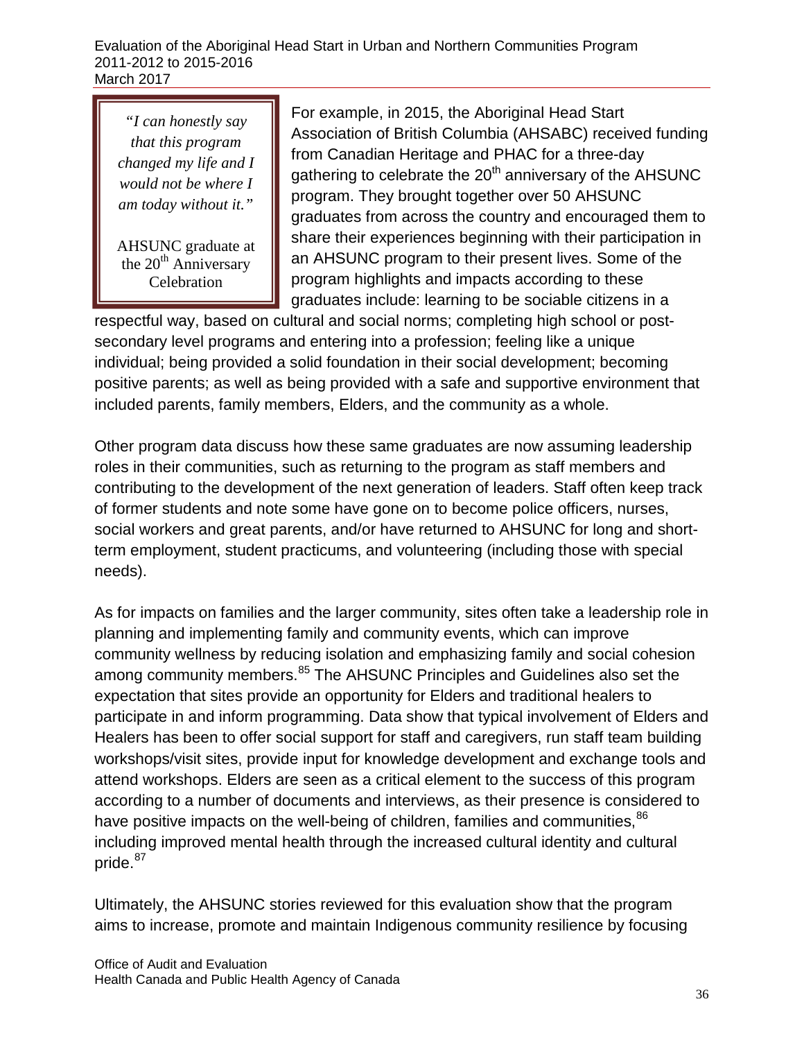> *"I can honestly say that this program changed my life and I would not be where I am today without it."*
>
> AHSUNC graduate at the 20th Anniversary Celebration

For example, in 2015, the Aboriginal Head Start Association of British Columbia (AHSABC) received funding from Canadian Heritage and PHAC for a three-day gathering to celebrate the 20th anniversary of the AHSUNC program. They brought together over 50 AHSUNC graduates from across the country and encouraged them to share their experiences beginning with their participation in an AHSUNC program to their present lives. Some of the program highlights and impacts according to these graduates include: learning to be sociable citizens in a respectful way, based on cultural and social norms; completing high school or post-secondary level programs and entering into a profession; feeling like a unique individual; being provided a solid foundation in their social development; becoming positive parents; as well as being provided with a safe and supportive environment that included parents, family members, Elders, and the community as a whole.

Other program data discuss how these same graduates are now assuming leadership roles in their communities, such as returning to the program as staff members and contributing to the development of the next generation of leaders. Staff often keep track of former students and note some have gone on to become police officers, nurses, social workers and great parents, and/or have returned to AHSUNC for long and short-term employment, student practicums, and volunteering (including those with special needs).

As for impacts on families and the larger community, sites often take a leadership role in planning and implementing family and community events, which can improve community wellness by reducing isolation and emphasizing family and social cohesion among community members.[85] The AHSUNC Principles and Guidelines also set the expectation that sites provide an opportunity for Elders and traditional healers to participate in and inform programming. Data show that typical involvement of Elders and Healers has been to offer social support for staff and caregivers, run staff team building workshops/visit sites, provide input for knowledge development and exchange tools and attend workshops. Elders are seen as a critical element to the success of this program according to a number of documents and interviews, as their presence is considered to have positive impacts on the well-being of children, families and communities,[86] including improved mental health through the increased cultural identity and cultural pride.[87]

Ultimately, the AHSUNC stories reviewed for this evaluation show that the program aims to increase, promote and maintain Indigenous community resilience by focusing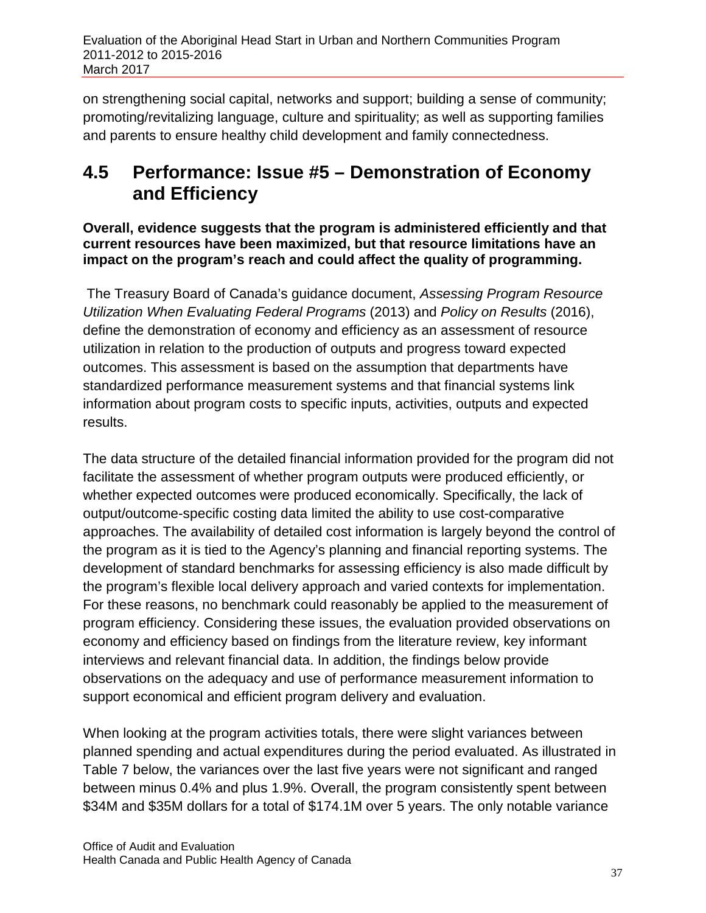on strengthening social capital, networks and support; building a sense of community; promoting/revitalizing language, culture and spirituality; as well as supporting families and parents to ensure healthy child development and family connectedness.

## 4.5 Performance: Issue #5 – Demonstration of Economy and Efficiency

**Overall, evidence suggests that the program is administered efficiently and that current resources have been maximized, but that resource limitations have an impact on the program's reach and could affect the quality of programming.**

The Treasury Board of Canada's guidance document, *Assessing Program Resource Utilization When Evaluating Federal Programs* (2013) and *Policy on Results* (2016), define the demonstration of economy and efficiency as an assessment of resource utilization in relation to the production of outputs and progress toward expected outcomes. This assessment is based on the assumption that departments have standardized performance measurement systems and that financial systems link information about program costs to specific inputs, activities, outputs and expected results.

The data structure of the detailed financial information provided for the program did not facilitate the assessment of whether program outputs were produced efficiently, or whether expected outcomes were produced economically. Specifically, the lack of output/outcome-specific costing data limited the ability to use cost-comparative approaches. The availability of detailed cost information is largely beyond the control of the program as it is tied to the Agency's planning and financial reporting systems. The development of standard benchmarks for assessing efficiency is also made difficult by the program's flexible local delivery approach and varied contexts for implementation. For these reasons, no benchmark could reasonably be applied to the measurement of program efficiency. Considering these issues, the evaluation provided observations on economy and efficiency based on findings from the literature review, key informant interviews and relevant financial data. In addition, the findings below provide observations on the adequacy and use of performance measurement information to support economical and efficient program delivery and evaluation.

When looking at the program activities totals, there were slight variances between planned spending and actual expenditures during the period evaluated. As illustrated in Table 7 below, the variances over the last five years were not significant and ranged between minus 0.4% and plus 1.9%. Overall, the program consistently spent between $34M and $35M dollars for a total of $174.1M over 5 years. The only notable variance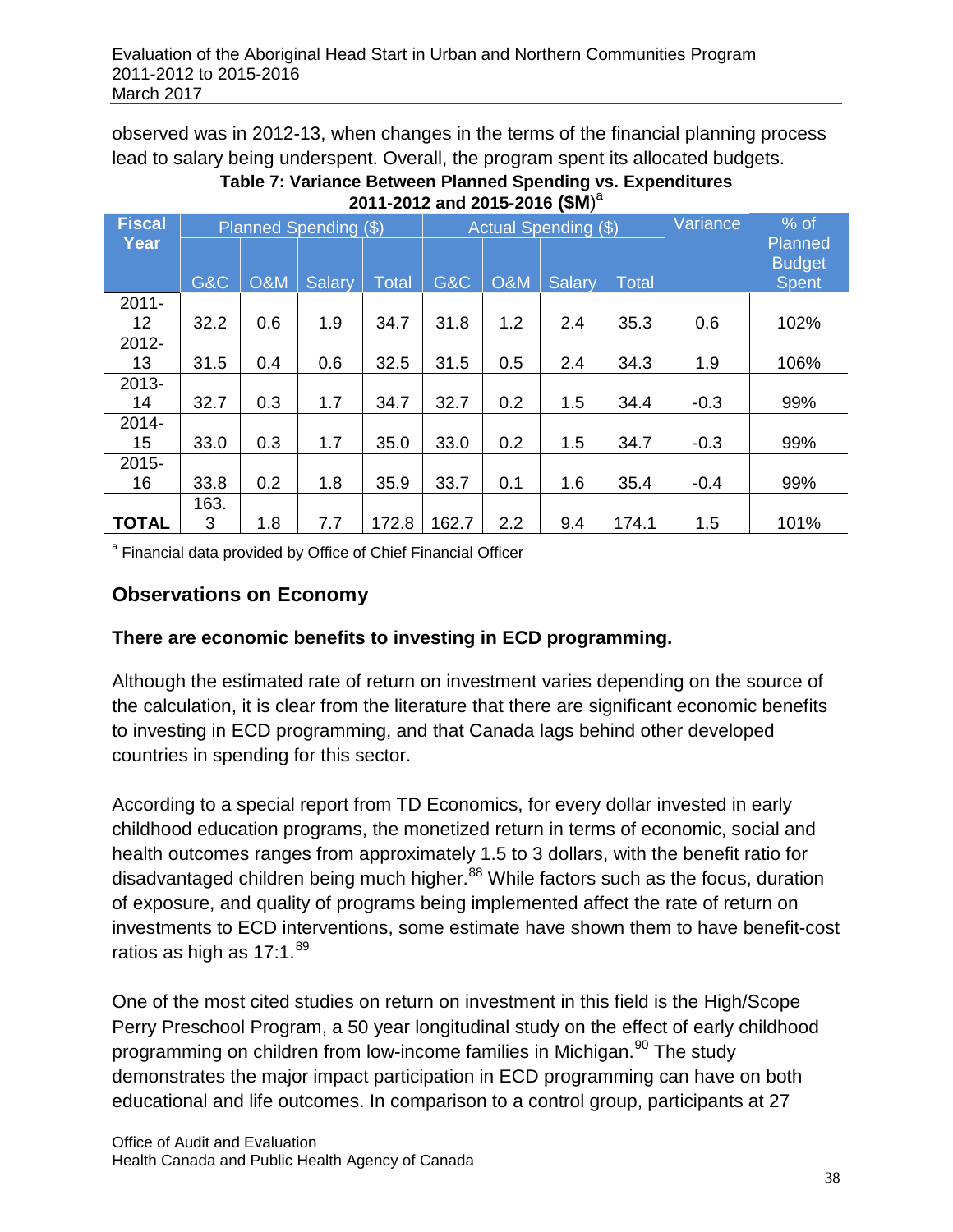observed was in 2012-13, when changes in the terms of the financial planning process lead to salary being underspent. Overall, the program spent its allocated budgets.

**Table 7: Variance Between Planned Spending vs. Expenditures 2011-2012 and 2015-2016 ($M)[a]**

| Fiscal Year | Planned Spending ($) | | | | Actual Spending ($) | | | | Variance | % of Planned Budget Spent |
|---|---|---|---|---|---|---|---|---|---|---|
| | G&C | O&M | Salary | Total | G&C | O&M | Salary | Total | | |
| 2011-12 | 32.2 | 0.6 | 1.9 | 34.7 | 31.8 | 1.2 | 2.4 | 35.3 | 0.6 | 102% |
| 2012-13 | 31.5 | 0.4 | 0.6 | 32.5 | 31.5 | 0.5 | 2.4 | 34.3 | 1.9 | 106% |
| 2013-14 | 32.7 | 0.3 | 1.7 | 34.7 | 32.7 | 0.2 | 1.5 | 34.4 | -0.3 | 99% |
| 2014-15 | 33.0 | 0.3 | 1.7 | 35.0 | 33.0 | 0.2 | 1.5 | 34.7 | -0.3 | 99% |
| 2015-16 | 33.8 | 0.2 | 1.8 | 35.9 | 33.7 | 0.1 | 1.6 | 35.4 | -0.4 | 99% |
| **TOTAL** | 163.3 | 1.8 | 7.7 | 172.8 | 162.7 | 2.2 | 9.4 | 174.1 | 1.5 | 101% |

[a] Financial data provided by Office of Chief Financial Officer

## Observations on Economy

**There are economic benefits to investing in ECD programming.**

Although the estimated rate of return on investment varies depending on the source of the calculation, it is clear from the literature that there are significant economic benefits to investing in ECD programming, and that Canada lags behind other developed countries in spending for this sector.

According to a special report from TD Economics, for every dollar invested in early childhood education programs, the monetized return in terms of economic, social and health outcomes ranges from approximately 1.5 to 3 dollars, with the benefit ratio for disadvantaged children being much higher.[88] While factors such as the focus, duration of exposure, and quality of programs being implemented affect the rate of return on investments to ECD interventions, some estimate have shown them to have benefit-cost ratios as high as 17:1.[89]

One of the most cited studies on return on investment in this field is the High/Scope Perry Preschool Program, a 50 year longitudinal study on the effect of early childhood programming on children from low-income families in Michigan.[90] The study demonstrates the major impact participation in ECD programming can have on both educational and life outcomes. In comparison to a control group, participants at 27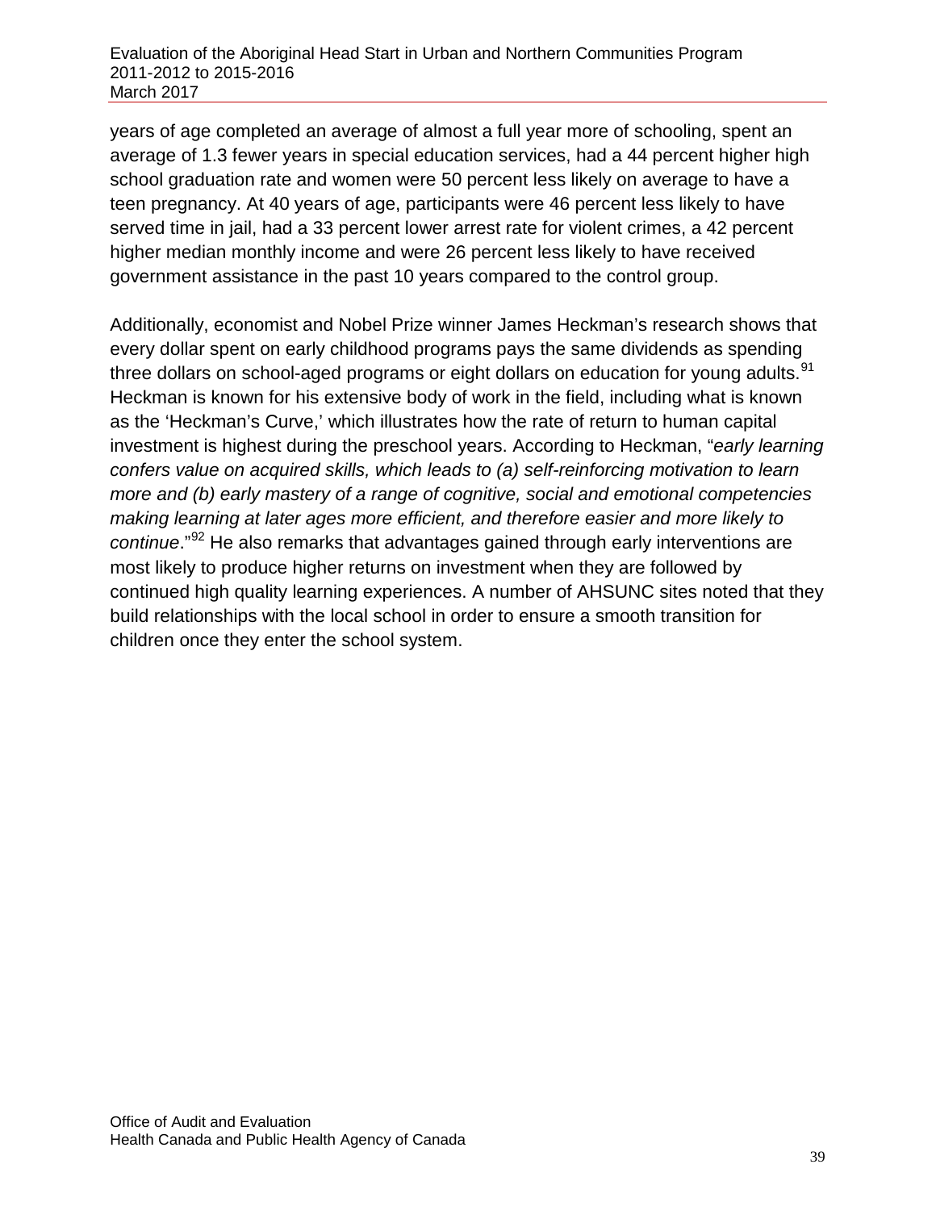years of age completed an average of almost a full year more of schooling, spent an average of 1.3 fewer years in special education services, had a 44 percent higher high school graduation rate and women were 50 percent less likely on average to have a teen pregnancy. At 40 years of age, participants were 46 percent less likely to have served time in jail, had a 33 percent lower arrest rate for violent crimes, a 42 percent higher median monthly income and were 26 percent less likely to have received government assistance in the past 10 years compared to the control group.

Additionally, economist and Nobel Prize winner James Heckman's research shows that every dollar spent on early childhood programs pays the same dividends as spending three dollars on school-aged programs or eight dollars on education for young adults.[91] Heckman is known for his extensive body of work in the field, including what is known as the 'Heckman's Curve,' which illustrates how the rate of return to human capital investment is highest during the preschool years. According to Heckman, "*early learning confers value on acquired skills, which leads to (a) self-reinforcing motivation to learn more and (b) early mastery of a range of cognitive, social and emotional competencies making learning at later ages more efficient, and therefore easier and more likely to continue*."[92] He also remarks that advantages gained through early interventions are most likely to produce higher returns on investment when they are followed by continued high quality learning experiences. A number of AHSUNC sites noted that they build relationships with the local school in order to ensure a smooth transition for children once they enter the school system.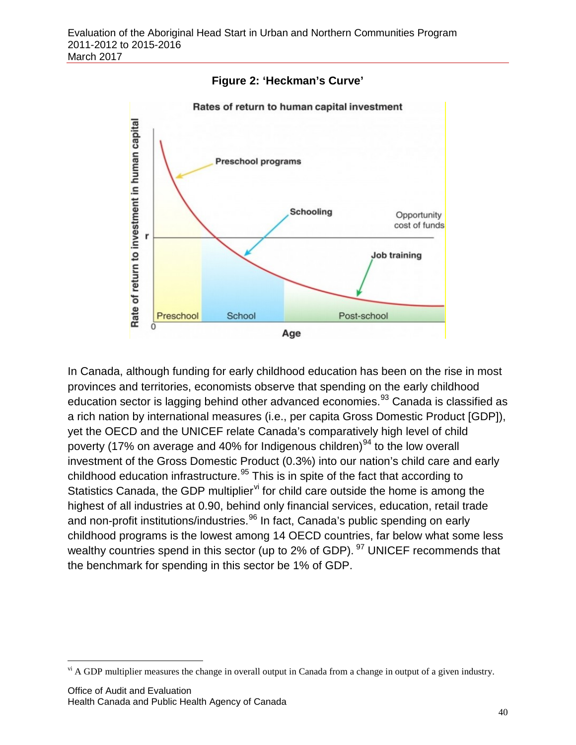**Figure 2: 'Heckman's Curve'**

In Canada, although funding for early childhood education has been on the rise in most provinces and territories, economists observe that spending on the early childhood education sector is lagging behind other advanced economies.[93] Canada is classified as a rich nation by international measures (i.e., per capita Gross Domestic Product [GDP]), yet the OECD and the UNICEF relate Canada's comparatively high level of child poverty (17% on average and 40% for Indigenous children)[94] to the low overall investment of the Gross Domestic Product (0.3%) into our nation's child care and early childhood education infrastructure.[95] This is in spite of the fact that according to Statistics Canada, the GDP multiplier[vi] for child care outside the home is among the highest of all industries at 0.90, behind only financial services, education, retail trade and non-profit institutions/industries.[96] In fact, Canada's public spending on early childhood programs is the lowest among 14 OECD countries, far below what some less wealthy countries spend in this sector (up to 2% of GDP).[97] UNICEF recommends that the benchmark for spending in this sector be 1% of GDP.

---

[vi] A GDP multiplier measures the change in overall output in Canada from a change in output of a given industry.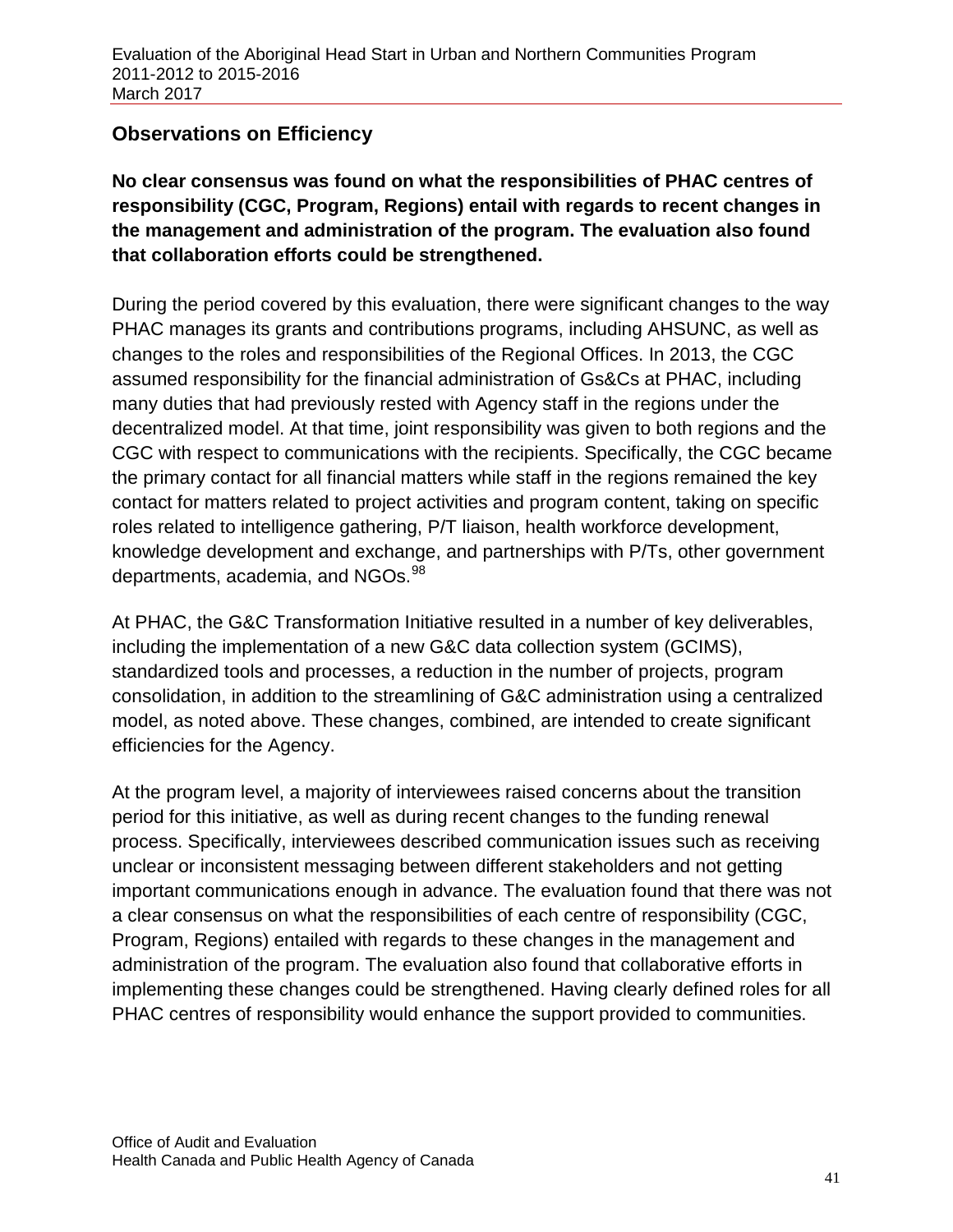## Observations on Efficiency

**No clear consensus was found on what the responsibilities of PHAC centres of responsibility (CGC, Program, Regions) entail with regards to recent changes in the management and administration of the program. The evaluation also found that collaboration efforts could be strengthened.**

During the period covered by this evaluation, there were significant changes to the way PHAC manages its grants and contributions programs, including AHSUNC, as well as changes to the roles and responsibilities of the Regional Offices. In 2013, the CGC assumed responsibility for the financial administration of Gs&Cs at PHAC, including many duties that had previously rested with Agency staff in the regions under the decentralized model. At that time, joint responsibility was given to both regions and the CGC with respect to communications with the recipients. Specifically, the CGC became the primary contact for all financial matters while staff in the regions remained the key contact for matters related to project activities and program content, taking on specific roles related to intelligence gathering, P/T liaison, health workforce development, knowledge development and exchange, and partnerships with P/Ts, other government departments, academia, and NGOs.[98]

At PHAC, the G&C Transformation Initiative resulted in a number of key deliverables, including the implementation of a new G&C data collection system (GCIMS), standardized tools and processes, a reduction in the number of projects, program consolidation, in addition to the streamlining of G&C administration using a centralized model, as noted above. These changes, combined, are intended to create significant efficiencies for the Agency.

At the program level, a majority of interviewees raised concerns about the transition period for this initiative, as well as during recent changes to the funding renewal process. Specifically, interviewees described communication issues such as receiving unclear or inconsistent messaging between different stakeholders and not getting important communications enough in advance. The evaluation found that there was not a clear consensus on what the responsibilities of each centre of responsibility (CGC, Program, Regions) entailed with regards to these changes in the management and administration of the program. The evaluation also found that collaborative efforts in implementing these changes could be strengthened. Having clearly defined roles for all PHAC centres of responsibility would enhance the support provided to communities.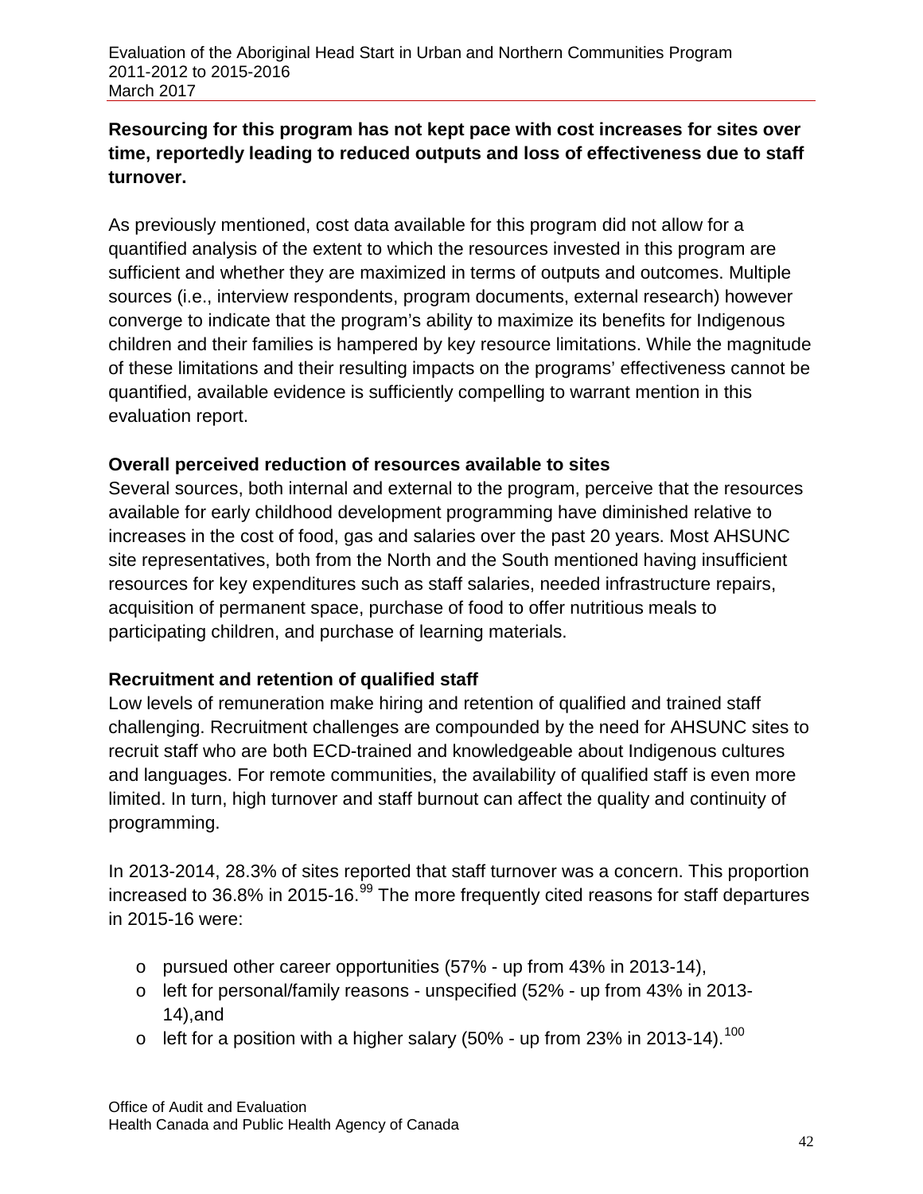**Resourcing for this program has not kept pace with cost increases for sites over time, reportedly leading to reduced outputs and loss of effectiveness due to staff turnover.**

As previously mentioned, cost data available for this program did not allow for a quantified analysis of the extent to which the resources invested in this program are sufficient and whether they are maximized in terms of outputs and outcomes. Multiple sources (i.e., interview respondents, program documents, external research) however converge to indicate that the program's ability to maximize its benefits for Indigenous children and their families is hampered by key resource limitations. While the magnitude of these limitations and their resulting impacts on the programs' effectiveness cannot be quantified, available evidence is sufficiently compelling to warrant mention in this evaluation report.

**Overall perceived reduction of resources available to sites**

Several sources, both internal and external to the program, perceive that the resources available for early childhood development programming have diminished relative to increases in the cost of food, gas and salaries over the past 20 years. Most AHSUNC site representatives, both from the North and the South mentioned having insufficient resources for key expenditures such as staff salaries, needed infrastructure repairs, acquisition of permanent space, purchase of food to offer nutritious meals to participating children, and purchase of learning materials.

**Recruitment and retention of qualified staff**

Low levels of remuneration make hiring and retention of qualified and trained staff challenging. Recruitment challenges are compounded by the need for AHSUNC sites to recruit staff who are both ECD-trained and knowledgeable about Indigenous cultures and languages. For remote communities, the availability of qualified staff is even more limited. In turn, high turnover and staff burnout can affect the quality and continuity of programming.

In 2013-2014, 28.3% of sites reported that staff turnover was a concern. This proportion increased to 36.8% in 2015-16.[99] The more frequently cited reasons for staff departures in 2015-16 were:

- pursued other career opportunities (57% - up from 43% in 2013-14),
- left for personal/family reasons - unspecified (52% - up from 43% in 2013-14),and
- left for a position with a higher salary (50% - up from 23% in 2013-14).[100]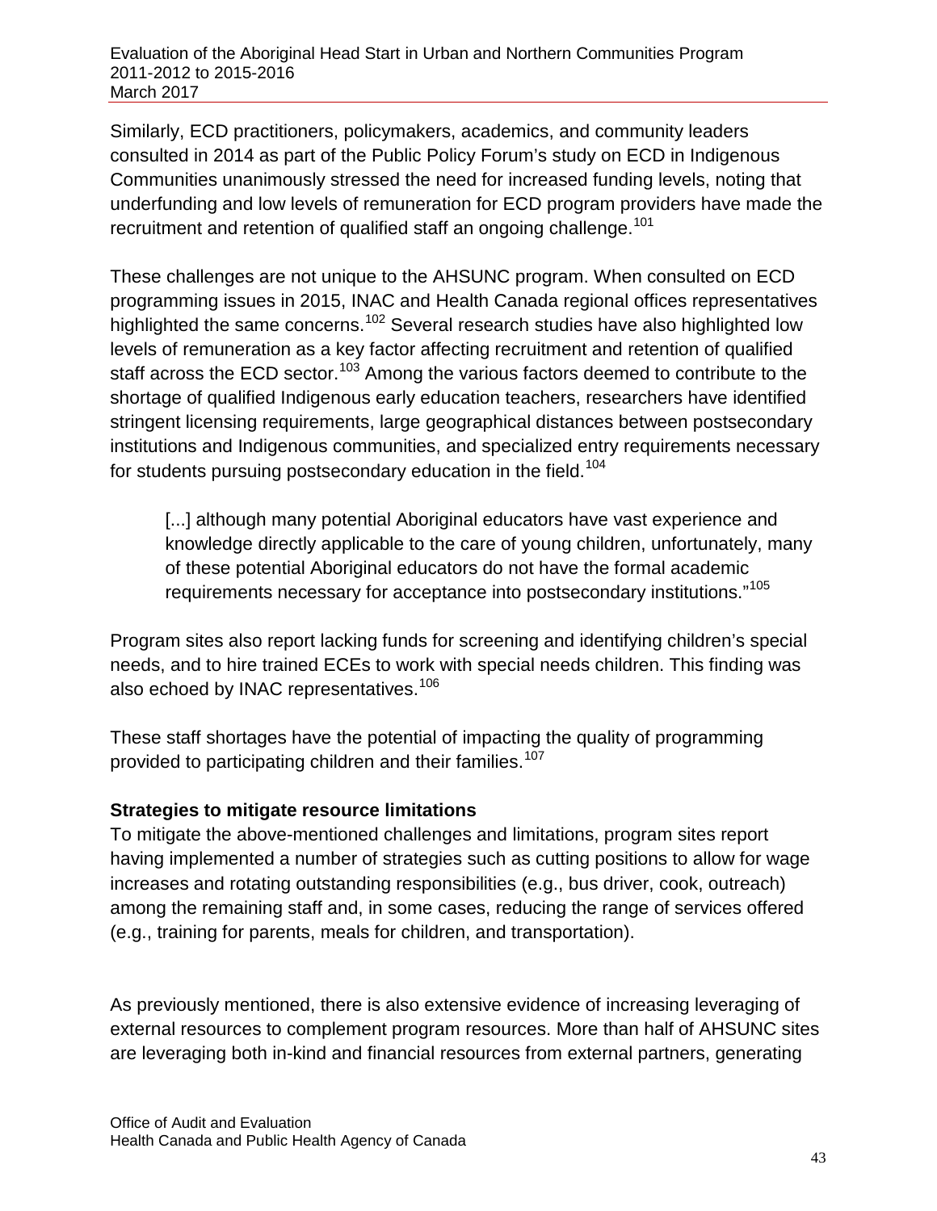Similarly, ECD practitioners, policymakers, academics, and community leaders consulted in 2014 as part of the Public Policy Forum's study on ECD in Indigenous Communities unanimously stressed the need for increased funding levels, noting that underfunding and low levels of remuneration for ECD program providers have made the recruitment and retention of qualified staff an ongoing challenge.[101]

These challenges are not unique to the AHSUNC program. When consulted on ECD programming issues in 2015, INAC and Health Canada regional offices representatives highlighted the same concerns.[102] Several research studies have also highlighted low levels of remuneration as a key factor affecting recruitment and retention of qualified staff across the ECD sector.[103] Among the various factors deemed to contribute to the shortage of qualified Indigenous early education teachers, researchers have identified stringent licensing requirements, large geographical distances between postsecondary institutions and Indigenous communities, and specialized entry requirements necessary for students pursuing postsecondary education in the field.[104]

> [...] although many potential Aboriginal educators have vast experience and knowledge directly applicable to the care of young children, unfortunately, many of these potential Aboriginal educators do not have the formal academic requirements necessary for acceptance into postsecondary institutions."[105]

Program sites also report lacking funds for screening and identifying children's special needs, and to hire trained ECEs to work with special needs children. This finding was also echoed by INAC representatives.[106]

These staff shortages have the potential of impacting the quality of programming provided to participating children and their families.[107]

**Strategies to mitigate resource limitations**

To mitigate the above-mentioned challenges and limitations, program sites report having implemented a number of strategies such as cutting positions to allow for wage increases and rotating outstanding responsibilities (e.g., bus driver, cook, outreach) among the remaining staff and, in some cases, reducing the range of services offered (e.g., training for parents, meals for children, and transportation).

As previously mentioned, there is also extensive evidence of increasing leveraging of external resources to complement program resources. More than half of AHSUNC sites are leveraging both in-kind and financial resources from external partners, generating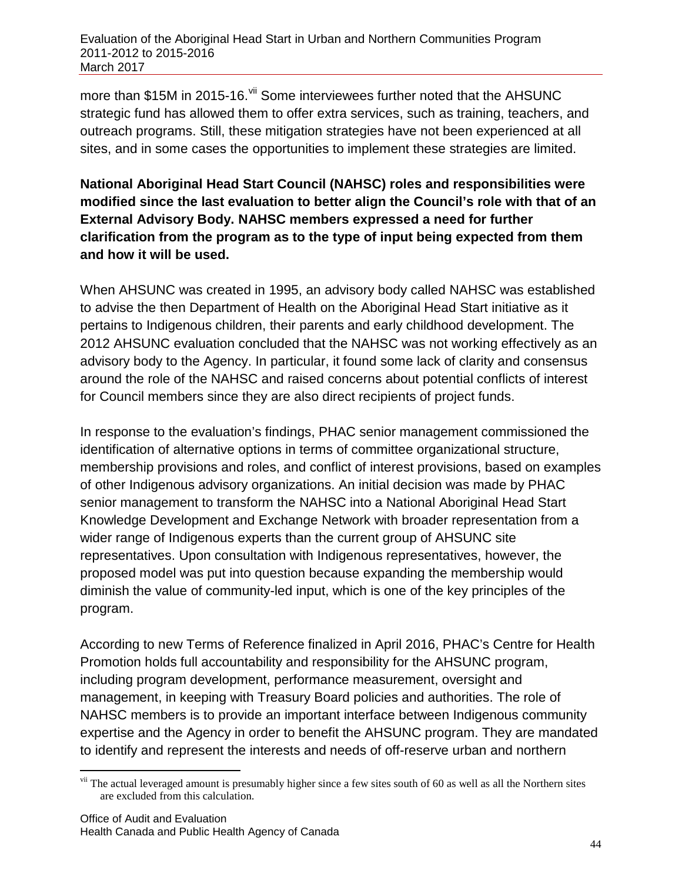more than $15M in 2015-16.[vii] Some interviewees further noted that the AHSUNC strategic fund has allowed them to offer extra services, such as training, teachers, and outreach programs. Still, these mitigation strategies have not been experienced at all sites, and in some cases the opportunities to implement these strategies are limited.

**National Aboriginal Head Start Council (NAHSC) roles and responsibilities were modified since the last evaluation to better align the Council's role with that of an External Advisory Body. NAHSC members expressed a need for further clarification from the program as to the type of input being expected from them and how it will be used.**

When AHSUNC was created in 1995, an advisory body called NAHSC was established to advise the then Department of Health on the Aboriginal Head Start initiative as it pertains to Indigenous children, their parents and early childhood development. The 2012 AHSUNC evaluation concluded that the NAHSC was not working effectively as an advisory body to the Agency. In particular, it found some lack of clarity and consensus around the role of the NAHSC and raised concerns about potential conflicts of interest for Council members since they are also direct recipients of project funds.

In response to the evaluation's findings, PHAC senior management commissioned the identification of alternative options in terms of committee organizational structure, membership provisions and roles, and conflict of interest provisions, based on examples of other Indigenous advisory organizations. An initial decision was made by PHAC senior management to transform the NAHSC into a National Aboriginal Head Start Knowledge Development and Exchange Network with broader representation from a wider range of Indigenous experts than the current group of AHSUNC site representatives. Upon consultation with Indigenous representatives, however, the proposed model was put into question because expanding the membership would diminish the value of community-led input, which is one of the key principles of the program.

According to new Terms of Reference finalized in April 2016, PHAC's Centre for Health Promotion holds full accountability and responsibility for the AHSUNC program, including program development, performance measurement, oversight and management, in keeping with Treasury Board policies and authorities. The role of NAHSC members is to provide an important interface between Indigenous community expertise and the Agency in order to benefit the AHSUNC program. They are mandated to identify and represent the interests and needs of off-reserve urban and northern

[vii] The actual leveraged amount is presumably higher since a few sites south of 60 as well as all the Northern sites are excluded from this calculation.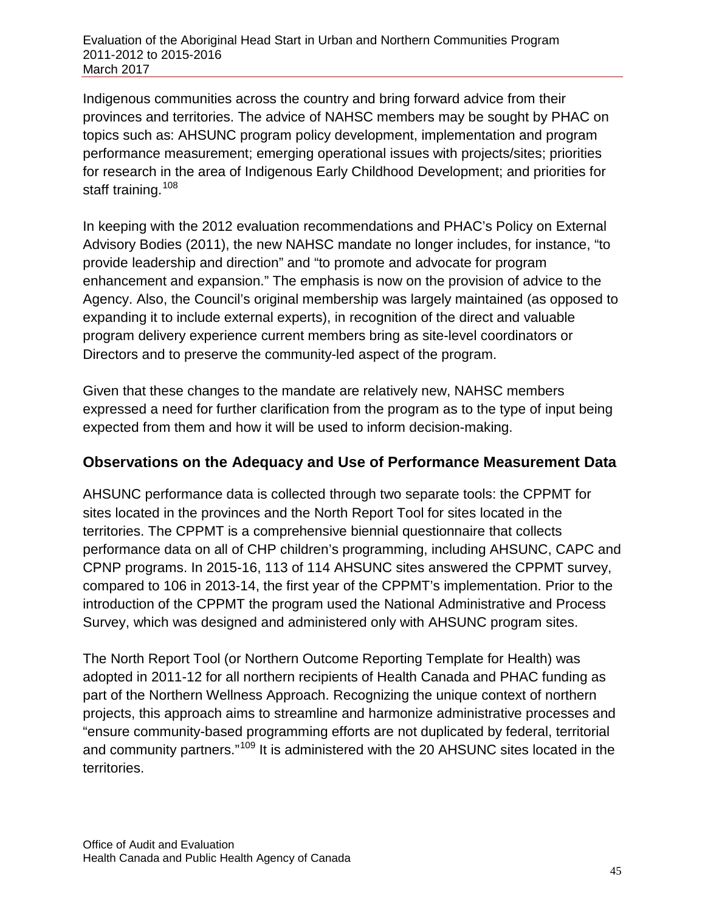Indigenous communities across the country and bring forward advice from their provinces and territories. The advice of NAHSC members may be sought by PHAC on topics such as: AHSUNC program policy development, implementation and program performance measurement; emerging operational issues with projects/sites; priorities for research in the area of Indigenous Early Childhood Development; and priorities for staff training.[108]

In keeping with the 2012 evaluation recommendations and PHAC's Policy on External Advisory Bodies (2011), the new NAHSC mandate no longer includes, for instance, "to provide leadership and direction" and "to promote and advocate for program enhancement and expansion." The emphasis is now on the provision of advice to the Agency. Also, the Council's original membership was largely maintained (as opposed to expanding it to include external experts), in recognition of the direct and valuable program delivery experience current members bring as site-level coordinators or Directors and to preserve the community-led aspect of the program.

Given that these changes to the mandate are relatively new, NAHSC members expressed a need for further clarification from the program as to the type of input being expected from them and how it will be used to inform decision-making.

### Observations on the Adequacy and Use of Performance Measurement Data

AHSUNC performance data is collected through two separate tools: the CPPMT for sites located in the provinces and the North Report Tool for sites located in the territories. The CPPMT is a comprehensive biennial questionnaire that collects performance data on all of CHP children's programming, including AHSUNC, CAPC and CPNP programs. In 2015-16, 113 of 114 AHSUNC sites answered the CPPMT survey, compared to 106 in 2013-14, the first year of the CPPMT's implementation. Prior to the introduction of the CPPMT the program used the National Administrative and Process Survey, which was designed and administered only with AHSUNC program sites.

The North Report Tool (or Northern Outcome Reporting Template for Health) was adopted in 2011-12 for all northern recipients of Health Canada and PHAC funding as part of the Northern Wellness Approach. Recognizing the unique context of northern projects, this approach aims to streamline and harmonize administrative processes and "ensure community-based programming efforts are not duplicated by federal, territorial and community partners."[109] It is administered with the 20 AHSUNC sites located in the territories.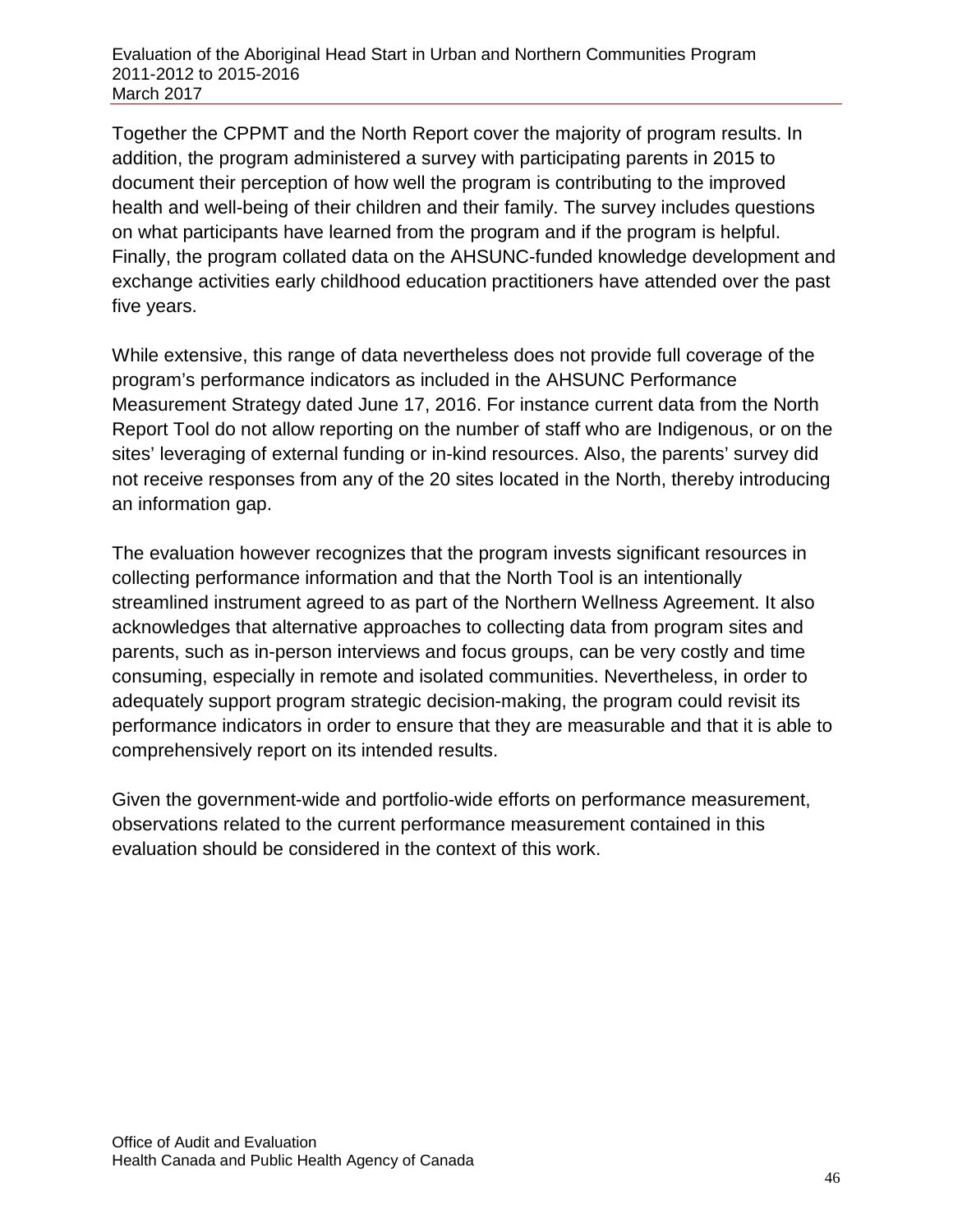Together the CPPMT and the North Report cover the majority of program results. In addition, the program administered a survey with participating parents in 2015 to document their perception of how well the program is contributing to the improved health and well-being of their children and their family. The survey includes questions on what participants have learned from the program and if the program is helpful. Finally, the program collated data on the AHSUNC-funded knowledge development and exchange activities early childhood education practitioners have attended over the past five years.

While extensive, this range of data nevertheless does not provide full coverage of the program's performance indicators as included in the AHSUNC Performance Measurement Strategy dated June 17, 2016. For instance current data from the North Report Tool do not allow reporting on the number of staff who are Indigenous, or on the sites' leveraging of external funding or in-kind resources. Also, the parents' survey did not receive responses from any of the 20 sites located in the North, thereby introducing an information gap.

The evaluation however recognizes that the program invests significant resources in collecting performance information and that the North Tool is an intentionally streamlined instrument agreed to as part of the Northern Wellness Agreement. It also acknowledges that alternative approaches to collecting data from program sites and parents, such as in-person interviews and focus groups, can be very costly and time consuming, especially in remote and isolated communities. Nevertheless, in order to adequately support program strategic decision-making, the program could revisit its performance indicators in order to ensure that they are measurable and that it is able to comprehensively report on its intended results.

Given the government-wide and portfolio-wide efforts on performance measurement, observations related to the current performance measurement contained in this evaluation should be considered in the context of this work.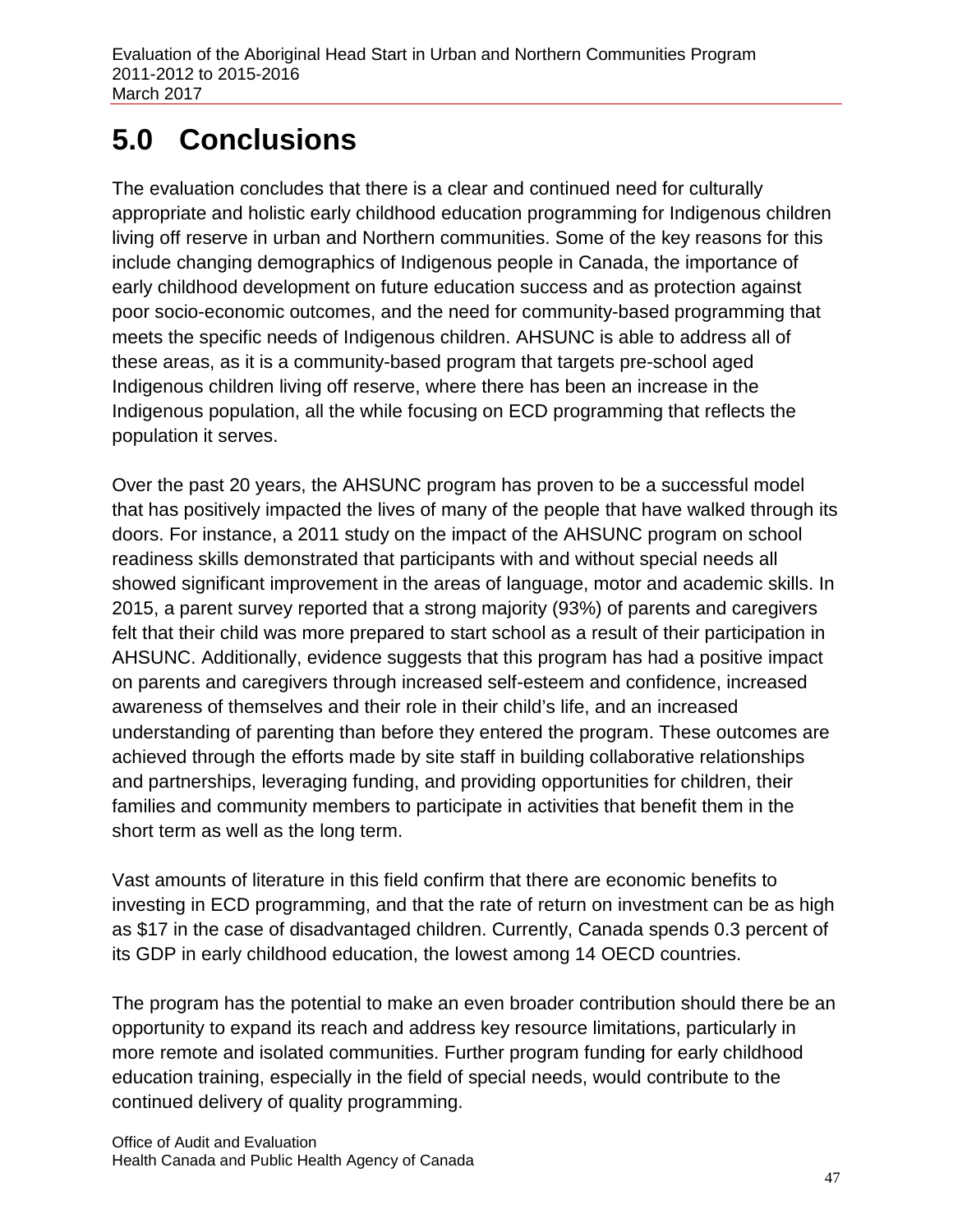# 5.0 Conclusions

The evaluation concludes that there is a clear and continued need for culturally appropriate and holistic early childhood education programming for Indigenous children living off reserve in urban and Northern communities. Some of the key reasons for this include changing demographics of Indigenous people in Canada, the importance of early childhood development on future education success and as protection against poor socio-economic outcomes, and the need for community-based programming that meets the specific needs of Indigenous children. AHSUNC is able to address all of these areas, as it is a community-based program that targets pre-school aged Indigenous children living off reserve, where there has been an increase in the Indigenous population, all the while focusing on ECD programming that reflects the population it serves.

Over the past 20 years, the AHSUNC program has proven to be a successful model that has positively impacted the lives of many of the people that have walked through its doors. For instance, a 2011 study on the impact of the AHSUNC program on school readiness skills demonstrated that participants with and without special needs all showed significant improvement in the areas of language, motor and academic skills. In 2015, a parent survey reported that a strong majority (93%) of parents and caregivers felt that their child was more prepared to start school as a result of their participation in AHSUNC. Additionally, evidence suggests that this program has had a positive impact on parents and caregivers through increased self-esteem and confidence, increased awareness of themselves and their role in their child's life, and an increased understanding of parenting than before they entered the program. These outcomes are achieved through the efforts made by site staff in building collaborative relationships and partnerships, leveraging funding, and providing opportunities for children, their families and community members to participate in activities that benefit them in the short term as well as the long term.

Vast amounts of literature in this field confirm that there are economic benefits to investing in ECD programming, and that the rate of return on investment can be as high as $17 in the case of disadvantaged children. Currently, Canada spends 0.3 percent of its GDP in early childhood education, the lowest among 14 OECD countries.

The program has the potential to make an even broader contribution should there be an opportunity to expand its reach and address key resource limitations, particularly in more remote and isolated communities. Further program funding for early childhood education training, especially in the field of special needs, would contribute to the continued delivery of quality programming.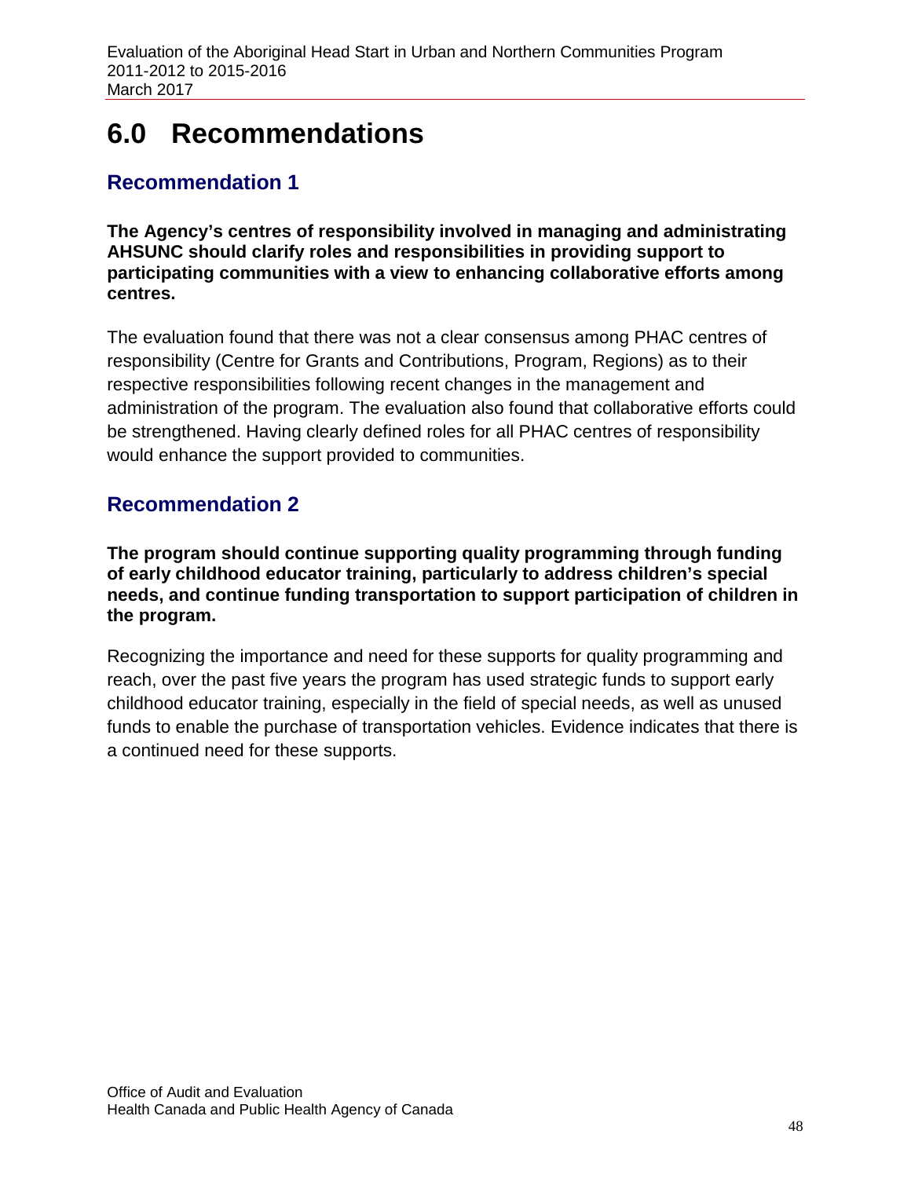# 6.0 Recommendations

## Recommendation 1

**The Agency's centres of responsibility involved in managing and administrating AHSUNC should clarify roles and responsibilities in providing support to participating communities with a view to enhancing collaborative efforts among centres.**

The evaluation found that there was not a clear consensus among PHAC centres of responsibility (Centre for Grants and Contributions, Program, Regions) as to their respective responsibilities following recent changes in the management and administration of the program. The evaluation also found that collaborative efforts could be strengthened. Having clearly defined roles for all PHAC centres of responsibility would enhance the support provided to communities.

## Recommendation 2

**The program should continue supporting quality programming through funding of early childhood educator training, particularly to address children's special needs, and continue funding transportation to support participation of children in the program.**

Recognizing the importance and need for these supports for quality programming and reach, over the past five years the program has used strategic funds to support early childhood educator training, especially in the field of special needs, as well as unused funds to enable the purchase of transportation vehicles. Evidence indicates that there is a continued need for these supports.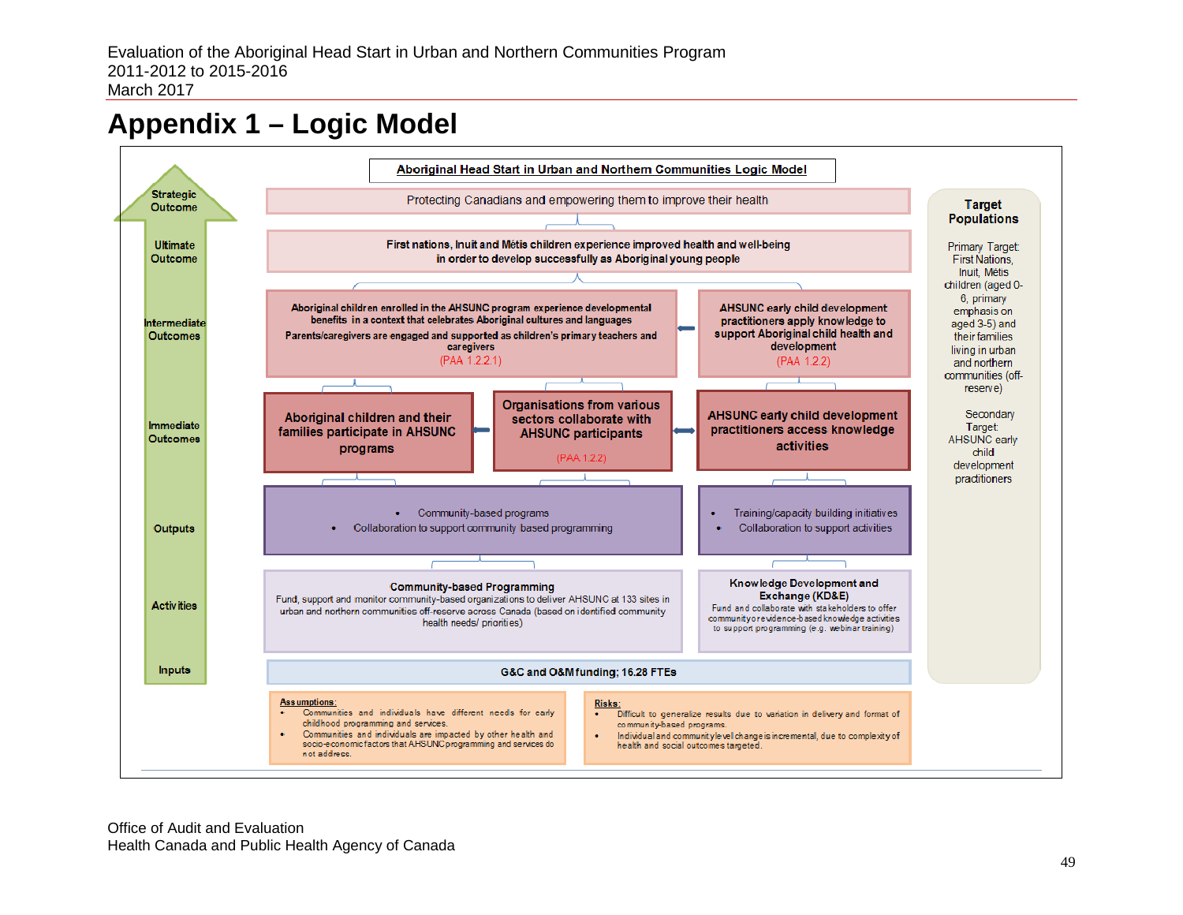# Appendix 1 – Logic Model

**Aboriginal Head Start in Urban and Northern Communities Logic Model**

**Strategic Outcome**

Protecting Canadians and empowering them to improve their health

**Ultimate Outcome**

**First nations, Inuit and Métis children experience improved health and well-being in order to develop successfully as Aboriginal young people**

**Intermediate Outcomes**

- **Aboriginal children enrolled in the AHSUNC program experience developmental benefits in a context that celebrates Aboriginal cultures and languages. Parents/caregivers are engaged and supported as children's primary teachers and caregivers** (PAA 1.2.2.1)
- **AHSUNC early child development practitioners apply knowledge to support Aboriginal child health and development** (PAA 1.2.2)

**Immediate Outcomes**

- **Aboriginal children and their families participate in AHSUNC programs**
- **Organisations from various sectors collaborate with AHSUNC participants** (PAA 1.2.2)
- **AHSUNC early child development practitioners access knowledge activities**

**Outputs**

- Community-based programs
- Collaboration to support community based programming

- Training/capacity building initiatives
- Collaboration to support activities

**Activities**

**Community-based Programming**
Fund, support and monitor community-based organizations to deliver AHSUNC at 133 sites in urban and northern communities off-reserve across Canada (based on identified community health needs/ priorities)

**Knowledge Development and Exchange (KD&E)**
Fund and collaborate with stakeholders to offer community or evidence-based knowledge activities to support programming (e.g. webinar training)

**Inputs**

G&C and O&M funding; 16.28 FTEs

**Target Populations**

Primary Target: First Nations, Inuit, Métis children (aged 0-6, primary emphasis on aged 3-5) and their families living in urban and northern communities (off-reserve)

Secondary Target: AHSUNC early child development practitioners

**Assumptions:**

- Communities and individuals have different needs for early childhood programming and services.
- Communities and individuals are impacted by other health and socio-economic factors that AHSUNC programming and services do not address.

**Risks:**

- Difficult to generalize results due to variation in delivery and format of community-based programs.
- Individual and community level change is incremental, due to complexity of health and social outcomes targeted.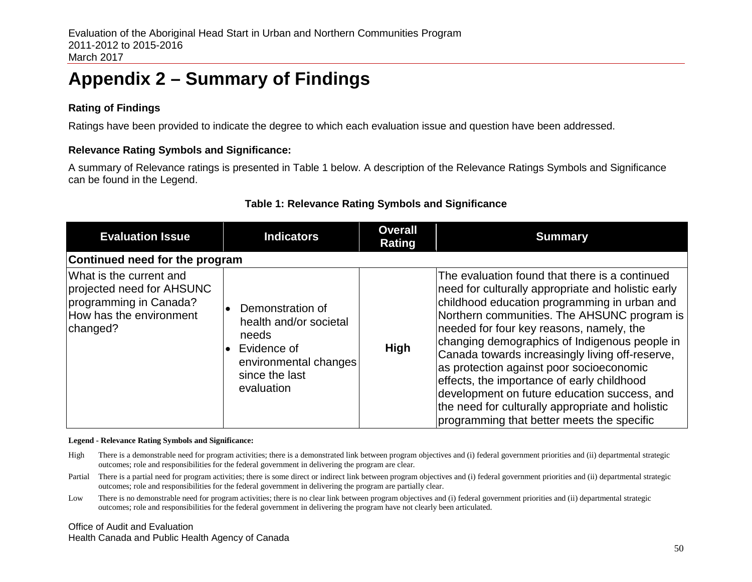# Appendix 2 – Summary of Findings

### Rating of Findings

Ratings have been provided to indicate the degree to which each evaluation issue and question have been addressed.

### Relevance Rating Symbols and Significance:

A summary of Relevance ratings is presented in Table 1 below. A description of the Relevance Ratings Symbols and Significance can be found in the Legend.

**Table 1: Relevance Rating Symbols and Significance**

| Evaluation Issue | Indicators | Overall Rating | Summary |
|---|---|---|---|
| **Continued need for the program** | | | |
| What is the current and projected need for AHSUNC programming in Canada? How has the environment changed? | • Demonstration of health and/or societal needs<br>• Evidence of environmental changes since the last evaluation | **High** | The evaluation found that there is a continued need for culturally appropriate and holistic early childhood education programming in urban and Northern communities. The AHSUNC program is needed for four key reasons, namely, the changing demographics of Indigenous people in Canada towards increasingly living off-reserve, as protection against poor socioeconomic effects, the importance of early childhood development on future education success, and the need for culturally appropriate and holistic programming that better meets the specific |

**Legend - Relevance Rating Symbols and Significance:**

High There is a demonstrable need for program activities; there is a demonstrated link between program objectives and (i) federal government priorities and (ii) departmental strategic outcomes; role and responsibilities for the federal government in delivering the program are clear.

Partial There is a partial need for program activities; there is some direct or indirect link between program objectives and (i) federal government priorities and (ii) departmental strategic outcomes; role and responsibilities for the federal government in delivering the program are partially clear.

Low There is no demonstrable need for program activities; there is no clear link between program objectives and (i) federal government priorities and (ii) departmental strategic outcomes; role and responsibilities for the federal government in delivering the program have not clearly been articulated.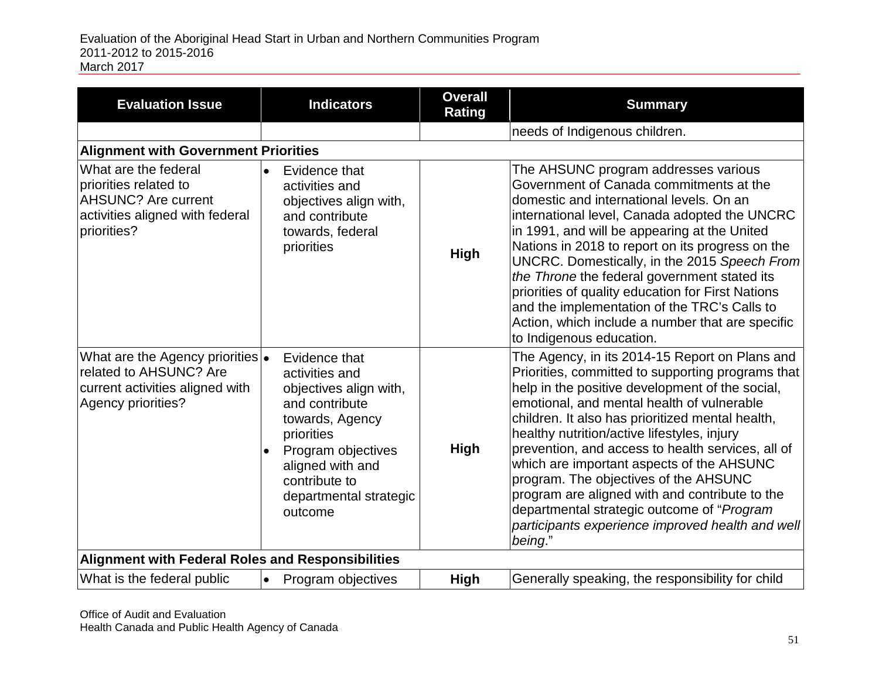| Evaluation Issue | Indicators | Overall Rating | Summary |
| --- | --- | --- | --- |
| | | | needs of Indigenous children. |
| **Alignment with Government Priorities** | | | |
| What are the federal priorities related to AHSUNC? Are current activities aligned with federal priorities? | • Evidence that activities and objectives align with, and contribute towards, federal priorities | **High** | The AHSUNC program addresses various Government of Canada commitments at the domestic and international levels. On an international level, Canada adopted the UNCRC in 1991, and will be appearing at the United Nations in 2018 to report on its progress on the UNCRC. Domestically, in the 2015 *Speech From the Throne* the federal government stated its priorities of quality education for First Nations and the implementation of the TRC's Calls to Action, which include a number that are specific to Indigenous education. |
| What are the Agency priorities related to AHSUNC? Are current activities aligned with Agency priorities? | • Evidence that activities and objectives align with, and contribute towards, Agency priorities<br>• Program objectives aligned with and contribute to departmental strategic outcome | **High** | The Agency, in its 2014-15 Report on Plans and Priorities, committed to supporting programs that help in the positive development of the social, emotional, and mental health of vulnerable children. It also has prioritized mental health, healthy nutrition/active lifestyles, injury prevention, and access to health services, all of which are important aspects of the AHSUNC program. The objectives of the AHSUNC program are aligned with and contribute to the departmental strategic outcome of "*Program participants experience improved health and well being*." |
| **Alignment with Federal Roles and Responsibilities** | | | |
| What is the federal public | • Program objectives | **High** | Generally speaking, the responsibility for child |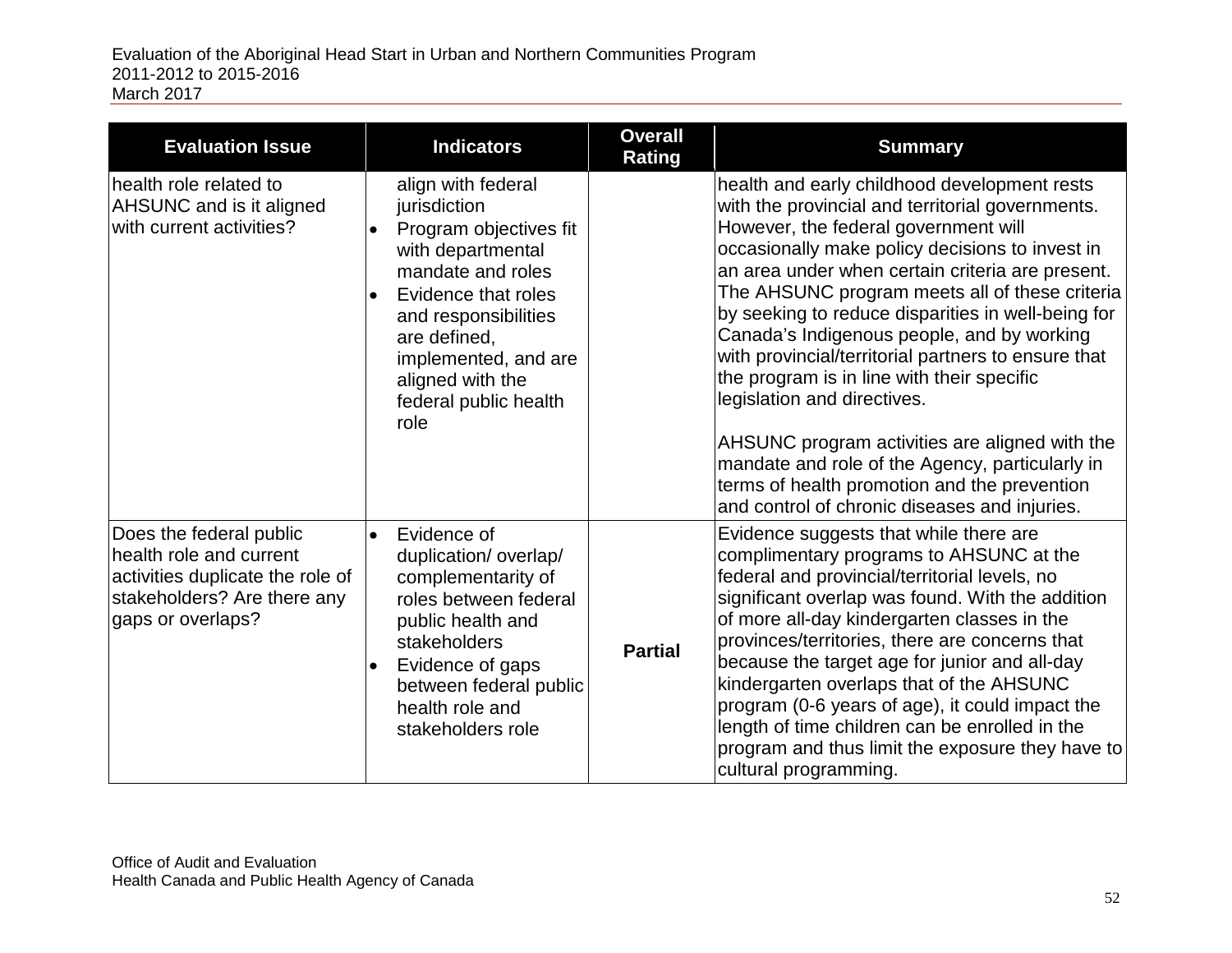| Evaluation Issue | Indicators | Overall Rating | Summary |
|---|---|---|---|
| health role related to AHSUNC and is it aligned with current activities? | align with federal jurisdiction<br>• Program objectives fit with departmental mandate and roles<br>• Evidence that roles and responsibilities are defined, implemented, and are aligned with the federal public health role | | health and early childhood development rests with the provincial and territorial governments. However, the federal government will occasionally make policy decisions to invest in an area under when certain criteria are present. The AHSUNC program meets all of these criteria by seeking to reduce disparities in well-being for Canada's Indigenous people, and by working with provincial/territorial partners to ensure that the program is in line with their specific legislation and directives.<br><br>AHSUNC program activities are aligned with the mandate and role of the Agency, particularly in terms of health promotion and the prevention and control of chronic diseases and injuries. |
| Does the federal public health role and current activities duplicate the role of stakeholders? Are there any gaps or overlaps? | • Evidence of duplication/ overlap/ complementarity of roles between federal public health and stakeholders<br>• Evidence of gaps between federal public health role and stakeholders role | **Partial** | Evidence suggests that while there are complimentary programs to AHSUNC at the federal and provincial/territorial levels, no significant overlap was found. With the addition of more all-day kindergarten classes in the provinces/territories, there are concerns that because the target age for junior and all-day kindergarten overlaps that of the AHSUNC program (0-6 years of age), it could impact the length of time children can be enrolled in the program and thus limit the exposure they have to cultural programming. |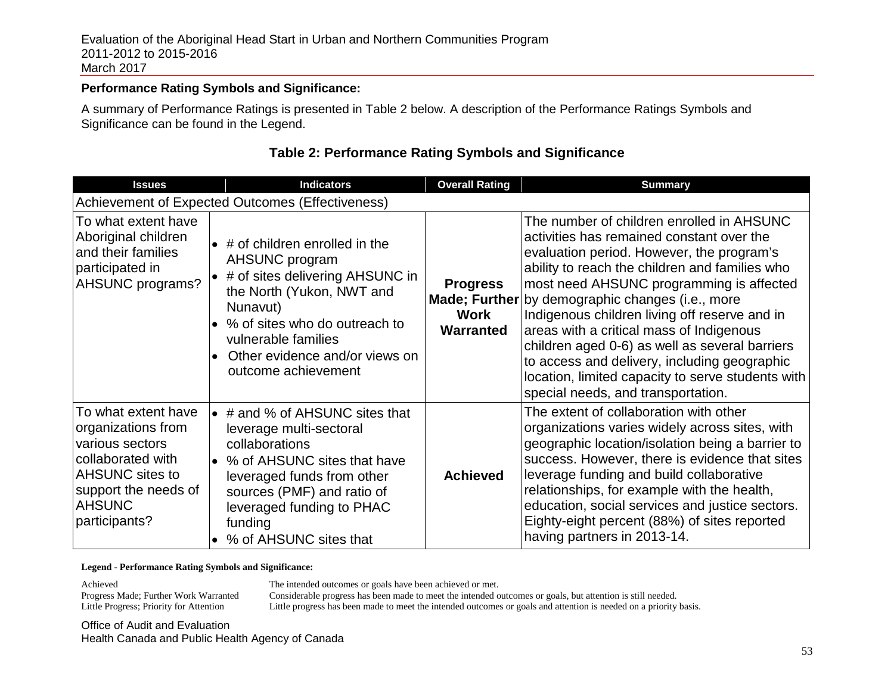**Performance Rating Symbols and Significance:**

A summary of Performance Ratings is presented in Table 2 below. A description of the Performance Ratings Symbols and Significance can be found in the Legend.

### Table 2: Performance Rating Symbols and Significance

| Issues | Indicators | Overall Rating | Summary |
|---|---|---|---|
| Achievement of Expected Outcomes (Effectiveness) | | | |
| To what extent have Aboriginal children and their families participated in AHSUNC programs? | • # of children enrolled in the AHSUNC program<br>• # of sites delivering AHSUNC in the North (Yukon, NWT and Nunavut)<br>• % of sites who do outreach to vulnerable families<br>• Other evidence and/or views on outcome achievement | **Progress Made; Further Work Warranted** | The number of children enrolled in AHSUNC activities has remained constant over the evaluation period. However, the program's ability to reach the children and families who most need AHSUNC programming is affected by demographic changes (i.e., more Indigenous children living off reserve and in areas with a critical mass of Indigenous children aged 0-6) as well as several barriers to access and delivery, including geographic location, limited capacity to serve students with special needs, and transportation. |
| To what extent have organizations from various sectors collaborated with AHSUNC sites to support the needs of AHSUNC participants? | • # and % of AHSUNC sites that leverage multi-sectoral collaborations<br>• % of AHSUNC sites that have leveraged funds from other sources (PMF) and ratio of leveraged funding to PHAC funding<br>• % of AHSUNC sites that | **Achieved** | The extent of collaboration with other organizations varies widely across sites, with geographic location/isolation being a barrier to success. However, there is evidence that sites leverage funding and build collaborative relationships, for example with the health, education, social services and justice sectors. Eighty-eight percent (88%) of sites reported having partners in 2013-14. |

**Legend - Performance Rating Symbols and Significance:**

| | |
|---|---|
| Achieved | The intended outcomes or goals have been achieved or met. |
| Progress Made; Further Work Warranted | Considerable progress has been made to meet the intended outcomes or goals, but attention is still needed. |
| Little Progress; Priority for Attention | Little progress has been made to meet the intended outcomes or goals and attention is needed on a priority basis. |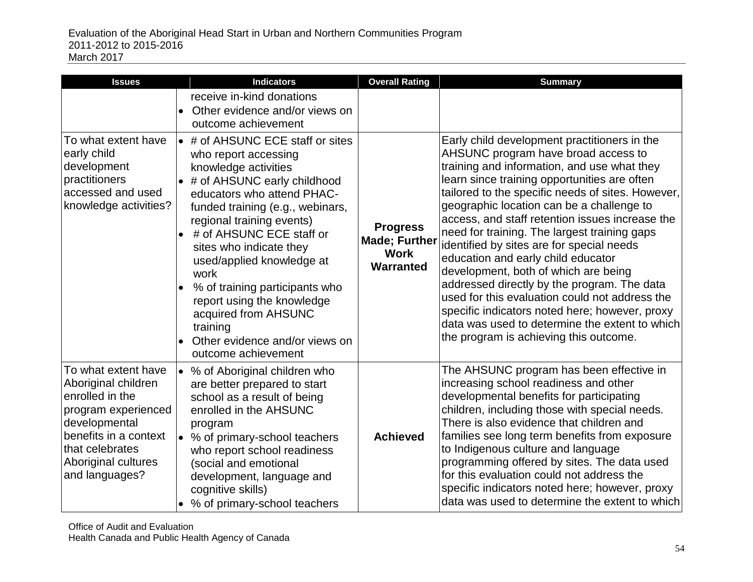| Issues | Indicators | Overall Rating | Summary |
|---|---|---|---|
| | receive in-kind donations<br>• Other evidence and/or views on outcome achievement | | |
| To what extent have early child development practitioners accessed and used knowledge activities? | • # of AHSUNC ECE staff or sites who report accessing knowledge activities<br>• # of AHSUNC early childhood educators who attend PHAC-funded training (e.g., webinars, regional training events)<br>• # of AHSUNC ECE staff or sites who indicate they used/applied knowledge at work<br>• % of training participants who report using the knowledge acquired from AHSUNC training<br>• Other evidence and/or views on outcome achievement | **Progress Made; Further Work Warranted** | Early child development practitioners in the AHSUNC program have broad access to training and information, and use what they learn since training opportunities are often tailored to the specific needs of sites. However, geographic location can be a challenge to access, and staff retention issues increase the need for training. The largest training gaps identified by sites are for special needs education and early child educator development, both of which are being addressed directly by the program. The data used for this evaluation could not address the specific indicators noted here; however, proxy data was used to determine the extent to which the program is achieving this outcome. |
| To what extent have Aboriginal children enrolled in the program experienced developmental benefits in a context that celebrates Aboriginal cultures and languages? | • % of Aboriginal children who are better prepared to start school as a result of being enrolled in the AHSUNC program<br>• % of primary-school teachers who report school readiness (social and emotional development, language and cognitive skills)<br>• % of primary-school teachers | **Achieved** | The AHSUNC program has been effective in increasing school readiness and other developmental benefits for participating children, including those with special needs. There is also evidence that children and families see long term benefits from exposure to Indigenous culture and language programming offered by sites. The data used for this evaluation could not address the specific indicators noted here; however, proxy data was used to determine the extent to which |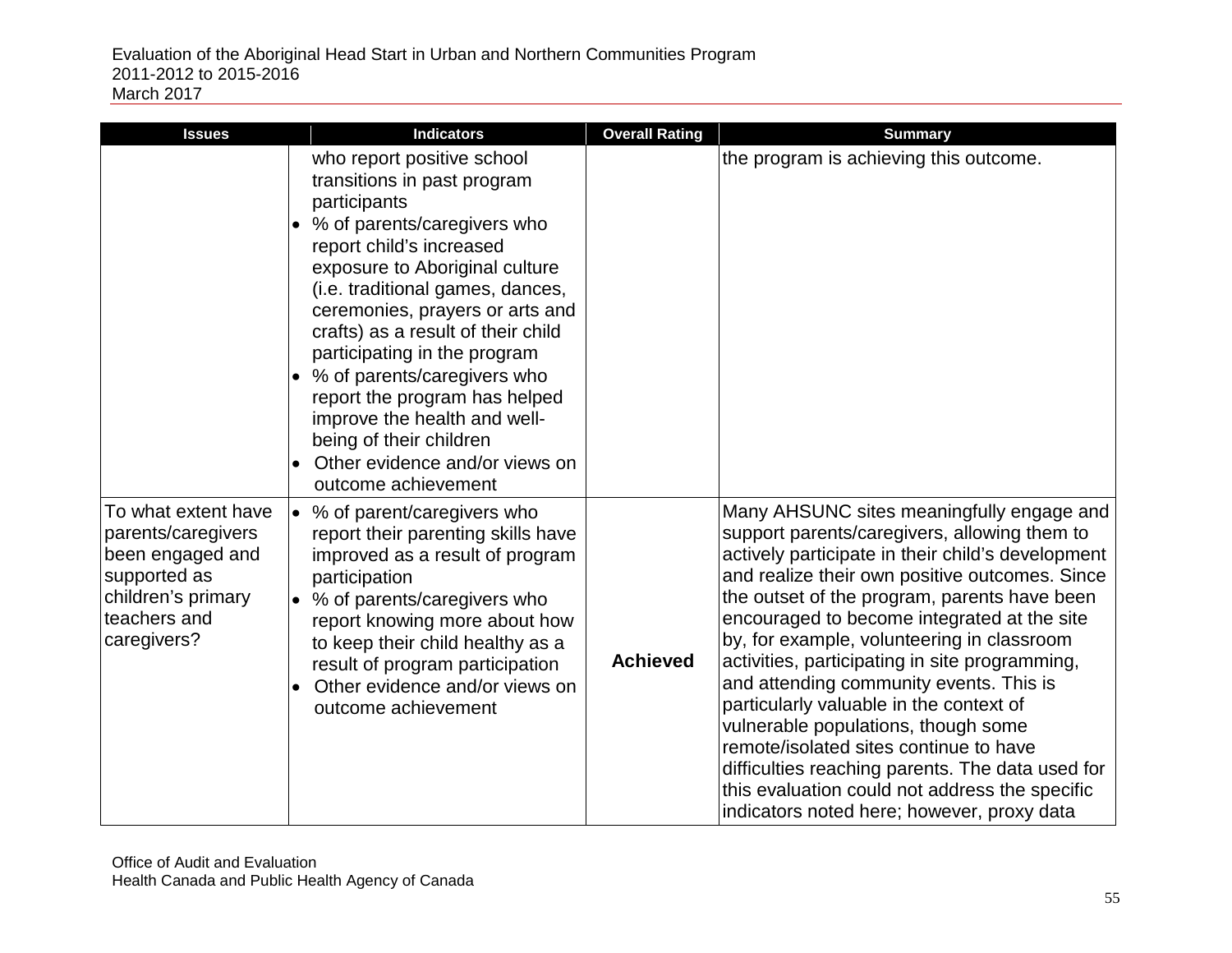| Issues | Indicators | Overall Rating | Summary |
|---|---|---|---|
| | who report positive school transitions in past program participants<br>• % of parents/caregivers who report child's increased exposure to Aboriginal culture (i.e. traditional games, dances, ceremonies, prayers or arts and crafts) as a result of their child participating in the program<br>• % of parents/caregivers who report the program has helped improve the health and well-being of their children<br>• Other evidence and/or views on outcome achievement | | the program is achieving this outcome. |
| To what extent have parents/caregivers been engaged and supported as children's primary teachers and caregivers? | • % of parent/caregivers who report their parenting skills have improved as a result of program participation<br>• % of parents/caregivers who report knowing more about how to keep their child healthy as a result of program participation<br>• Other evidence and/or views on outcome achievement | **Achieved** | Many AHSUNC sites meaningfully engage and support parents/caregivers, allowing them to actively participate in their child's development and realize their own positive outcomes. Since the outset of the program, parents have been encouraged to become integrated at the site by, for example, volunteering in classroom activities, participating in site programming, and attending community events. This is particularly valuable in the context of vulnerable populations, though some remote/isolated sites continue to have difficulties reaching parents. The data used for this evaluation could not address the specific indicators noted here; however, proxy data |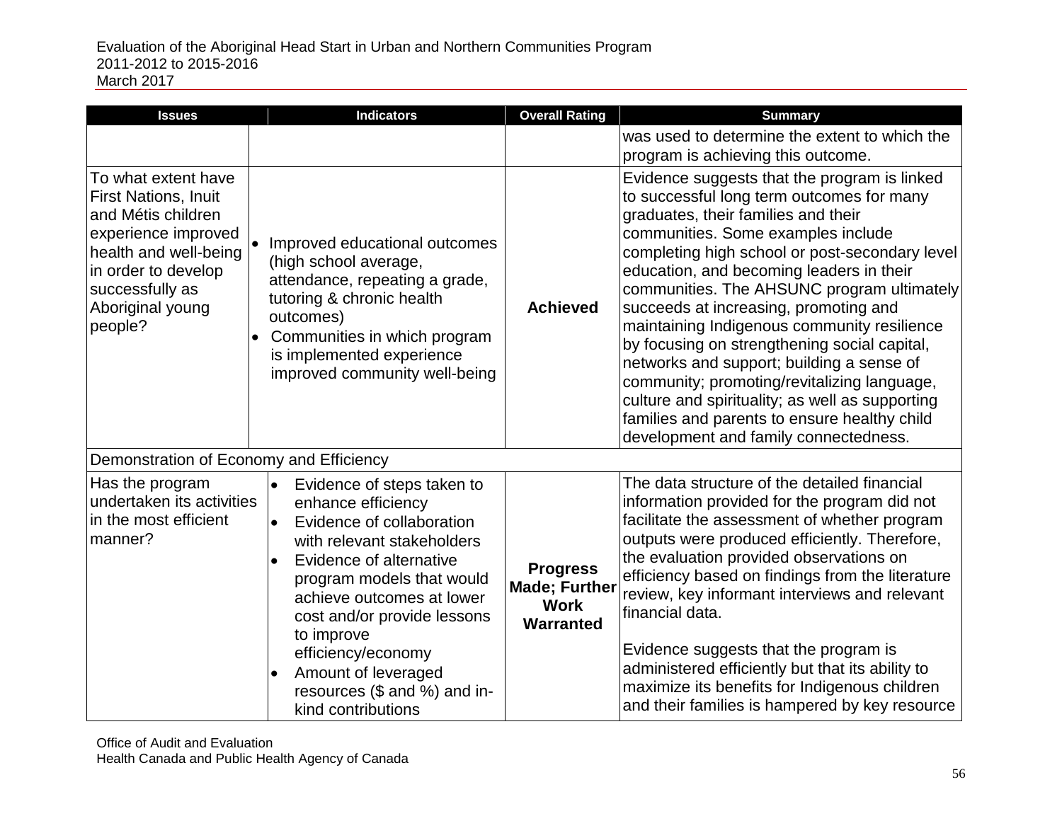| Issues | Indicators | Overall Rating | Summary |
|---|---|---|---|
| | | | was used to determine the extent to which the program is achieving this outcome. |
| To what extent have First Nations, Inuit and Métis children experience improved health and well-being in order to develop successfully as Aboriginal young people? | • Improved educational outcomes (high school average, attendance, repeating a grade, tutoring & chronic health outcomes)<br>• Communities in which program is implemented experience improved community well-being | **Achieved** | Evidence suggests that the program is linked to successful long term outcomes for many graduates, their families and their communities. Some examples include completing high school or post-secondary level education, and becoming leaders in their communities. The AHSUNC program ultimately succeeds at increasing, promoting and maintaining Indigenous community resilience by focusing on strengthening social capital, networks and support; building a sense of community; promoting/revitalizing language, culture and spirituality; as well as supporting families and parents to ensure healthy child development and family connectedness. |
| Demonstration of Economy and Efficiency | | | |
| Has the program undertaken its activities in the most efficient manner? | • Evidence of steps taken to enhance efficiency<br>• Evidence of collaboration with relevant stakeholders<br>• Evidence of alternative program models that would achieve outcomes at lower cost and/or provide lessons to improve efficiency/economy<br>• Amount of leveraged resources ($ and %) and in-kind contributions | **Progress Made; Further Work Warranted** | The data structure of the detailed financial information provided for the program did not facilitate the assessment of whether program outputs were produced efficiently. Therefore, the evaluation provided observations on efficiency based on findings from the literature review, key informant interviews and relevant financial data.<br><br>Evidence suggests that the program is administered efficiently but that its ability to maximize its benefits for Indigenous children and their families is hampered by key resource |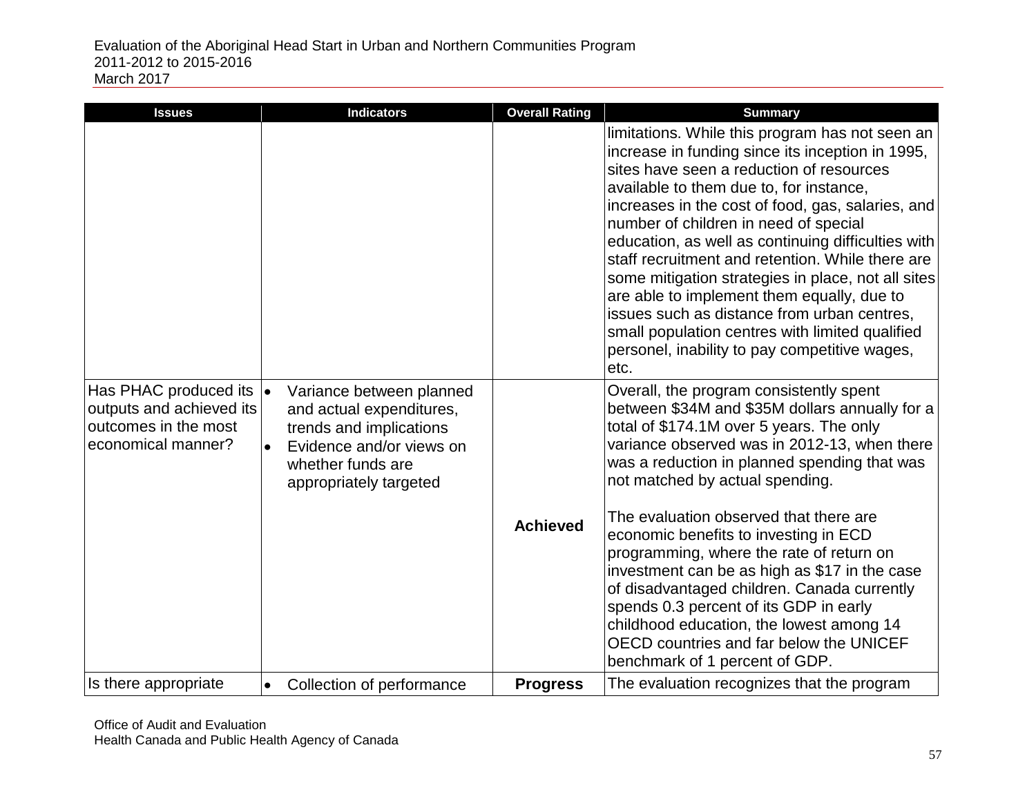| Issues | Indicators | Overall Rating | Summary |
|---|---|---|---|
| | | | limitations. While this program has not seen an increase in funding since its inception in 1995, sites have seen a reduction of resources available to them due to, for instance, increases in the cost of food, gas, salaries, and number of children in need of special education, as well as continuing difficulties with staff recruitment and retention. While there are some mitigation strategies in place, not all sites are able to implement them equally, due to issues such as distance from urban centres, small population centres with limited qualified personel, inability to pay competitive wages, etc. |
| Has PHAC produced its outputs and achieved its outcomes in the most economical manner? | • Variance between planned and actual expenditures, trends and implications<br>• Evidence and/or views on whether funds are appropriately targeted | **Achieved** | Overall, the program consistently spent between $34M and $35M dollars annually for a total of $174.1M over 5 years. The only variance observed was in 2012-13, when there was a reduction in planned spending that was not matched by actual spending.<br><br>The evaluation observed that there are economic benefits to investing in ECD programming, where the rate of return on investment can be as high as $17 in the case of disadvantaged children. Canada currently spends 0.3 percent of its GDP in early childhood education, the lowest among 14 OECD countries and far below the UNICEF benchmark of 1 percent of GDP. |
| Is there appropriate | • Collection of performance | **Progress** | The evaluation recognizes that the program |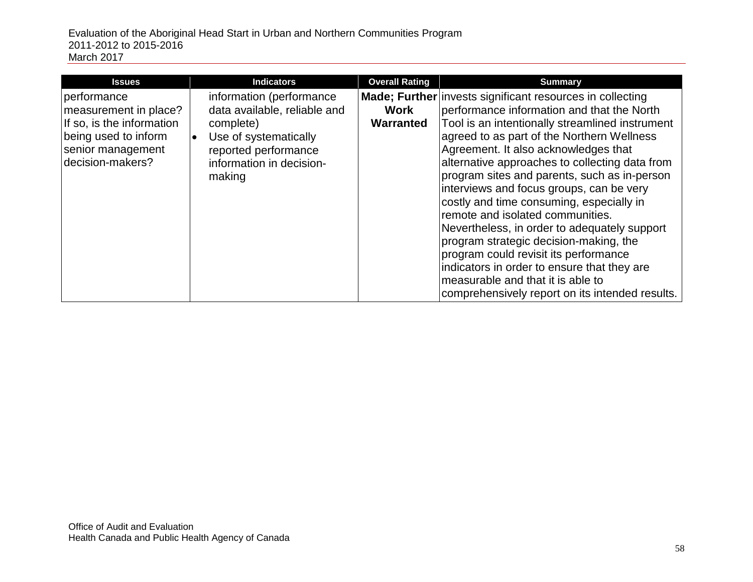| Issues | Indicators | Overall Rating | Summary |
|---|---|---|---|
| performance measurement in place? If so, is the information being used to inform senior management decision-makers? | information (performance data available, reliable and complete)<br>• Use of systematically reported performance information in decision-making | **Made; Further Work Warranted** | invests significant resources in collecting performance information and that the North Tool is an intentionally streamlined instrument agreed to as part of the Northern Wellness Agreement. It also acknowledges that alternative approaches to collecting data from program sites and parents, such as in-person interviews and focus groups, can be very costly and time consuming, especially in remote and isolated communities. Nevertheless, in order to adequately support program strategic decision-making, the program could revisit its performance indicators in order to ensure that they are measurable and that it is able to comprehensively report on its intended results. |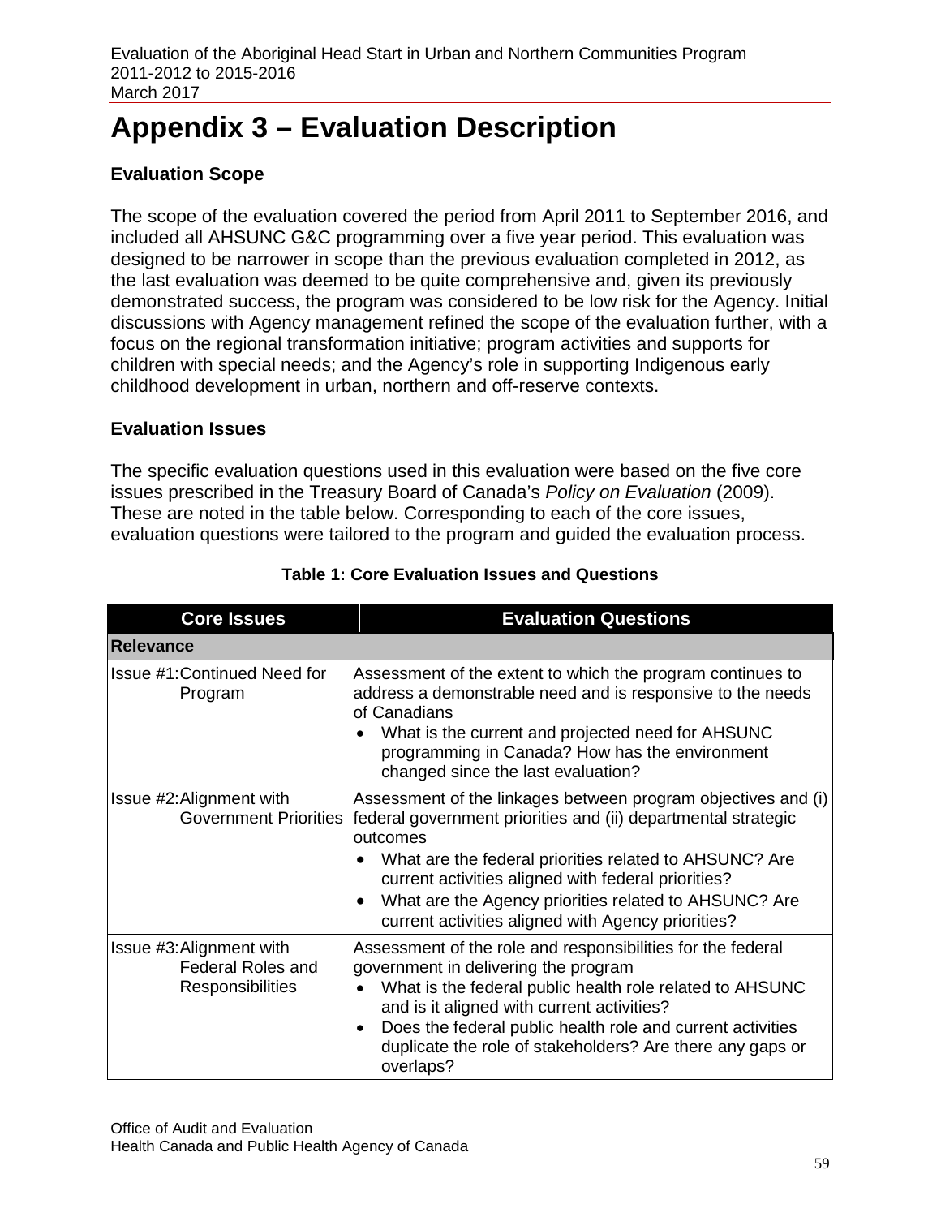# Appendix 3 – Evaluation Description

### Evaluation Scope

The scope of the evaluation covered the period from April 2011 to September 2016, and included all AHSUNC G&C programming over a five year period. This evaluation was designed to be narrower in scope than the previous evaluation completed in 2012, as the last evaluation was deemed to be quite comprehensive and, given its previously demonstrated success, the program was considered to be low risk for the Agency. Initial discussions with Agency management refined the scope of the evaluation further, with a focus on the regional transformation initiative; program activities and supports for children with special needs; and the Agency's role in supporting Indigenous early childhood development in urban, northern and off-reserve contexts.

### Evaluation Issues

The specific evaluation questions used in this evaluation were based on the five core issues prescribed in the Treasury Board of Canada's *Policy on Evaluation* (2009). These are noted in the table below. Corresponding to each of the core issues, evaluation questions were tailored to the program and guided the evaluation process.

**Table 1: Core Evaluation Issues and Questions**

| Core Issues | Evaluation Questions |
|---|---|
| **Relevance** | |
| Issue #1: Continued Need for Program | Assessment of the extent to which the program continues to address a demonstrable need and is responsive to the needs of Canadians<br>• What is the current and projected need for AHSUNC programming in Canada? How has the environment changed since the last evaluation? |
| Issue #2: Alignment with Government Priorities | Assessment of the linkages between program objectives and (i) federal government priorities and (ii) departmental strategic outcomes<br>• What are the federal priorities related to AHSUNC? Are current activities aligned with federal priorities?<br>• What are the Agency priorities related to AHSUNC? Are current activities aligned with Agency priorities? |
| Issue #3: Alignment with Federal Roles and Responsibilities | Assessment of the role and responsibilities for the federal government in delivering the program<br>• What is the federal public health role related to AHSUNC and is it aligned with current activities?<br>• Does the federal public health role and current activities duplicate the role of stakeholders? Are there any gaps or overlaps? |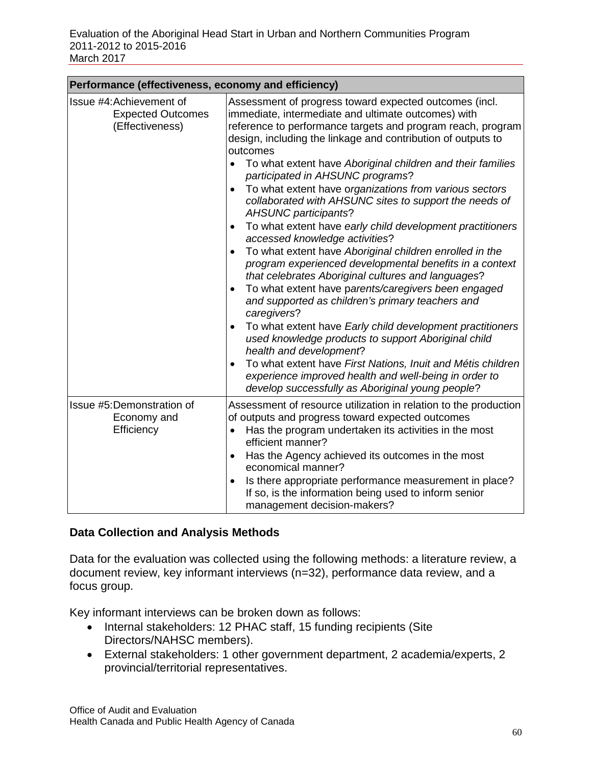| Performance (effectiveness, economy and efficiency) | |
|---|---|
| Issue #4: Achievement of Expected Outcomes (Effectiveness) | Assessment of progress toward expected outcomes (incl. immediate, intermediate and ultimate outcomes) with reference to performance targets and program reach, program design, including the linkage and contribution of outputs to outcomes<br>• To what extent have *Aboriginal children and their families participated in AHSUNC programs*?<br>• To what extent have o*rganizations from various sectors collaborated with AHSUNC sites to support the needs of AHSUNC participants*?<br>• To what extent have *early child development practitioners accessed knowledge activities*?<br>• To what extent have *Aboriginal children enrolled in the program experienced developmental benefits in a context that celebrates Aboriginal cultures and languages*?<br>• To what extent have p*arents/caregivers been engaged and supported as children's primary teachers and caregivers*?<br>• To what extent have *Early child development practitioners used knowledge products to support Aboriginal child health and development*?<br>• To what extent have *First Nations, Inuit and Métis children experience improved health and well-being in order to develop successfully as Aboriginal young people*? |
| Issue #5: Demonstration of Economy and Efficiency | Assessment of resource utilization in relation to the production of outputs and progress toward expected outcomes<br>• Has the program undertaken its activities in the most efficient manner?<br>• Has the Agency achieved its outcomes in the most economical manner?<br>• Is there appropriate performance measurement in place? If so, is the information being used to inform senior management decision-makers? |

### Data Collection and Analysis Methods

Data for the evaluation was collected using the following methods: a literature review, a document review, key informant interviews (n=32), performance data review, and a focus group.

Key informant interviews can be broken down as follows:

- Internal stakeholders: 12 PHAC staff, 15 funding recipients (Site Directors/NAHSC members).
- External stakeholders: 1 other government department, 2 academia/experts, 2 provincial/territorial representatives.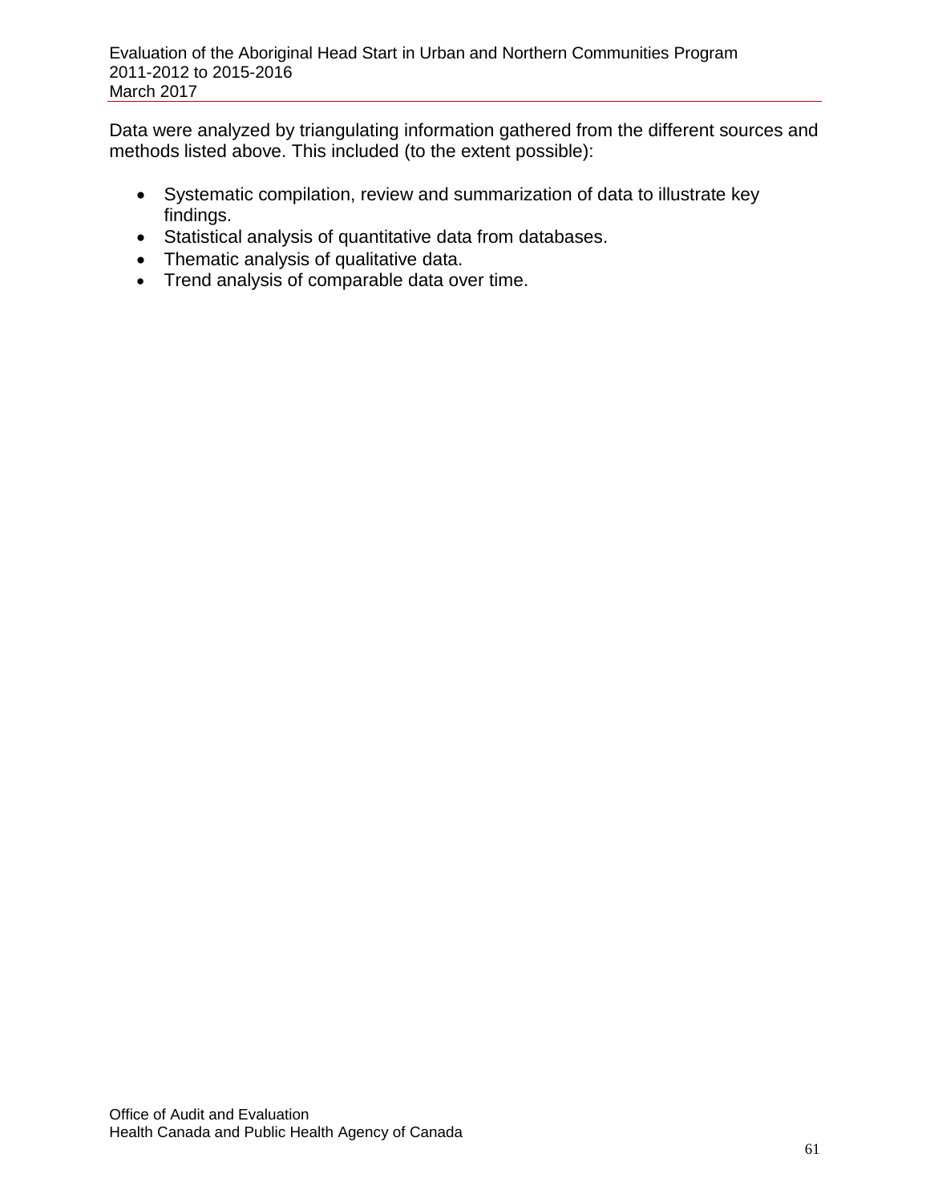Data were analyzed by triangulating information gathered from the different sources and methods listed above. This included (to the extent possible):

- Systematic compilation, review and summarization of data to illustrate key findings.
- Statistical analysis of quantitative data from databases.
- Thematic analysis of qualitative data.
- Trend analysis of comparable data over time.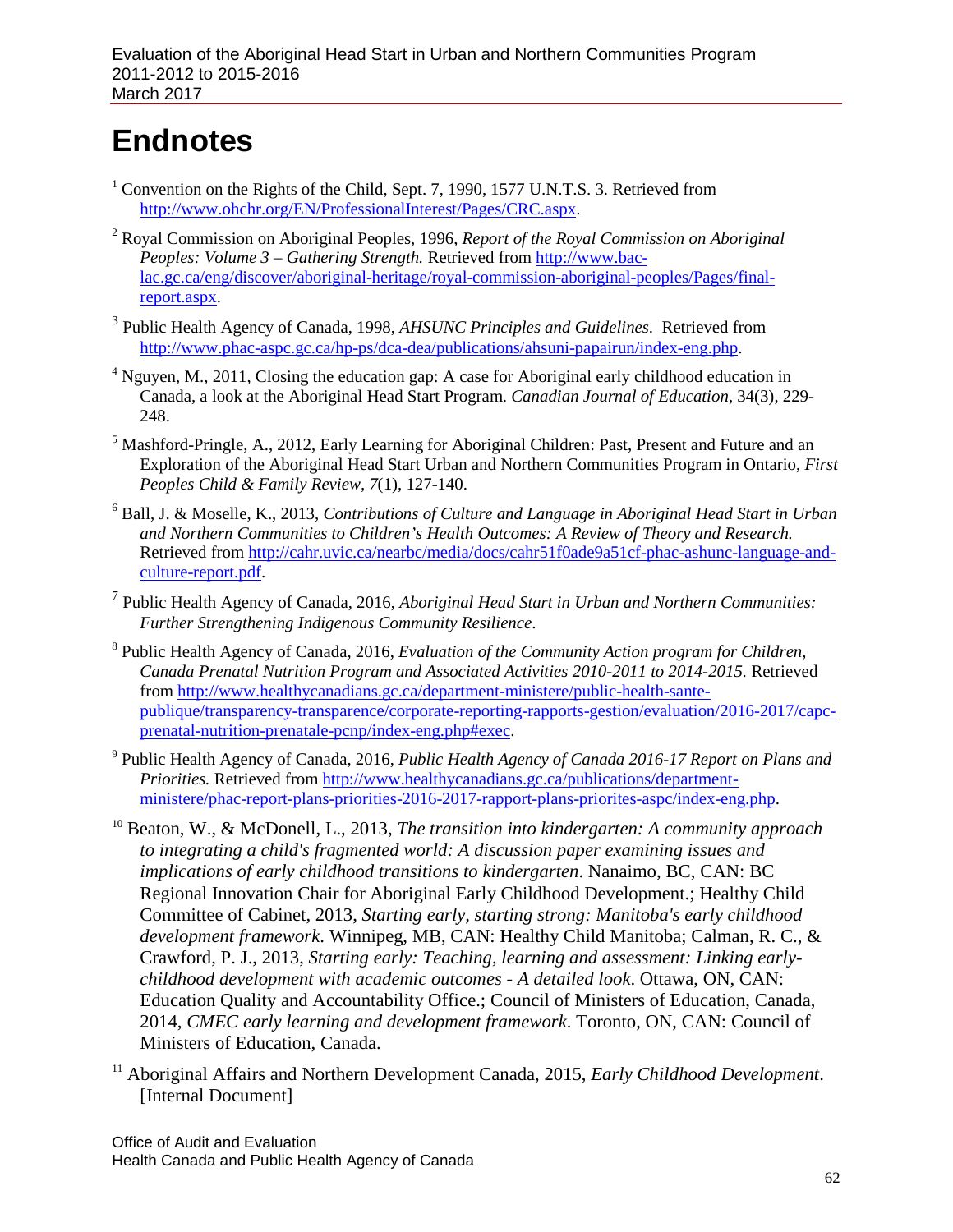# Endnotes

[1] Convention on the Rights of the Child, Sept. 7, 1990, 1577 U.N.T.S. 3. Retrieved from http://www.ohchr.org/EN/ProfessionalInterest/Pages/CRC.aspx.

[2] Royal Commission on Aboriginal Peoples, 1996, *Report of the Royal Commission on Aboriginal Peoples: Volume 3 – Gathering Strength.* Retrieved from http://www.bac-lac.gc.ca/eng/discover/aboriginal-heritage/royal-commission-aboriginal-peoples/Pages/final-report.aspx.

[3] Public Health Agency of Canada, 1998, *AHSUNC Principles and Guidelines.* Retrieved from http://www.phac-aspc.gc.ca/hp-ps/dca-dea/publications/ahsuni-papairun/index-eng.php.

[4] Nguyen, M., 2011, Closing the education gap: A case for Aboriginal early childhood education in Canada, a look at the Aboriginal Head Start Program. *Canadian Journal of Education*, 34(3), 229-248.

[5] Mashford-Pringle, A., 2012, Early Learning for Aboriginal Children: Past, Present and Future and an Exploration of the Aboriginal Head Start Urban and Northern Communities Program in Ontario, *First Peoples Child & Family Review, 7*(1), 127-140.

[6] Ball, J. & Moselle, K., 2013, *Contributions of Culture and Language in Aboriginal Head Start in Urban and Northern Communities to Children's Health Outcomes: A Review of Theory and Research.* Retrieved from http://cahr.uvic.ca/nearbc/media/docs/cahr51f0ade9a51cf-phac-ashunc-language-and-culture-report.pdf.

[7] Public Health Agency of Canada, 2016, *Aboriginal Head Start in Urban and Northern Communities: Further Strengthening Indigenous Community Resilience*.

[8] Public Health Agency of Canada, 2016, *Evaluation of the Community Action program for Children, Canada Prenatal Nutrition Program and Associated Activities 2010-2011 to 2014-2015.* Retrieved from http://www.healthycanadians.gc.ca/department-ministere/public-health-sante-publique/transparency-transparence/corporate-reporting-rapports-gestion/evaluation/2016-2017/capc-prenatal-nutrition-prenatale-pcnp/index-eng.php#exec.

[9] Public Health Agency of Canada, 2016, *Public Health Agency of Canada 2016-17 Report on Plans and Priorities.* Retrieved from http://www.healthycanadians.gc.ca/publications/department-ministere/phac-report-plans-priorities-2016-2017-rapport-plans-priorites-aspc/index-eng.php.

[10] Beaton, W., & McDonell, L., 2013, *The transition into kindergarten: A community approach to integrating a child's fragmented world: A discussion paper examining issues and implications of early childhood transitions to kindergarten*. Nanaimo, BC, CAN: BC Regional Innovation Chair for Aboriginal Early Childhood Development.; Healthy Child Committee of Cabinet, 2013, *Starting early, starting strong: Manitoba's early childhood development framework*. Winnipeg, MB, CAN: Healthy Child Manitoba; Calman, R. C., & Crawford, P. J., 2013, *Starting early: Teaching, learning and assessment: Linking early-childhood development with academic outcomes - A detailed look*. Ottawa, ON, CAN: Education Quality and Accountability Office.; Council of Ministers of Education, Canada, 2014, *CMEC early learning and development framework*. Toronto, ON, CAN: Council of Ministers of Education, Canada.

[11] Aboriginal Affairs and Northern Development Canada, 2015, *Early Childhood Development*. [Internal Document]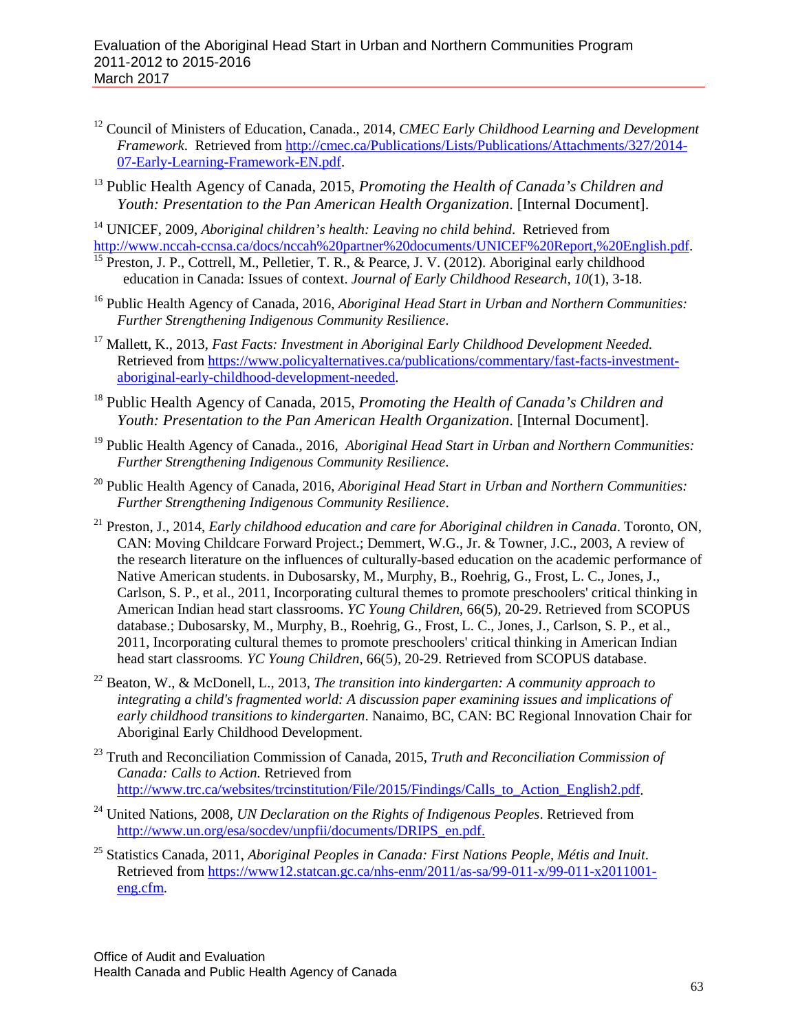[12] Council of Ministers of Education, Canada., 2014, *CMEC Early Childhood Learning and Development Framework*. Retrieved from http://cmec.ca/Publications/Lists/Publications/Attachments/327/2014-07-Early-Learning-Framework-EN.pdf.

[13] Public Health Agency of Canada, 2015, *Promoting the Health of Canada's Children and Youth: Presentation to the Pan American Health Organization*. [Internal Document].

[14] UNICEF, 2009, *Aboriginal children's health: Leaving no child behind*. Retrieved from http://www.nccah-ccnsa.ca/docs/nccah%20partner%20documents/UNICEF%20Report,%20English.pdf.

[15] Preston, J. P., Cottrell, M., Pelletier, T. R., & Pearce, J. V. (2012). Aboriginal early childhood education in Canada: Issues of context. *Journal of Early Childhood Research*, *10*(1), 3-18.

[16] Public Health Agency of Canada, 2016, *Aboriginal Head Start in Urban and Northern Communities: Further Strengthening Indigenous Community Resilience*.

[17] Mallett, K., 2013, *Fast Facts: Investment in Aboriginal Early Childhood Development Needed.* Retrieved from https://www.policyalternatives.ca/publications/commentary/fast-facts-investment-aboriginal-early-childhood-development-needed.

[18] Public Health Agency of Canada, 2015, *Promoting the Health of Canada's Children and Youth: Presentation to the Pan American Health Organization*. [Internal Document].

[19] Public Health Agency of Canada., 2016, *Aboriginal Head Start in Urban and Northern Communities: Further Strengthening Indigenous Community Resilience*.

[20] Public Health Agency of Canada, 2016, *Aboriginal Head Start in Urban and Northern Communities: Further Strengthening Indigenous Community Resilience*.

[21] Preston, J., 2014, *Early childhood education and care for Aboriginal children in Canada*. Toronto, ON, CAN: Moving Childcare Forward Project.; Demmert, W.G., Jr. & Towner, J.C., 2003, A review of the research literature on the influences of culturally-based education on the academic performance of Native American students. in Dubosarsky, M., Murphy, B., Roehrig, G., Frost, L. C., Jones, J., Carlson, S. P., et al., 2011, Incorporating cultural themes to promote preschoolers' critical thinking in American Indian head start classrooms. *YC Young Children*, 66(5), 20-29. Retrieved from SCOPUS database.; Dubosarsky, M., Murphy, B., Roehrig, G., Frost, L. C., Jones, J., Carlson, S. P., et al., 2011, Incorporating cultural themes to promote preschoolers' critical thinking in American Indian head start classrooms. *YC Young Children*, 66(5), 20-29. Retrieved from SCOPUS database.

[22] Beaton, W., & McDonell, L., 2013, *The transition into kindergarten: A community approach to integrating a child's fragmented world: A discussion paper examining issues and implications of early childhood transitions to kindergarten*. Nanaimo, BC, CAN: BC Regional Innovation Chair for Aboriginal Early Childhood Development.

[23] Truth and Reconciliation Commission of Canada, 2015, *Truth and Reconciliation Commission of Canada: Calls to Action.* Retrieved from http://www.trc.ca/websites/trcinstitution/File/2015/Findings/Calls_to_Action_English2.pdf.

[24] United Nations, 2008, *UN Declaration on the Rights of Indigenous Peoples*. Retrieved from http://www.un.org/esa/socdev/unpfii/documents/DRIPS_en.pdf.

[25] Statistics Canada, 2011, *Aboriginal Peoples in Canada: First Nations People, Métis and Inuit*. Retrieved from https://www12.statcan.gc.ca/nhs-enm/2011/as-sa/99-011-x/99-011-x2011001-eng.cfm.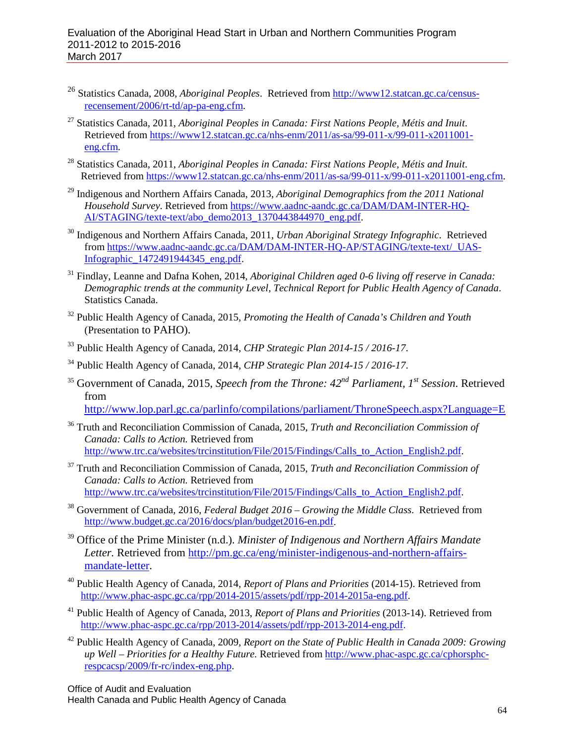[26] Statistics Canada, 2008, *Aboriginal Peoples*. Retrieved from http://www12.statcan.gc.ca/census-recensement/2006/rt-td/ap-pa-eng.cfm.

[27] Statistics Canada, 2011, *Aboriginal Peoples in Canada: First Nations People, Métis and Inuit*. Retrieved from https://www12.statcan.gc.ca/nhs-enm/2011/as-sa/99-011-x/99-011-x2011001-eng.cfm.

[28] Statistics Canada, 2011, *Aboriginal Peoples in Canada: First Nations People, Métis and Inuit*. Retrieved from https://www12.statcan.gc.ca/nhs-enm/2011/as-sa/99-011-x/99-011-x2011001-eng.cfm.

[29] Indigenous and Northern Affairs Canada, 2013, *Aboriginal Demographics from the 2011 National Household Survey*. Retrieved from https://www.aadnc-aandc.gc.ca/DAM/DAM-INTER-HQ-AI/STAGING/texte-text/abo_demo2013_1370443844970_eng.pdf.

[30] Indigenous and Northern Affairs Canada, 2011, *Urban Aboriginal Strategy Infographic*. Retrieved from https://www.aadnc-aandc.gc.ca/DAM/DAM-INTER-HQ-AP/STAGING/texte-text/_UAS-Infographic_1472491944345_eng.pdf.

[31] Findlay, Leanne and Dafna Kohen, 2014, *Aboriginal Children aged 0-6 living off reserve in Canada: Demographic trends at the community Level, Technical Report for Public Health Agency of Canada*. Statistics Canada.

[32] Public Health Agency of Canada, 2015, *Promoting the Health of Canada's Children and Youth* (Presentation to PAHO).

[33] Public Health Agency of Canada, 2014, *CHP Strategic Plan 2014-15 / 2016-17*.

[34] Public Health Agency of Canada, 2014, *CHP Strategic Plan 2014-15 / 2016-17*.

[35] Government of Canada, 2015, *Speech from the Throne: 42nd Parliament, 1st Session*. Retrieved from http://www.lop.parl.gc.ca/parlinfo/compilations/parliament/ThroneSpeech.aspx?Language=E

[36] Truth and Reconciliation Commission of Canada, 2015, *Truth and Reconciliation Commission of Canada: Calls to Action.* Retrieved from http://www.trc.ca/websites/trcinstitution/File/2015/Findings/Calls_to_Action_English2.pdf.

[37] Truth and Reconciliation Commission of Canada, 2015, *Truth and Reconciliation Commission of Canada: Calls to Action.* Retrieved from http://www.trc.ca/websites/trcinstitution/File/2015/Findings/Calls_to_Action_English2.pdf.

[38] Government of Canada, 2016, *Federal Budget 2016 – Growing the Middle Class.* Retrieved from http://www.budget.gc.ca/2016/docs/plan/budget2016-en.pdf.

[39] Office of the Prime Minister (n.d.). *Minister of Indigenous and Northern Affairs Mandate Letter.* Retrieved from http://pm.gc.ca/eng/minister-indigenous-and-northern-affairs-mandate-letter.

[40] Public Health Agency of Canada, 2014, *Report of Plans and Priorities* (2014-15). Retrieved from http://www.phac-aspc.gc.ca/rpp/2014-2015/assets/pdf/rpp-2014-2015a-eng.pdf.

[41] Public Health of Agency of Canada, 2013, *Report of Plans and Priorities* (2013-14). Retrieved from http://www.phac-aspc.gc.ca/rpp/2013-2014/assets/pdf/rpp-2013-2014-eng.pdf.

[42] Public Health Agency of Canada, 2009, *Report on the State of Public Health in Canada 2009: Growing up Well – Priorities for a Healthy Future.* Retrieved from http://www.phac-aspc.gc.ca/cphorsphc-respcacsp/2009/fr-rc/index-eng.php.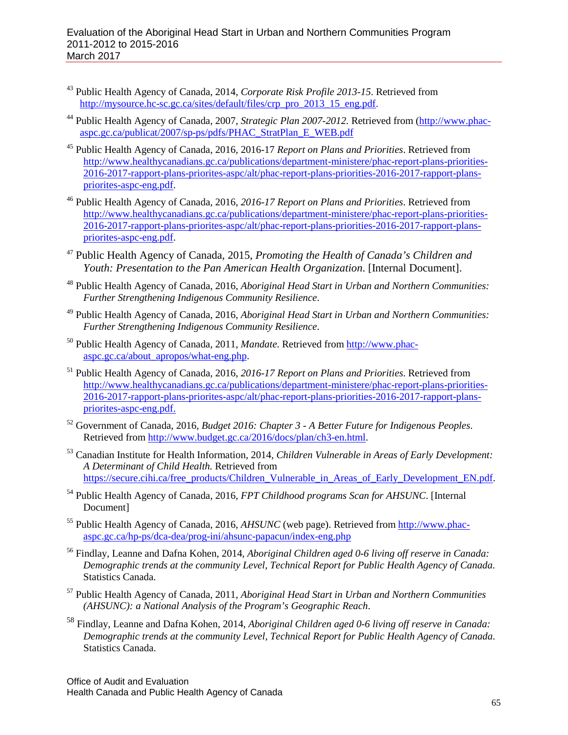[43] Public Health Agency of Canada, 2014, *Corporate Risk Profile 2013-15*. Retrieved from http://mysource.hc-sc.gc.ca/sites/default/files/crp_pro_2013_15_eng.pdf.

[44] Public Health Agency of Canada, 2007, *Strategic Plan 2007-2012.* Retrieved from (http://www.phac-aspc.gc.ca/publicat/2007/sp-ps/pdfs/PHAC_StratPlan_E_WEB.pdf

[45] Public Health Agency of Canada, 2016, 2016-17 *Report on Plans and Priorities*. Retrieved from http://www.healthycanadians.gc.ca/publications/department-ministere/phac-report-plans-priorities-2016-2017-rapport-plans-priorites-aspc/alt/phac-report-plans-priorities-2016-2017-rapport-plans-priorites-aspc-eng.pdf.

[46] Public Health Agency of Canada, 2016, *2016-17 Report on Plans and Priorities*. Retrieved from http://www.healthycanadians.gc.ca/publications/department-ministere/phac-report-plans-priorities-2016-2017-rapport-plans-priorites-aspc/alt/phac-report-plans-priorities-2016-2017-rapport-plans-priorites-aspc-eng.pdf.

[47] Public Health Agency of Canada, 2015, *Promoting the Health of Canada's Children and Youth: Presentation to the Pan American Health Organization*. [Internal Document].

[48] Public Health Agency of Canada, 2016, *Aboriginal Head Start in Urban and Northern Communities: Further Strengthening Indigenous Community Resilience*.

[49] Public Health Agency of Canada, 2016, *Aboriginal Head Start in Urban and Northern Communities: Further Strengthening Indigenous Community Resilience*.

[50] Public Health Agency of Canada, 2011, *Mandate*. Retrieved from http://www.phac-aspc.gc.ca/about_apropos/what-eng.php.

[51] Public Health Agency of Canada, 2016, *2016-17 Report on Plans and Priorities*. Retrieved from http://www.healthycanadians.gc.ca/publications/department-ministere/phac-report-plans-priorities-2016-2017-rapport-plans-priorites-aspc/alt/phac-report-plans-priorities-2016-2017-rapport-plans-priorites-aspc-eng.pdf.

[52] Government of Canada, 2016, *Budget 2016: Chapter 3 - A Better Future for Indigenous Peoples*. Retrieved from http://www.budget.gc.ca/2016/docs/plan/ch3-en.html.

[53] Canadian Institute for Health Information, 2014, *Children Vulnerable in Areas of Early Development: A Determinant of Child Health.* Retrieved from https://secure.cihi.ca/free_products/Children_Vulnerable_in_Areas_of_Early_Development_EN.pdf.

[54] Public Health Agency of Canada, 2016, *FPT Childhood programs Scan for AHSUNC*. [Internal Document]

[55] Public Health Agency of Canada, 2016, *AHSUNC* (web page). Retrieved from http://www.phac-aspc.gc.ca/hp-ps/dca-dea/prog-ini/ahsunc-papacun/index-eng.php

[56] Findlay, Leanne and Dafna Kohen, 2014, *Aboriginal Children aged 0-6 living off reserve in Canada: Demographic trends at the community Level, Technical Report for Public Health Agency of Canada*. Statistics Canada.

[57] Public Health Agency of Canada, 2011, *Aboriginal Head Start in Urban and Northern Communities (AHSUNC): a National Analysis of the Program's Geographic Reach*.

[58] Findlay, Leanne and Dafna Kohen, 2014, *Aboriginal Children aged 0-6 living off reserve in Canada: Demographic trends at the community Level, Technical Report for Public Health Agency of Canada*. Statistics Canada.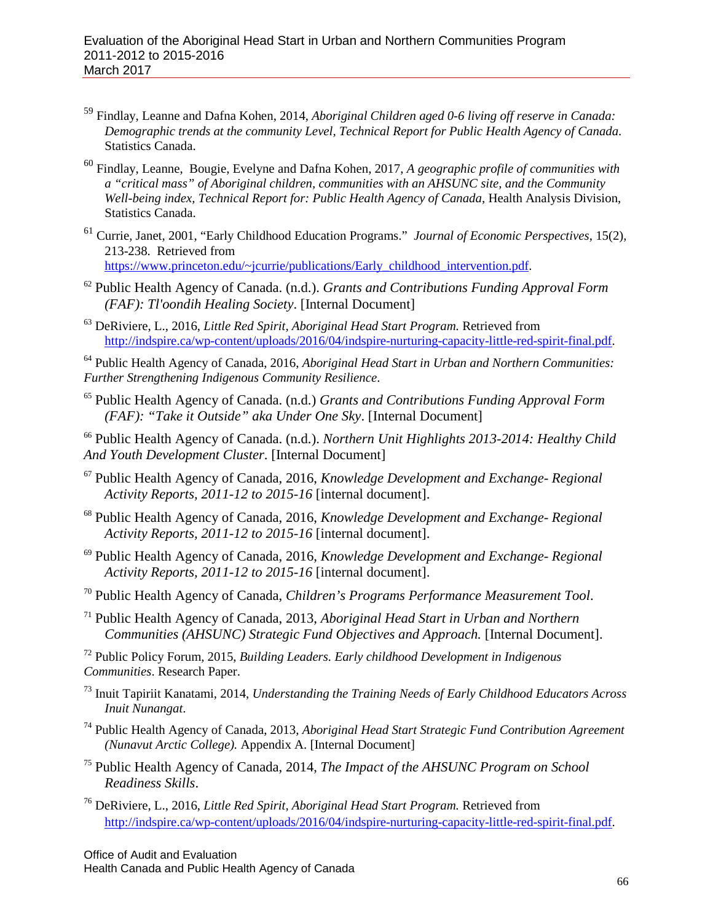[59] Findlay, Leanne and Dafna Kohen, 2014, *Aboriginal Children aged 0-6 living off reserve in Canada: Demographic trends at the community Level, Technical Report for Public Health Agency of Canada*. Statistics Canada.

[60] Findlay, Leanne, Bougie, Evelyne and Dafna Kohen, 2017, *A geographic profile of communities with a "critical mass" of Aboriginal children, communities with an AHSUNC site, and the Community Well-being index, Technical Report for: Public Health Agency of Canada*, Health Analysis Division, Statistics Canada.

[61] Currie, Janet, 2001, "Early Childhood Education Programs." *Journal of Economic Perspectives*, 15(2), 213-238. Retrieved from https://www.princeton.edu/~jcurrie/publications/Early_childhood_intervention.pdf.

[62] Public Health Agency of Canada. (n.d.). *Grants and Contributions Funding Approval Form (FAF): Tl'oondih Healing Society*. [Internal Document]

[63] DeRiviere, L., 2016, *Little Red Spirit, Aboriginal Head Start Program.* Retrieved from http://indspire.ca/wp-content/uploads/2016/04/indspire-nurturing-capacity-little-red-spirit-final.pdf.

[64] Public Health Agency of Canada, 2016, *Aboriginal Head Start in Urban and Northern Communities: Further Strengthening Indigenous Community Resilience*.

[65] Public Health Agency of Canada. (n.d.) *Grants and Contributions Funding Approval Form (FAF): "Take it Outside" aka Under One Sky*. [Internal Document]

[66] Public Health Agency of Canada. (n.d.). *Northern Unit Highlights 2013-2014: Healthy Child And Youth Development Cluster*. [Internal Document]

[67] Public Health Agency of Canada, 2016, *Knowledge Development and Exchange- Regional Activity Reports, 2011-12 to 2015-16* [internal document].

[68] Public Health Agency of Canada, 2016, *Knowledge Development and Exchange- Regional Activity Reports, 2011-12 to 2015-16* [internal document].

[69] Public Health Agency of Canada, 2016, *Knowledge Development and Exchange- Regional Activity Reports, 2011-12 to 2015-16* [internal document].

[70] Public Health Agency of Canada, *Children's Programs Performance Measurement Tool*.

[71] Public Health Agency of Canada, 2013, *Aboriginal Head Start in Urban and Northern Communities (AHSUNC) Strategic Fund Objectives and Approach.* [Internal Document].

[72] Public Policy Forum, 2015, *Building Leaders. Early childhood Development in Indigenous Communities*. Research Paper.

[73] Inuit Tapiriit Kanatami, 2014, *Understanding the Training Needs of Early Childhood Educators Across Inuit Nunangat*.

[74] Public Health Agency of Canada, 2013, *Aboriginal Head Start Strategic Fund Contribution Agreement (Nunavut Arctic College).* Appendix A. [Internal Document]

[75] Public Health Agency of Canada, 2014, *The Impact of the AHSUNC Program on School Readiness Skills*.

[76] DeRiviere, L., 2016, *Little Red Spirit, Aboriginal Head Start Program.* Retrieved from http://indspire.ca/wp-content/uploads/2016/04/indspire-nurturing-capacity-little-red-spirit-final.pdf.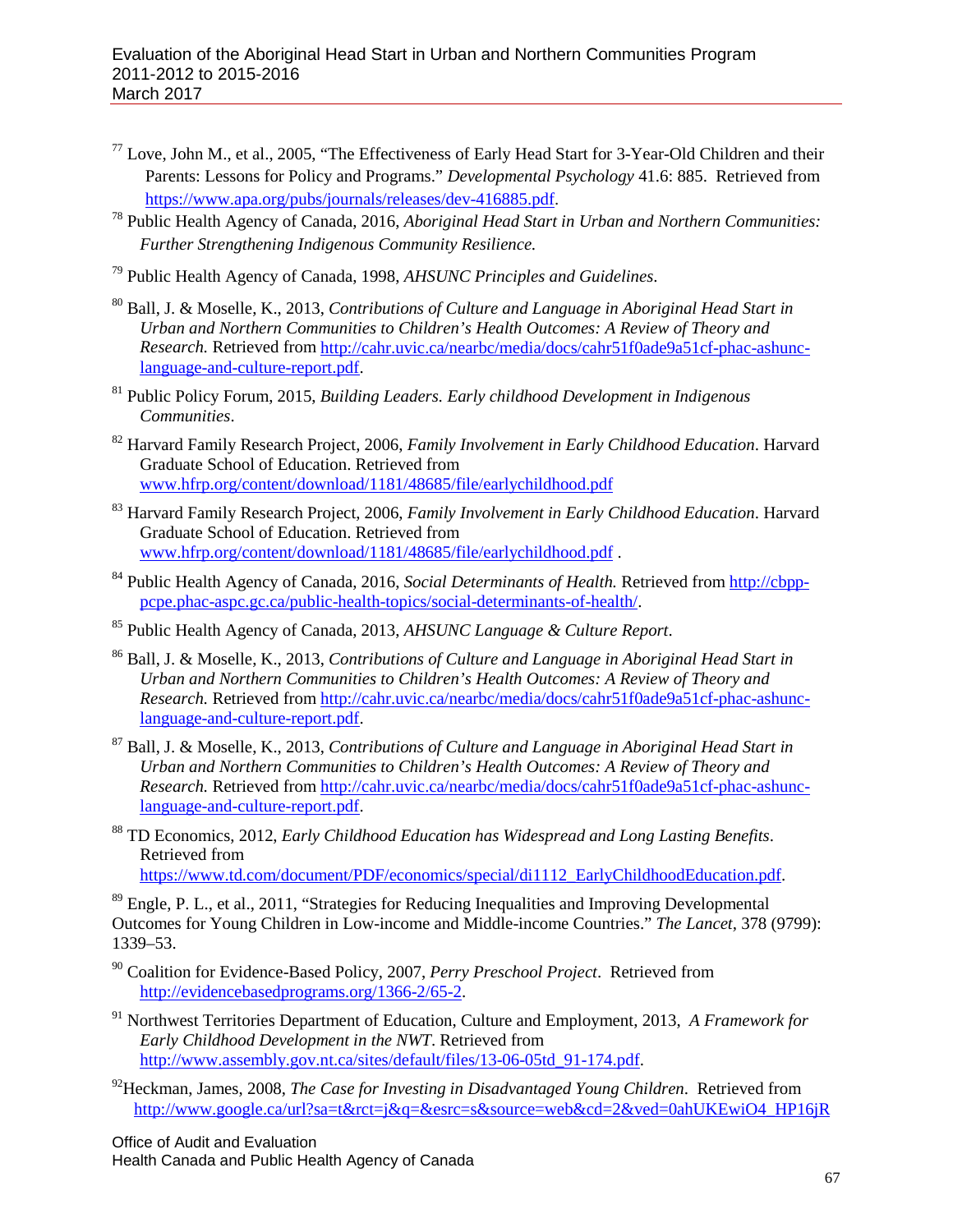[77] Love, John M., et al., 2005, "The Effectiveness of Early Head Start for 3-Year-Old Children and their Parents: Lessons for Policy and Programs." *Developmental Psychology* 41.6: 885. Retrieved from https://www.apa.org/pubs/journals/releases/dev-416885.pdf.

[78] Public Health Agency of Canada, 2016, *Aboriginal Head Start in Urban and Northern Communities: Further Strengthening Indigenous Community Resilience.*

[79] Public Health Agency of Canada, 1998, *AHSUNC Principles and Guidelines*.

[80] Ball, J. & Moselle, K., 2013, *Contributions of Culture and Language in Aboriginal Head Start in Urban and Northern Communities to Children's Health Outcomes: A Review of Theory and Research.* Retrieved from http://cahr.uvic.ca/nearbc/media/docs/cahr51f0ade9a51cf-phac-ashunc-language-and-culture-report.pdf.

[81] Public Policy Forum, 2015, *Building Leaders. Early childhood Development in Indigenous Communities*.

[82] Harvard Family Research Project, 2006, *Family Involvement in Early Childhood Education*. Harvard Graduate School of Education. Retrieved from www.hfrp.org/content/download/1181/48685/file/earlychildhood.pdf

[83] Harvard Family Research Project, 2006, *Family Involvement in Early Childhood Education*. Harvard Graduate School of Education. Retrieved from www.hfrp.org/content/download/1181/48685/file/earlychildhood.pdf .

[84] Public Health Agency of Canada, 2016, *Social Determinants of Health.* Retrieved from http://cbpp-pcpe.phac-aspc.gc.ca/public-health-topics/social-determinants-of-health/.

[85] Public Health Agency of Canada, 2013, *AHSUNC Language & Culture Report*.

[86] Ball, J. & Moselle, K., 2013, *Contributions of Culture and Language in Aboriginal Head Start in Urban and Northern Communities to Children's Health Outcomes: A Review of Theory and Research.* Retrieved from http://cahr.uvic.ca/nearbc/media/docs/cahr51f0ade9a51cf-phac-ashunc-language-and-culture-report.pdf.

[87] Ball, J. & Moselle, K., 2013, *Contributions of Culture and Language in Aboriginal Head Start in Urban and Northern Communities to Children's Health Outcomes: A Review of Theory and Research.* Retrieved from http://cahr.uvic.ca/nearbc/media/docs/cahr51f0ade9a51cf-phac-ashunc-language-and-culture-report.pdf.

[88] TD Economics, 2012, *Early Childhood Education has Widespread and Long Lasting Benefits*. Retrieved from https://www.td.com/document/PDF/economics/special/di1112_EarlyChildhoodEducation.pdf.

[89] Engle, P. L., et al., 2011, "Strategies for Reducing Inequalities and Improving Developmental Outcomes for Young Children in Low-income and Middle-income Countries." *The Lancet*, 378 (9799): 1339–53.

[90] Coalition for Evidence-Based Policy, 2007, *Perry Preschool Project*. Retrieved from http://evidencebasedprograms.org/1366-2/65-2.

[91] Northwest Territories Department of Education, Culture and Employment, 2013, *A Framework for Early Childhood Development in the NWT*. Retrieved from http://www.assembly.gov.nt.ca/sites/default/files/13-06-05td_91-174.pdf.

[92] Heckman, James, 2008, *The Case for Investing in Disadvantaged Young Children*. Retrieved from http://www.google.ca/url?sa=t&rct=j&q=&esrc=s&source=web&cd=2&ved=0ahUKEwiO4_HP16jR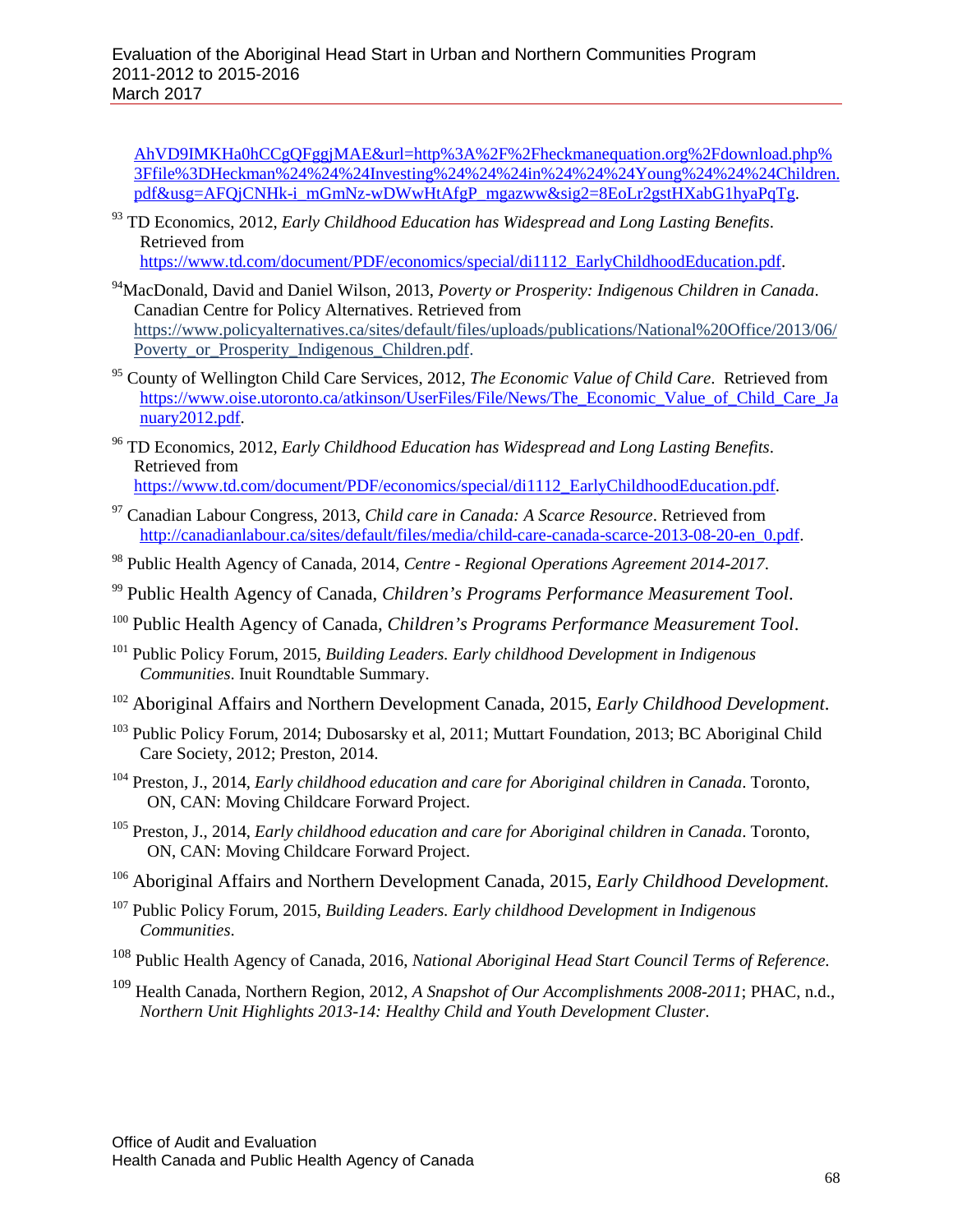AhVD9IMKHa0hCCgQFggjMAE&url=http%3A%2F%2Fheckmanequation.org%2Fdownload.php%3Ffile%3DHeckman%24%24%24Investing%24%24%24in%24%24%24Young%24%24%24Children.pdf&usg=AFQjCNHk-i_mGmNz-wDWwHtAfgP_mgazww&sig2=8EoLr2gstHXabG1hyaPqTg.

[93] TD Economics, 2012, *Early Childhood Education has Widespread and Long Lasting Benefits*. Retrieved from https://www.td.com/document/PDF/economics/special/di1112_EarlyChildhoodEducation.pdf.

[94] MacDonald, David and Daniel Wilson, 2013, *Poverty or Prosperity: Indigenous Children in Canada*. Canadian Centre for Policy Alternatives. Retrieved from https://www.policyalternatives.ca/sites/default/files/uploads/publications/National%20Office/2013/06/Poverty_or_Prosperity_Indigenous_Children.pdf.

[95] County of Wellington Child Care Services, 2012, *The Economic Value of Child Care*. Retrieved from https://www.oise.utoronto.ca/atkinson/UserFiles/File/News/The_Economic_Value_of_Child_Care_January2012.pdf.

[96] TD Economics, 2012, *Early Childhood Education has Widespread and Long Lasting Benefits*. Retrieved from https://www.td.com/document/PDF/economics/special/di1112_EarlyChildhoodEducation.pdf.

[97] Canadian Labour Congress, 2013, *Child care in Canada: A Scarce Resource*. Retrieved from http://canadianlabour.ca/sites/default/files/media/child-care-canada-scarce-2013-08-20-en_0.pdf.

[98] Public Health Agency of Canada, 2014, *Centre - Regional Operations Agreement 2014-2017*.

[99] Public Health Agency of Canada, *Children's Programs Performance Measurement Tool*.

[100] Public Health Agency of Canada, *Children's Programs Performance Measurement Tool*.

[101] Public Policy Forum, 2015, *Building Leaders. Early childhood Development in Indigenous Communities*. Inuit Roundtable Summary.

[102] Aboriginal Affairs and Northern Development Canada, 2015, *Early Childhood Development*.

[103] Public Policy Forum, 2014; Dubosarsky et al, 2011; Muttart Foundation, 2013; BC Aboriginal Child Care Society, 2012; Preston, 2014.

[104] Preston, J., 2014, *Early childhood education and care for Aboriginal children in Canada*. Toronto, ON, CAN: Moving Childcare Forward Project.

[105] Preston, J., 2014, *Early childhood education and care for Aboriginal children in Canada*. Toronto, ON, CAN: Moving Childcare Forward Project.

[106] Aboriginal Affairs and Northern Development Canada, 2015, *Early Childhood Development.*

[107] Public Policy Forum, 2015, *Building Leaders. Early childhood Development in Indigenous Communities*.

[108] Public Health Agency of Canada, 2016, *National Aboriginal Head Start Council Terms of Reference.*

[109] Health Canada, Northern Region, 2012, *A Snapshot of Our Accomplishments 2008-2011*; PHAC, n.d., *Northern Unit Highlights 2013-14: Healthy Child and Youth Development Cluster.*